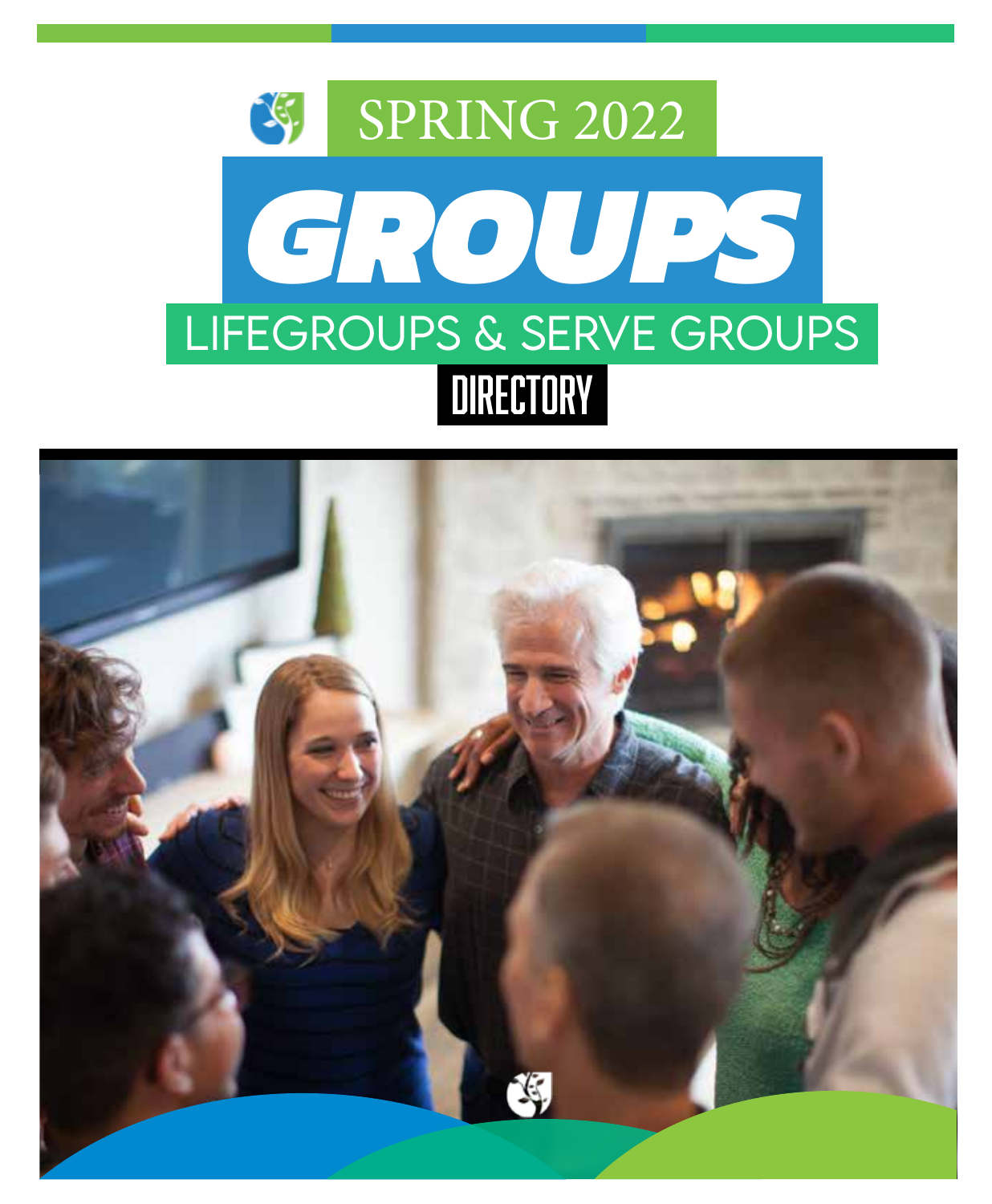SPRING 2022

# GROUPS

## LIFEGROUPS & SERVE GROUPS

### DIRECTORY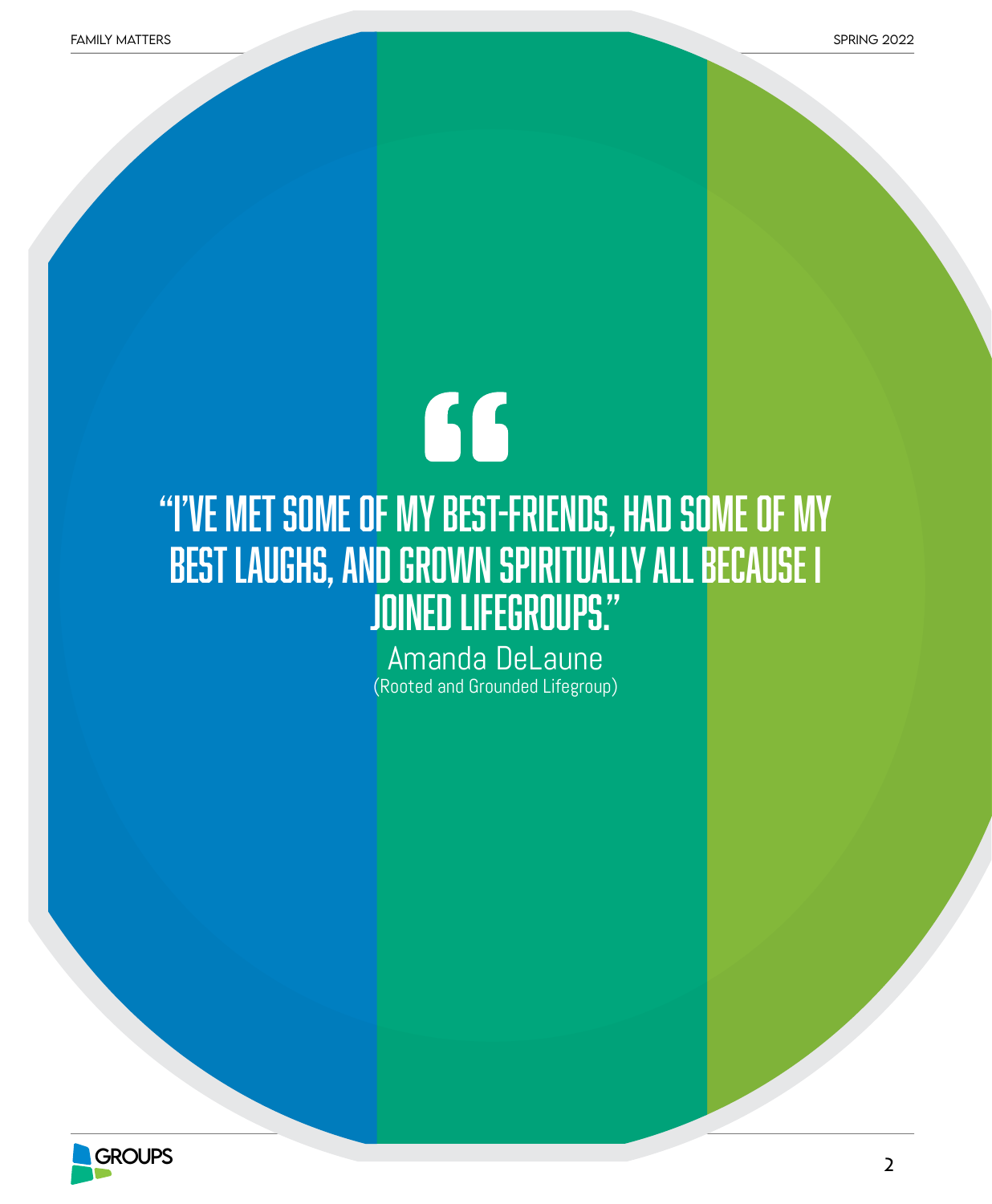"I'VE MET SOME OF MY BEST-FRIENDS, HAD SOME OF MY BEST LAUGHS, AND GROWN SPIRITUALLY ALL BECAUSE I JOINED LIFEGROUPS."

Amanda DeLaune
(Rooted and Grounded Lifegroup)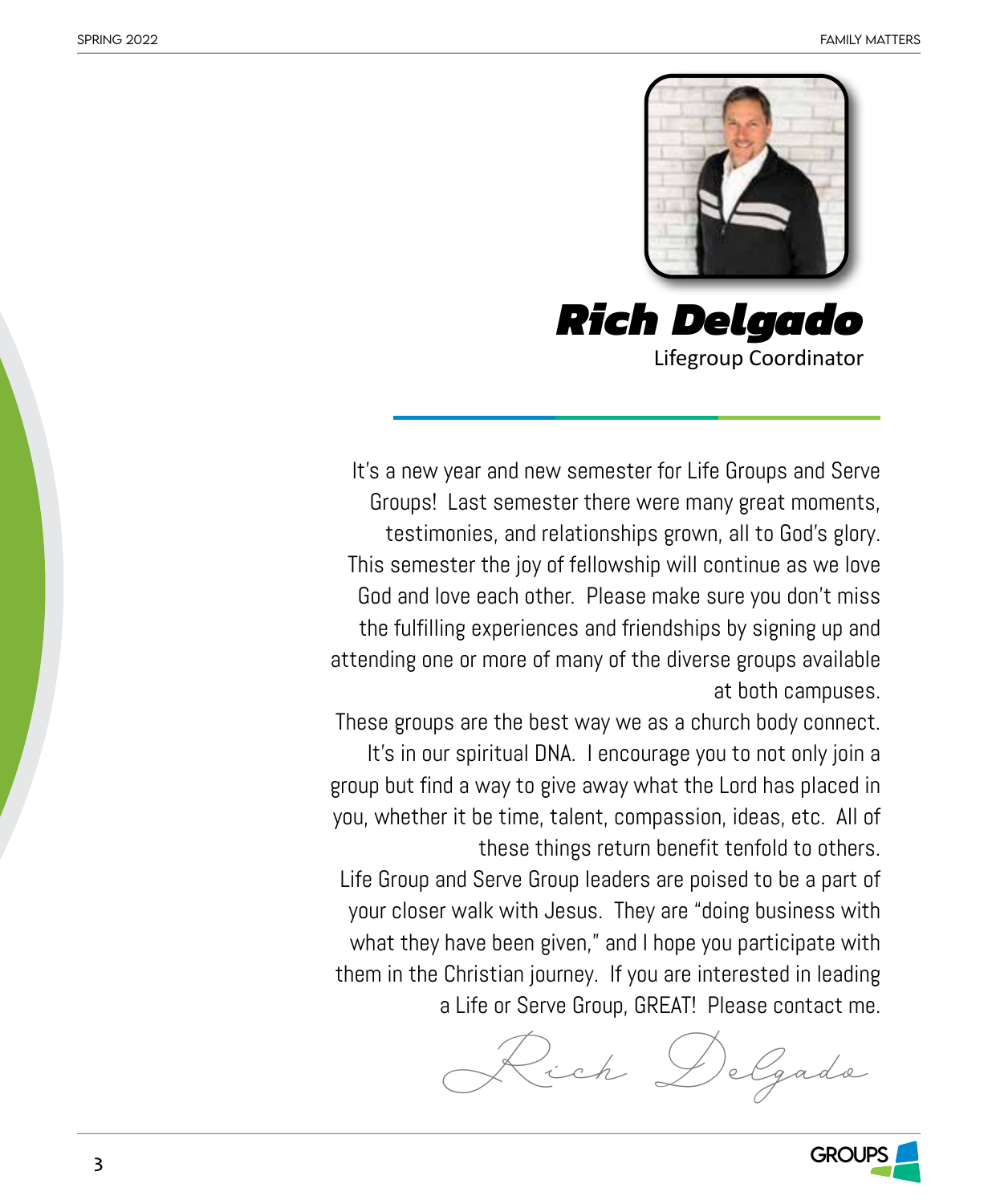## Rich Delgado

Lifegroup Coordinator

It's a new year and new semester for Life Groups and Serve Groups! Last semester there were many great moments, testimonies, and relationships grown, all to God's glory. This semester the joy of fellowship will continue as we love God and love each other. Please make sure you don't miss the fulfilling experiences and friendships by signing up and attending one or more of many of the diverse groups available at both campuses.

These groups are the best way we as a church body connect. It's in our spiritual DNA. I encourage you to not only join a group but find a way to give away what the Lord has placed in you, whether it be time, talent, compassion, ideas, etc. All of these things return benefit tenfold to others.

Life Group and Serve Group leaders are poised to be a part of your closer walk with Jesus. They are "doing business with what they have been given," and I hope you participate with them in the Christian journey. If you are interested in leading a Life or Serve Group, GREAT! Please contact me.

*Rich Delgado*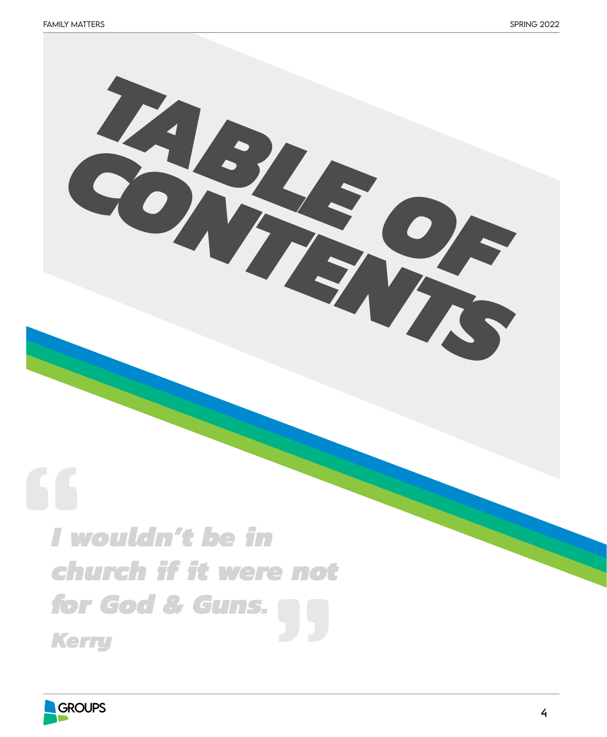# TABLE OF CONTENTS

> *I wouldn't be in church if it were not for God & Guns.*
>
> *Kerry*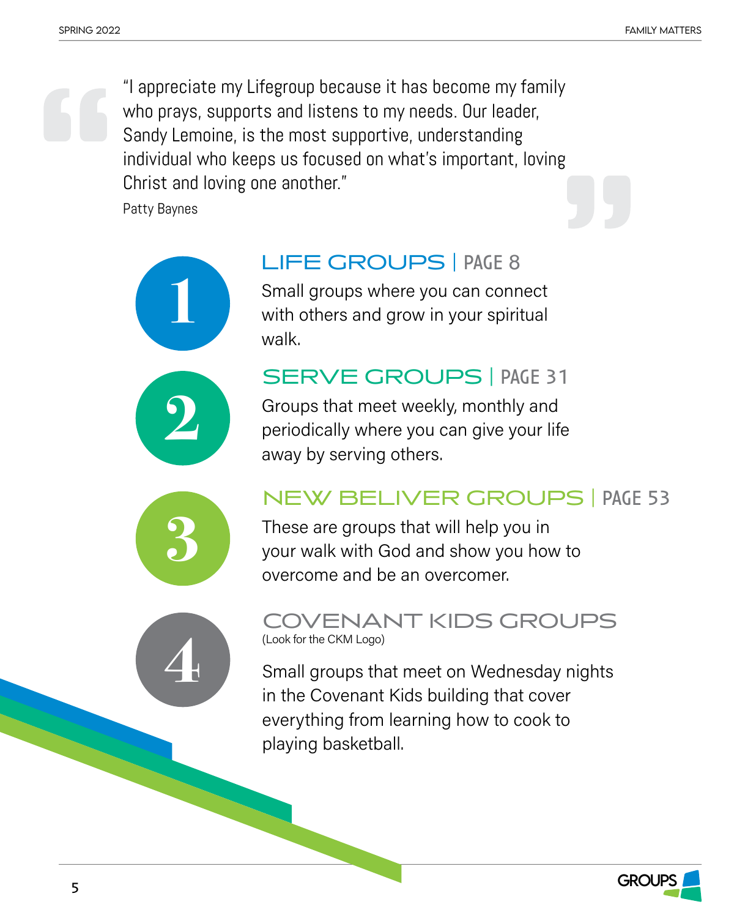> "I appreciate my Lifegroup because it has become my family who prays, supports and listens to my needs. Our leader, Sandy Lemoine, is the most supportive, understanding individual who keeps us focused on what's important, loving Christ and loving one another."
>
> Patty Baynes

## 1 LIFE GROUPS | PAGE 8

Small groups where you can connect with others and grow in your spiritual walk.

## 2 SERVE GROUPS | PAGE 31

Groups that meet weekly, monthly and periodically where you can give your life away by serving others.

## 3 NEW BELIVER GROUPS | PAGE 53

These are groups that will help you in your walk with God and show you how to overcome and be an overcomer.

## 4 COVENANT KIDS GROUPS

(Look for the CKM Logo)

Small groups that meet on Wednesday nights in the Covenant Kids building that cover everything from learning how to cook to playing basketball.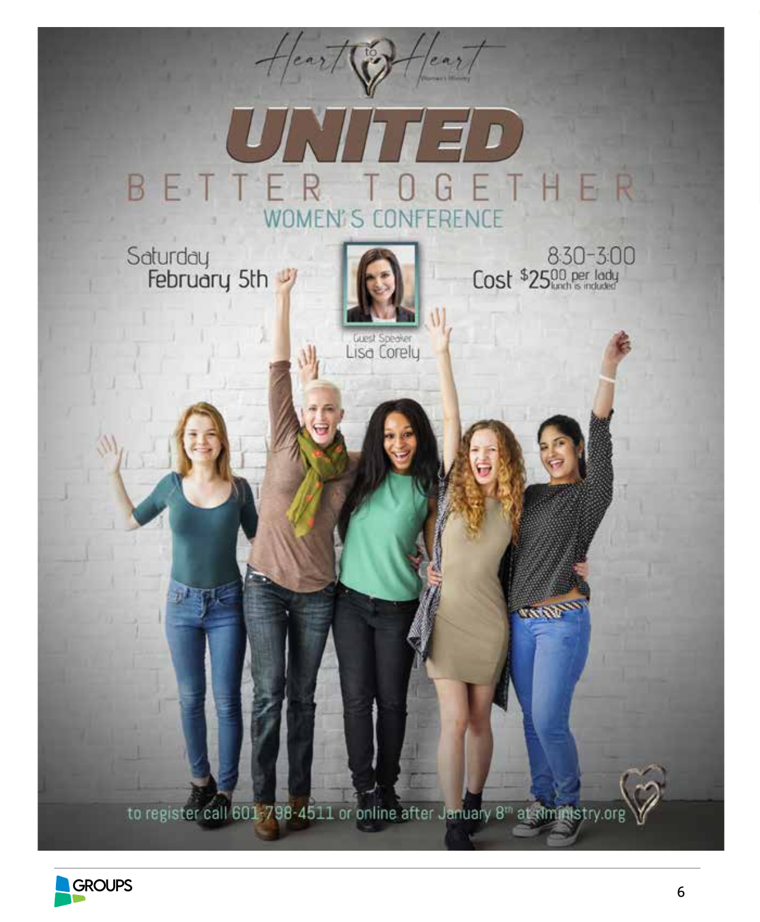Heart to Heart

Women's Ministry

# UNITED

## BETTER TOGETHER

### WOMEN'S CONFERENCE

Saturday
February 5th

8:30-3:00
Cost $25.00 per lady
lunch is included

Guest Speaker
Lisa Corely

to register call 601-798-4511 or online after January 8th at rlministry.org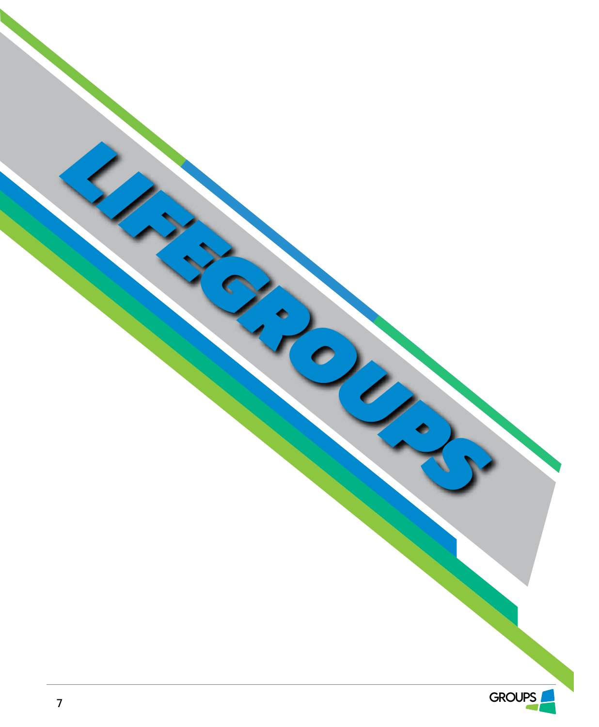# LIFEGROUPS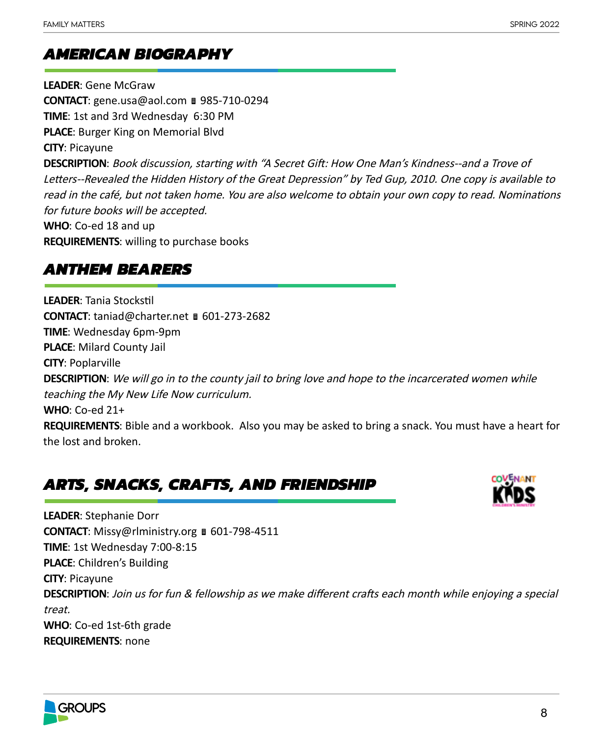## AMERICAN BIOGRAPHY

**LEADER**: Gene McGraw
**CONTACT**: gene.usa@aol.com 985-710-0294
**TIME**: 1st and 3rd Wednesday 6:30 PM
**PLACE**: Burger King on Memorial Blvd
**CITY**: Picayune
**DESCRIPTION**: *Book discussion, starting with "A Secret Gift: How One Man's Kindness--and a Trove of Letters--Revealed the Hidden History of the Great Depression" by Ted Gup, 2010. One copy is available to read in the café, but not taken home. You are also welcome to obtain your own copy to read. Nominations for future books will be accepted.*
**WHO**: Co-ed 18 and up
**REQUIREMENTS**: willing to purchase books

## ANTHEM BEARERS

**LEADER**: Tania Stockstil
**CONTACT**: taniad@charter.net 601-273-2682
**TIME**: Wednesday 6pm-9pm
**PLACE**: Milard County Jail
**CITY**: Poplarville
**DESCRIPTION**: *We will go in to the county jail to bring love and hope to the incarcerated women while teaching the My New Life Now curriculum.*
**WHO**: Co-ed 21+
**REQUIREMENTS**: Bible and a workbook. Also you may be asked to bring a snack. You must have a heart for the lost and broken.

## ARTS, SNACKS, CRAFTS, AND FRIENDSHIP

**LEADER**: Stephanie Dorr
**CONTACT**: Missy@rlministry.org 601-798-4511
**TIME**: 1st Wednesday 7:00-8:15
**PLACE**: Children's Building
**CITY**: Picayune
**DESCRIPTION**: *Join us for fun & fellowship as we make different crafts each month while enjoying a special treat.*
**WHO**: Co-ed 1st-6th grade
**REQUIREMENTS**: none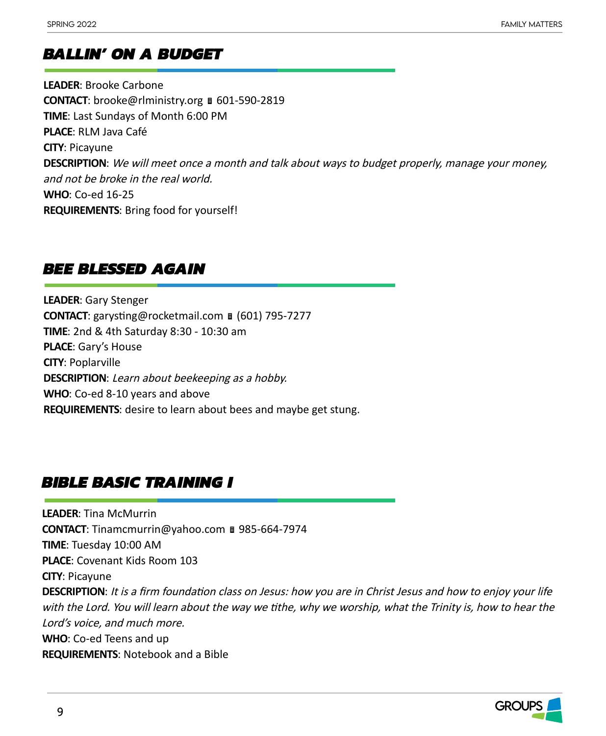## BALLIN' ON A BUDGET

**LEADER**: Brooke Carbone
**CONTACT**: brooke@rlministry.org ▮ 601-590-2819
**TIME**: Last Sundays of Month 6:00 PM
**PLACE**: RLM Java Café
**CITY**: Picayune
**DESCRIPTION**: *We will meet once a month and talk about ways to budget properly, manage your money, and not be broke in the real world.*
**WHO**: Co-ed 16-25
**REQUIREMENTS**: Bring food for yourself!

## BEE BLESSED AGAIN

**LEADER**: Gary Stenger
**CONTACT**: garysting@rocketmail.com ▮ (601) 795-7277
**TIME**: 2nd & 4th Saturday 8:30 - 10:30 am
**PLACE**: Gary's House
**CITY**: Poplarville
**DESCRIPTION**: *Learn about beekeeping as a hobby.*
**WHO**: Co-ed 8-10 years and above
**REQUIREMENTS**: desire to learn about bees and maybe get stung.

## BIBLE BASIC TRAINING I

**LEADER**: Tina McMurrin
**CONTACT**: Tinamcmurrin@yahoo.com ▮ 985-664-7974
**TIME**: Tuesday 10:00 AM
**PLACE**: Covenant Kids Room 103
**CITY**: Picayune
**DESCRIPTION**: *It is a firm foundation class on Jesus: how you are in Christ Jesus and how to enjoy your life with the Lord. You will learn about the way we tithe, why we worship, what the Trinity is, how to hear the Lord's voice, and much more.*
**WHO**: Co-ed Teens and up
**REQUIREMENTS**: Notebook and a Bible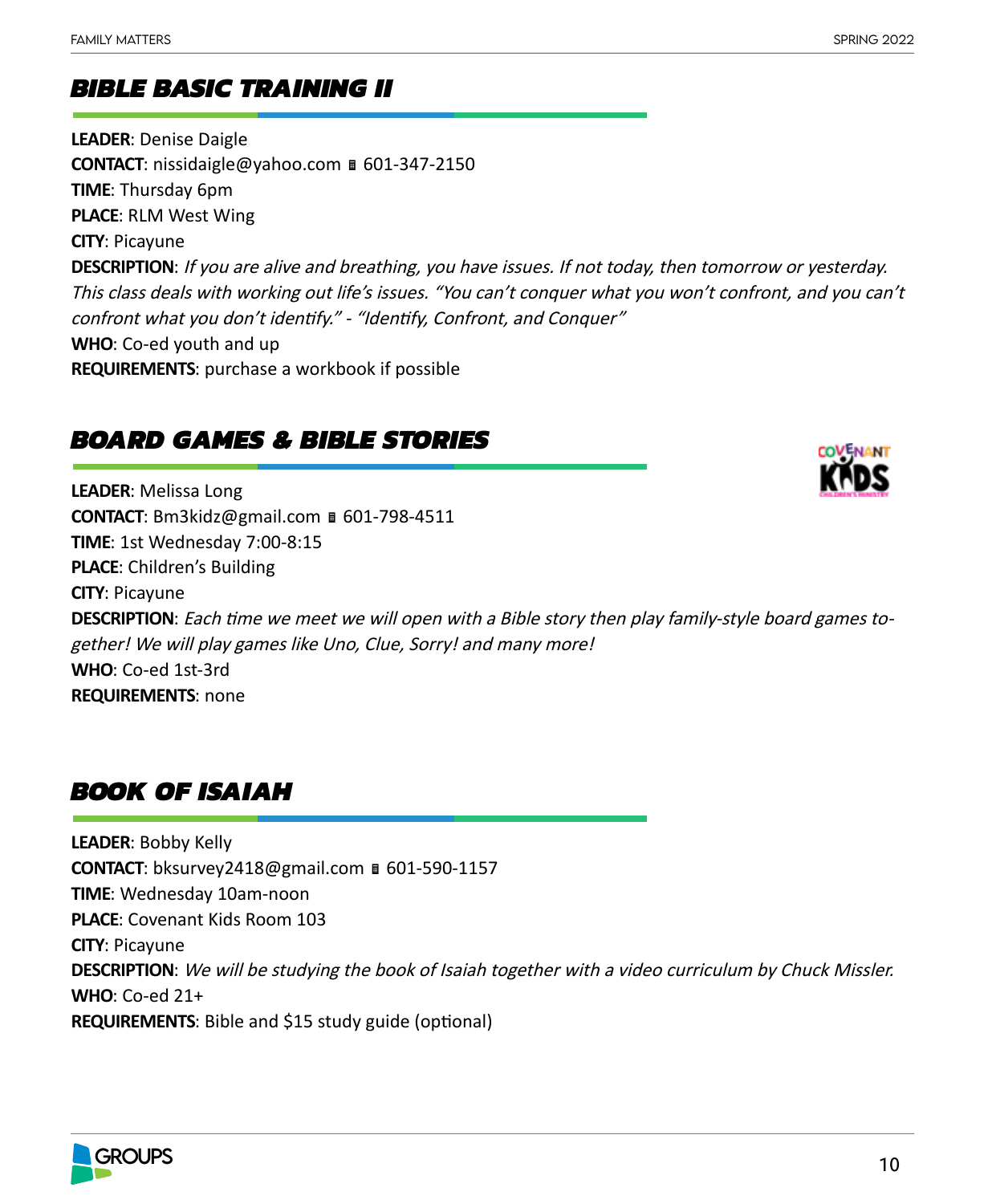## BIBLE BASIC TRAINING II

**LEADER**: Denise Daigle
**CONTACT**: nissidaigle@yahoo.com 601-347-2150
**TIME**: Thursday 6pm
**PLACE**: RLM West Wing
**CITY**: Picayune
**DESCRIPTION**: *If you are alive and breathing, you have issues. If not today, then tomorrow or yesterday. This class deals with working out life's issues. "You can't conquer what you won't confront, and you can't confront what you don't identify." - "Identify, Confront, and Conquer"*
**WHO**: Co-ed youth and up
**REQUIREMENTS**: purchase a workbook if possible

## BOARD GAMES & BIBLE STORIES

**LEADER**: Melissa Long
**CONTACT**: Bm3kidz@gmail.com 601-798-4511
**TIME**: 1st Wednesday 7:00-8:15
**PLACE**: Children's Building
**CITY**: Picayune
**DESCRIPTION**: *Each time we meet we will open with a Bible story then play family-style board games together! We will play games like Uno, Clue, Sorry! and many more!*
**WHO**: Co-ed 1st-3rd
**REQUIREMENTS**: none

## BOOK OF ISAIAH

**LEADER**: Bobby Kelly
**CONTACT**: bksurvey2418@gmail.com 601-590-1157
**TIME**: Wednesday 10am-noon
**PLACE**: Covenant Kids Room 103
**CITY**: Picayune
**DESCRIPTION**: *We will be studying the book of Isaiah together with a video curriculum by Chuck Missler.*
**WHO**: Co-ed 21+
**REQUIREMENTS**: Bible and $15 study guide (optional)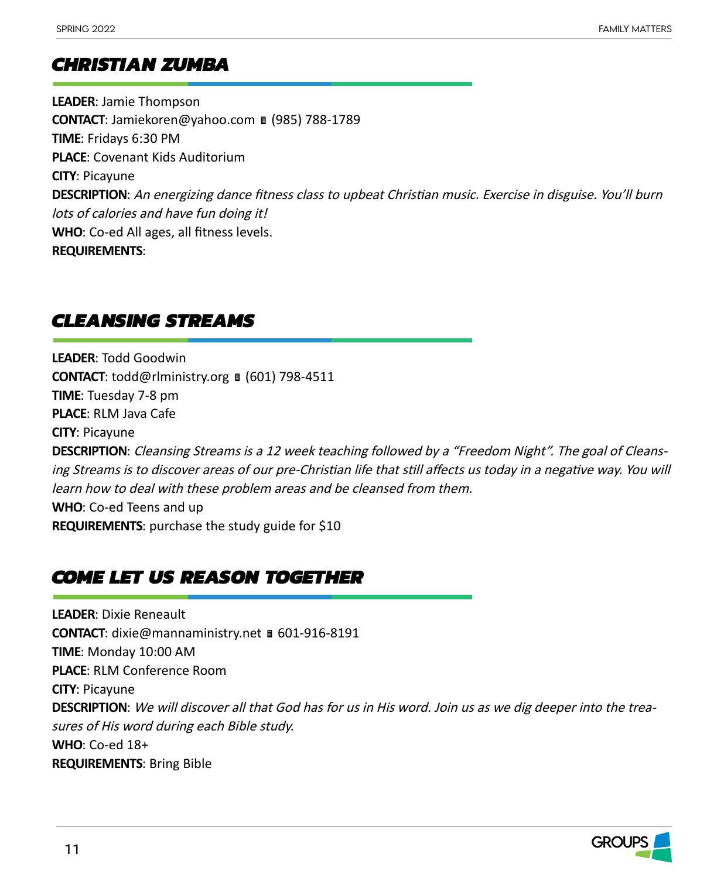## CHRISTIAN ZUMBA

**LEADER**: Jamie Thompson
**CONTACT**: Jamiekoren@yahoo.com ▪ (985) 788-1789
**TIME**: Fridays 6:30 PM
**PLACE**: Covenant Kids Auditorium
**CITY**: Picayune
**DESCRIPTION**: *An energizing dance fitness class to upbeat Christian music. Exercise in disguise. You'll burn lots of calories and have fun doing it!*
**WHO**: Co-ed All ages, all fitness levels.
**REQUIREMENTS**:

## CLEANSING STREAMS

**LEADER**: Todd Goodwin
**CONTACT**: todd@rlministry.org ▪ (601) 798-4511
**TIME**: Tuesday 7-8 pm
**PLACE**: RLM Java Cafe
**CITY**: Picayune
**DESCRIPTION**: *Cleansing Streams is a 12 week teaching followed by a "Freedom Night". The goal of Cleansing Streams is to discover areas of our pre-Christian life that still affects us today in a negative way. You will learn how to deal with these problem areas and be cleansed from them.*
**WHO**: Co-ed Teens and up
**REQUIREMENTS**: purchase the study guide for $10

## COME LET US REASON TOGETHER

**LEADER**: Dixie Reneault
**CONTACT**: dixie@mannaministry.net ▪ 601-916-8191
**TIME**: Monday 10:00 AM
**PLACE**: RLM Conference Room
**CITY**: Picayune
**DESCRIPTION**: *We will discover all that God has for us in His word. Join us as we dig deeper into the treasures of His word during each Bible study.*
**WHO**: Co-ed 18+
**REQUIREMENTS**: Bring Bible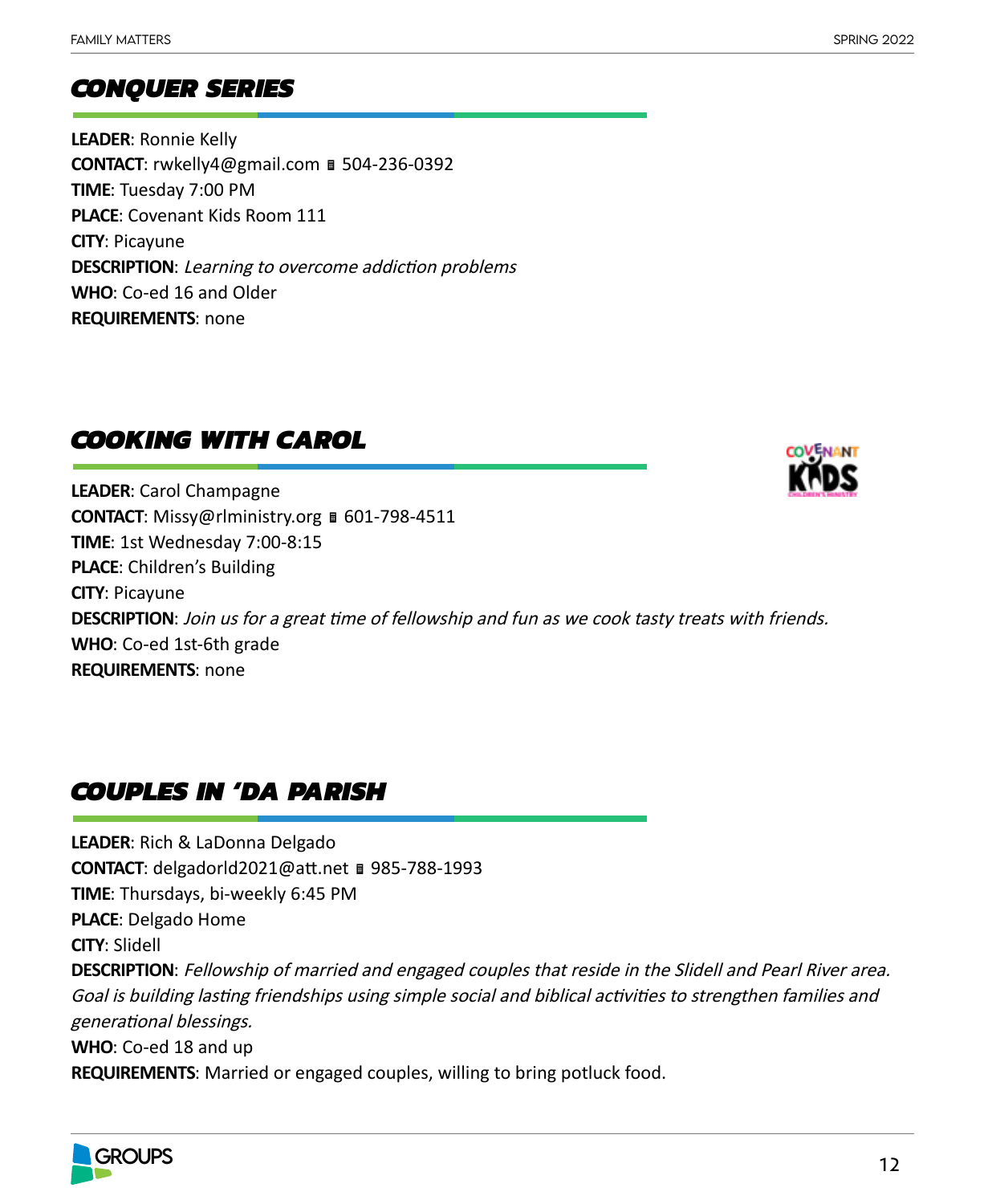## CONQUER SERIES

**LEADER**: Ronnie Kelly
**CONTACT**: rwkelly4@gmail.com ▯ 504-236-0392
**TIME**: Tuesday 7:00 PM
**PLACE**: Covenant Kids Room 111
**CITY**: Picayune
**DESCRIPTION**: *Learning to overcome addiction problems*
**WHO**: Co-ed 16 and Older
**REQUIREMENTS**: none

## COOKING WITH CAROL

**LEADER**: Carol Champagne
**CONTACT**: Missy@rlministry.org ▯ 601-798-4511
**TIME**: 1st Wednesday 7:00-8:15
**PLACE**: Children's Building
**CITY**: Picayune
**DESCRIPTION**: *Join us for a great time of fellowship and fun as we cook tasty treats with friends.*
**WHO**: Co-ed 1st-6th grade
**REQUIREMENTS**: none

## COUPLES IN 'DA PARISH

**LEADER**: Rich & LaDonna Delgado
**CONTACT**: delgadorld2021@att.net ▯ 985-788-1993
**TIME**: Thursdays, bi-weekly 6:45 PM
**PLACE**: Delgado Home
**CITY**: Slidell
**DESCRIPTION**: *Fellowship of married and engaged couples that reside in the Slidell and Pearl River area. Goal is building lasting friendships using simple social and biblical activities to strengthen families and generational blessings.*
**WHO**: Co-ed 18 and up
**REQUIREMENTS**: Married or engaged couples, willing to bring potluck food.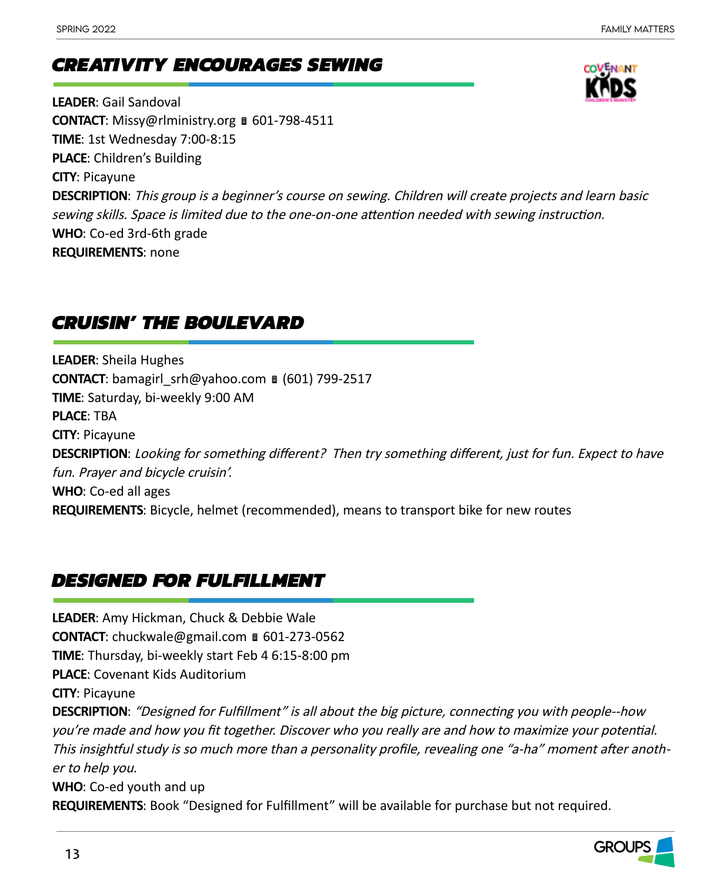## CREATIVITY ENCOURAGES SEWING

**LEADER**: Gail Sandoval
**CONTACT**: Missy@rlministry.org ▯ 601-798-4511
**TIME**: 1st Wednesday 7:00-8:15
**PLACE**: Children's Building
**CITY**: Picayune
**DESCRIPTION**: *This group is a beginner's course on sewing. Children will create projects and learn basic sewing skills. Space is limited due to the one-on-one attention needed with sewing instruction.*
**WHO**: Co-ed 3rd-6th grade
**REQUIREMENTS**: none

## CRUISIN' THE BOULEVARD

**LEADER**: Sheila Hughes
**CONTACT**: bamagirl_srh@yahoo.com ▯ (601) 799-2517
**TIME**: Saturday, bi-weekly 9:00 AM
**PLACE**: TBA
**CITY**: Picayune
**DESCRIPTION**: *Looking for something different? Then try something different, just for fun. Expect to have fun. Prayer and bicycle cruisin'.*
**WHO**: Co-ed all ages
**REQUIREMENTS**: Bicycle, helmet (recommended), means to transport bike for new routes

## DESIGNED FOR FULFILLMENT

**LEADER**: Amy Hickman, Chuck & Debbie Wale
**CONTACT**: chuckwale@gmail.com ▯ 601-273-0562
**TIME**: Thursday, bi-weekly start Feb 4 6:15-8:00 pm
**PLACE**: Covenant Kids Auditorium
**CITY**: Picayune
**DESCRIPTION**: *"Designed for Fulfillment" is all about the big picture, connecting you with people--how you're made and how you fit together. Discover who you really are and how to maximize your potential. This insightful study is so much more than a personality profile, revealing one "a-ha" moment after another to help you.*
**WHO**: Co-ed youth and up
**REQUIREMENTS**: Book "Designed for Fulfillment" will be available for purchase but not required.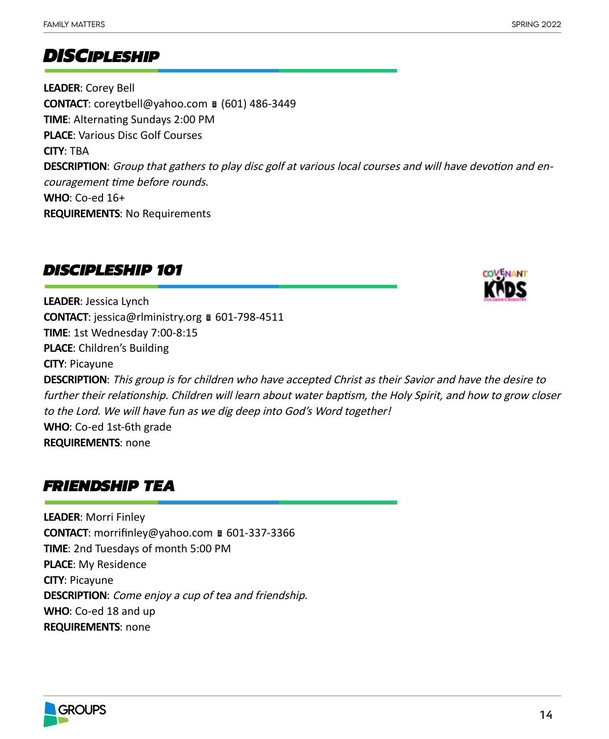## DISCIPLESHIP

**LEADER**: Corey Bell
**CONTACT**: coreytbell@yahoo.com ▮ (601) 486-3449
**TIME**: Alternating Sundays 2:00 PM
**PLACE**: Various Disc Golf Courses
**CITY**: TBA
**DESCRIPTION**: *Group that gathers to play disc golf at various local courses and will have devotion and encouragement time before rounds.*
**WHO**: Co-ed 16+
**REQUIREMENTS**: No Requirements

## DISCIPLESHIP 101

**LEADER**: Jessica Lynch
**CONTACT**: jessica@rlministry.org ▮ 601-798-4511
**TIME**: 1st Wednesday 7:00-8:15
**PLACE**: Children's Building
**CITY**: Picayune
**DESCRIPTION**: *This group is for children who have accepted Christ as their Savior and have the desire to further their relationship. Children will learn about water baptism, the Holy Spirit, and how to grow closer to the Lord. We will have fun as we dig deep into God's Word together!*
**WHO**: Co-ed 1st-6th grade
**REQUIREMENTS**: none

## FRIENDSHIP TEA

**LEADER**: Morri Finley
**CONTACT**: morrifinley@yahoo.com ▮ 601-337-3366
**TIME**: 2nd Tuesdays of month 5:00 PM
**PLACE**: My Residence
**CITY**: Picayune
**DESCRIPTION**: *Come enjoy a cup of tea and friendship.*
**WHO**: Co-ed 18 and up
**REQUIREMENTS**: none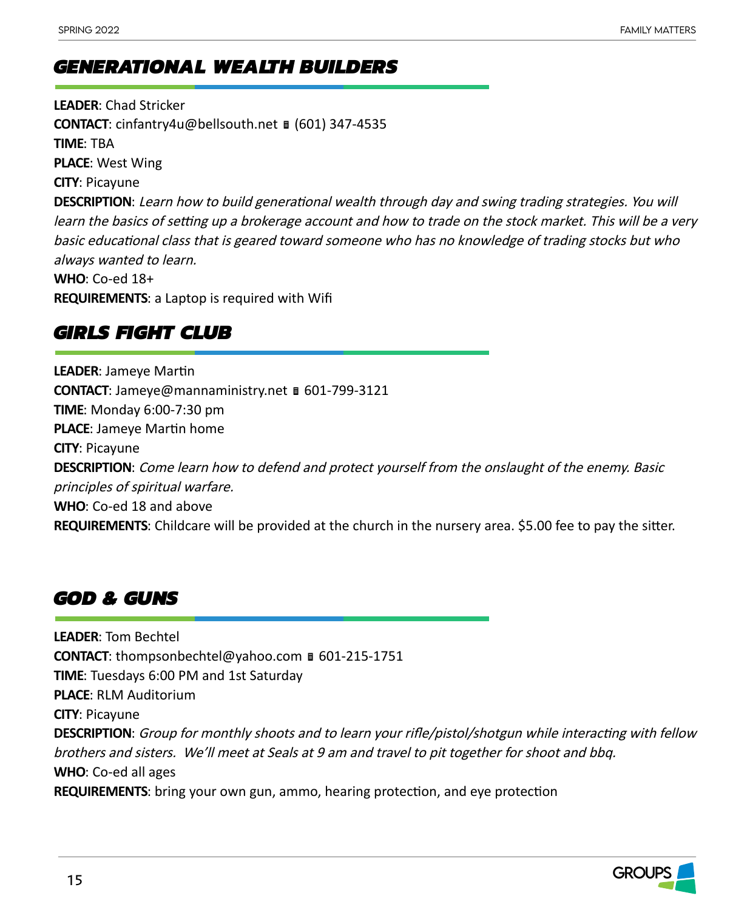## GENERATIONAL WEALTH BUILDERS

**LEADER**: Chad Stricker
**CONTACT**: cinfantry4u@bellsouth.net ▪ (601) 347-4535
**TIME**: TBA
**PLACE**: West Wing
**CITY**: Picayune
**DESCRIPTION**: *Learn how to build generational wealth through day and swing trading strategies. You will learn the basics of setting up a brokerage account and how to trade on the stock market. This will be a very basic educational class that is geared toward someone who has no knowledge of trading stocks but who always wanted to learn.*
**WHO**: Co-ed 18+
**REQUIREMENTS**: a Laptop is required with Wifi

## GIRLS FIGHT CLUB

**LEADER**: Jameye Martin
**CONTACT**: Jameye@mannaministry.net ▪ 601-799-3121
**TIME**: Monday 6:00-7:30 pm
**PLACE**: Jameye Martin home
**CITY**: Picayune
**DESCRIPTION**: *Come learn how to defend and protect yourself from the onslaught of the enemy. Basic principles of spiritual warfare.*
**WHO**: Co-ed 18 and above
**REQUIREMENTS**: Childcare will be provided at the church in the nursery area. $5.00 fee to pay the sitter.

## GOD & GUNS

**LEADER**: Tom Bechtel
**CONTACT**: thompsonbechtel@yahoo.com ▪ 601-215-1751
**TIME**: Tuesdays 6:00 PM and 1st Saturday
**PLACE**: RLM Auditorium
**CITY**: Picayune
**DESCRIPTION**: *Group for monthly shoots and to learn your rifle/pistol/shotgun while interacting with fellow brothers and sisters. We'll meet at Seals at 9 am and travel to pit together for shoot and bbq.*
**WHO**: Co-ed all ages
**REQUIREMENTS**: bring your own gun, ammo, hearing protection, and eye protection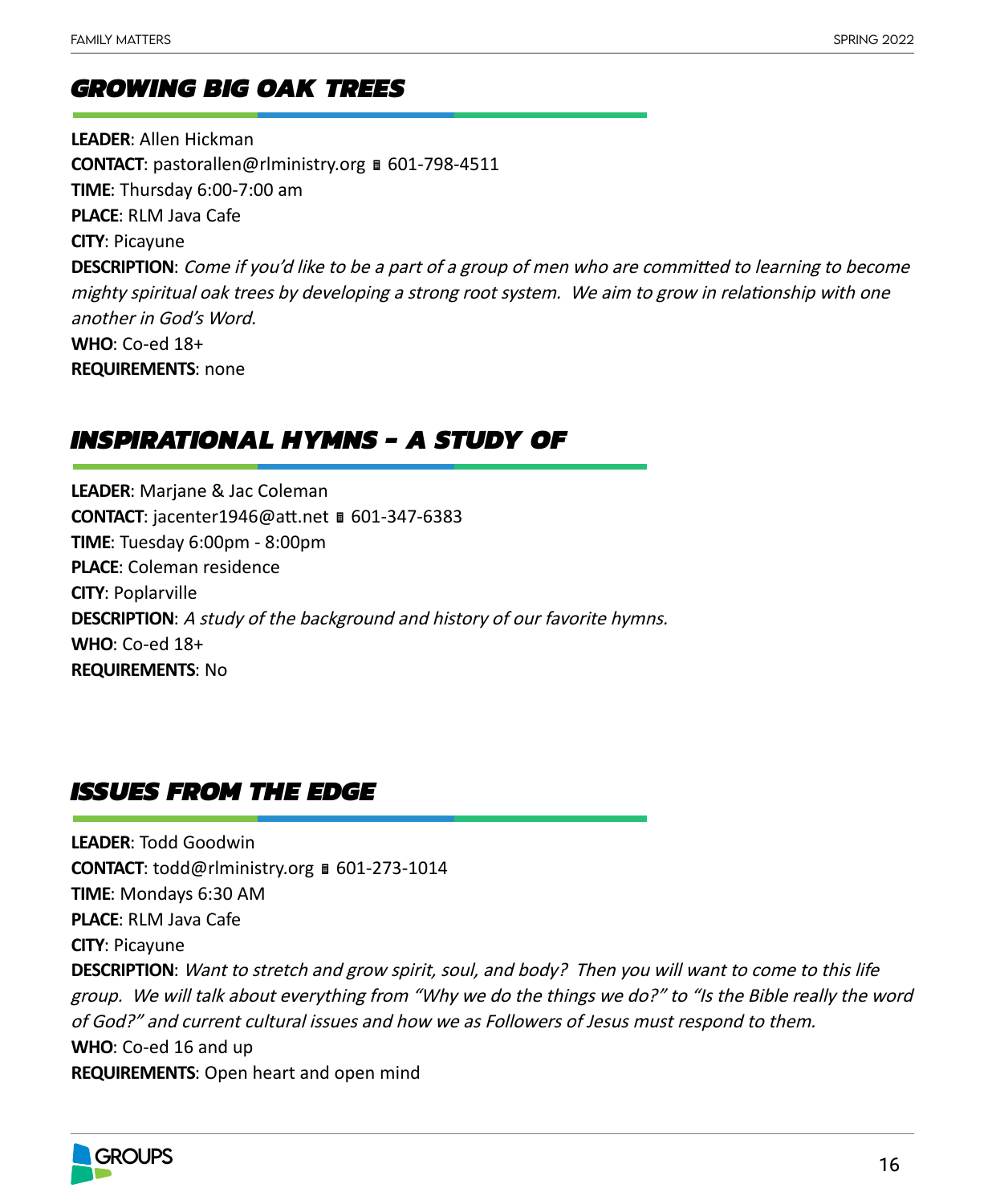## *GROWING BIG OAK TREES*

**LEADER**: Allen Hickman
**CONTACT**: pastorallen@rlministry.org ▮ 601-798-4511
**TIME**: Thursday 6:00-7:00 am
**PLACE**: RLM Java Cafe
**CITY**: Picayune
**DESCRIPTION**: *Come if you'd like to be a part of a group of men who are committed to learning to become mighty spiritual oak trees by developing a strong root system. We aim to grow in relationship with one another in God's Word.*
**WHO**: Co-ed 18+
**REQUIREMENTS**: none

## *INSPIRATIONAL HYMNS - A STUDY OF*

**LEADER**: Marjane & Jac Coleman
**CONTACT**: jacenter1946@att.net ▮ 601-347-6383
**TIME**: Tuesday 6:00pm - 8:00pm
**PLACE**: Coleman residence
**CITY**: Poplarville
**DESCRIPTION**: *A study of the background and history of our favorite hymns.*
**WHO**: Co-ed 18+
**REQUIREMENTS**: No

## *ISSUES FROM THE EDGE*

**LEADER**: Todd Goodwin
**CONTACT**: todd@rlministry.org ▮ 601-273-1014
**TIME**: Mondays 6:30 AM
**PLACE**: RLM Java Cafe
**CITY**: Picayune
**DESCRIPTION**: *Want to stretch and grow spirit, soul, and body? Then you will want to come to this life group. We will talk about everything from "Why we do the things we do?" to "Is the Bible really the word of God?" and current cultural issues and how we as Followers of Jesus must respond to them.*
**WHO**: Co-ed 16 and up
**REQUIREMENTS**: Open heart and open mind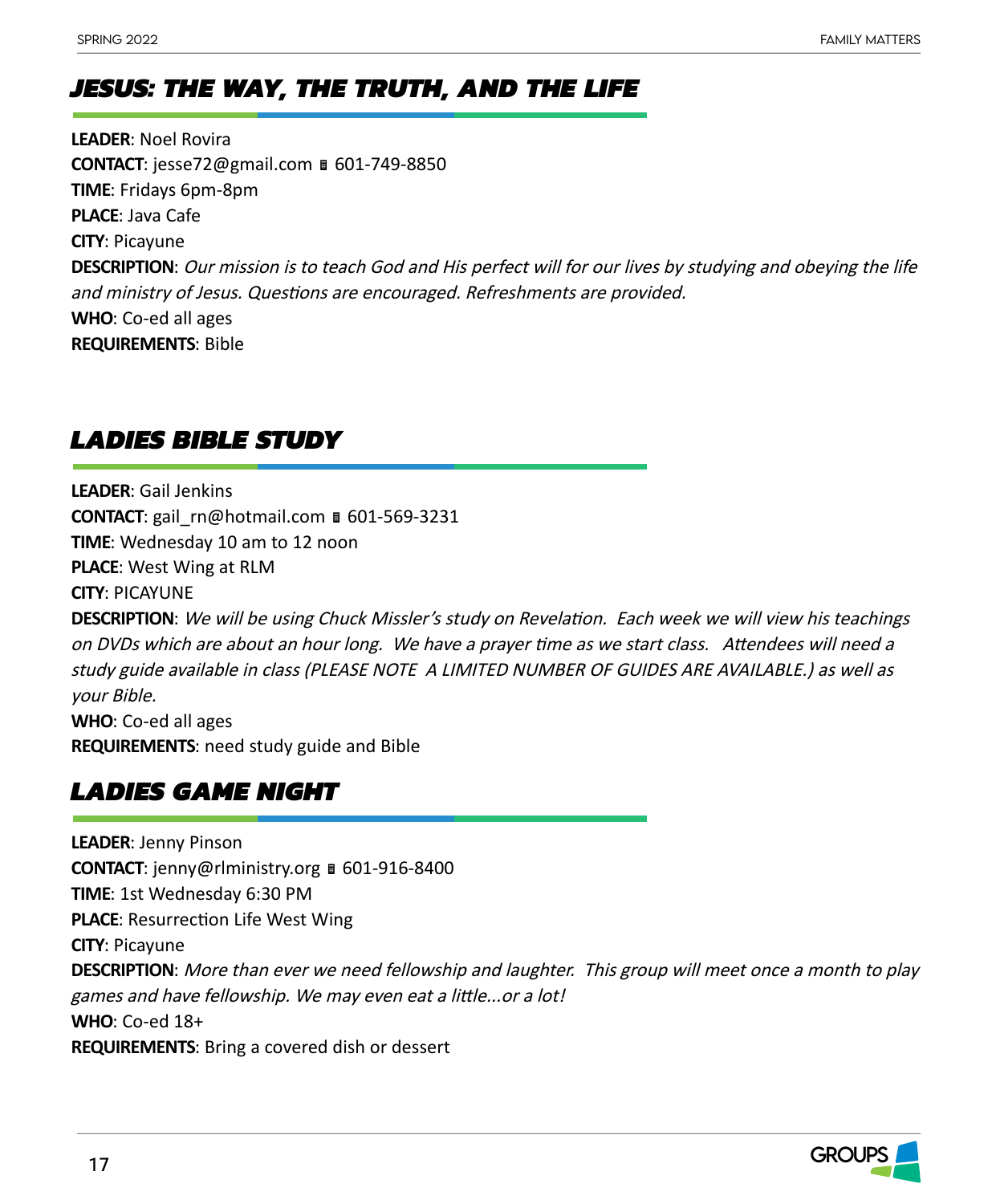## *JESUS: THE WAY, THE TRUTH, AND THE LIFE*

**LEADER**: Noel Rovira
**CONTACT**: jesse72@gmail.com ▪ 601-749-8850
**TIME**: Fridays 6pm-8pm
**PLACE**: Java Cafe
**CITY**: Picayune
**DESCRIPTION**: *Our mission is to teach God and His perfect will for our lives by studying and obeying the life and ministry of Jesus. Questions are encouraged. Refreshments are provided.*
**WHO**: Co-ed all ages
**REQUIREMENTS**: Bible

## *LADIES BIBLE STUDY*

**LEADER**: Gail Jenkins
**CONTACT**: gail_rn@hotmail.com ▪ 601-569-3231
**TIME**: Wednesday 10 am to 12 noon
**PLACE**: West Wing at RLM
**CITY**: PICAYUNE
**DESCRIPTION**: *We will be using Chuck Missler's study on Revelation. Each week we will view his teachings on DVDs which are about an hour long. We have a prayer time as we start class. Attendees will need a study guide available in class (PLEASE NOTE A LIMITED NUMBER OF GUIDES ARE AVAILABLE.) as well as your Bible.*
**WHO**: Co-ed all ages
**REQUIREMENTS**: need study guide and Bible

## *LADIES GAME NIGHT*

**LEADER**: Jenny Pinson
**CONTACT**: jenny@rlministry.org ▪ 601-916-8400
**TIME**: 1st Wednesday 6:30 PM
**PLACE**: Resurrection Life West Wing
**CITY**: Picayune
**DESCRIPTION**: *More than ever we need fellowship and laughter. This group will meet once a month to play games and have fellowship. We may even eat a little...or a lot!*
**WHO**: Co-ed 18+
**REQUIREMENTS**: Bring a covered dish or dessert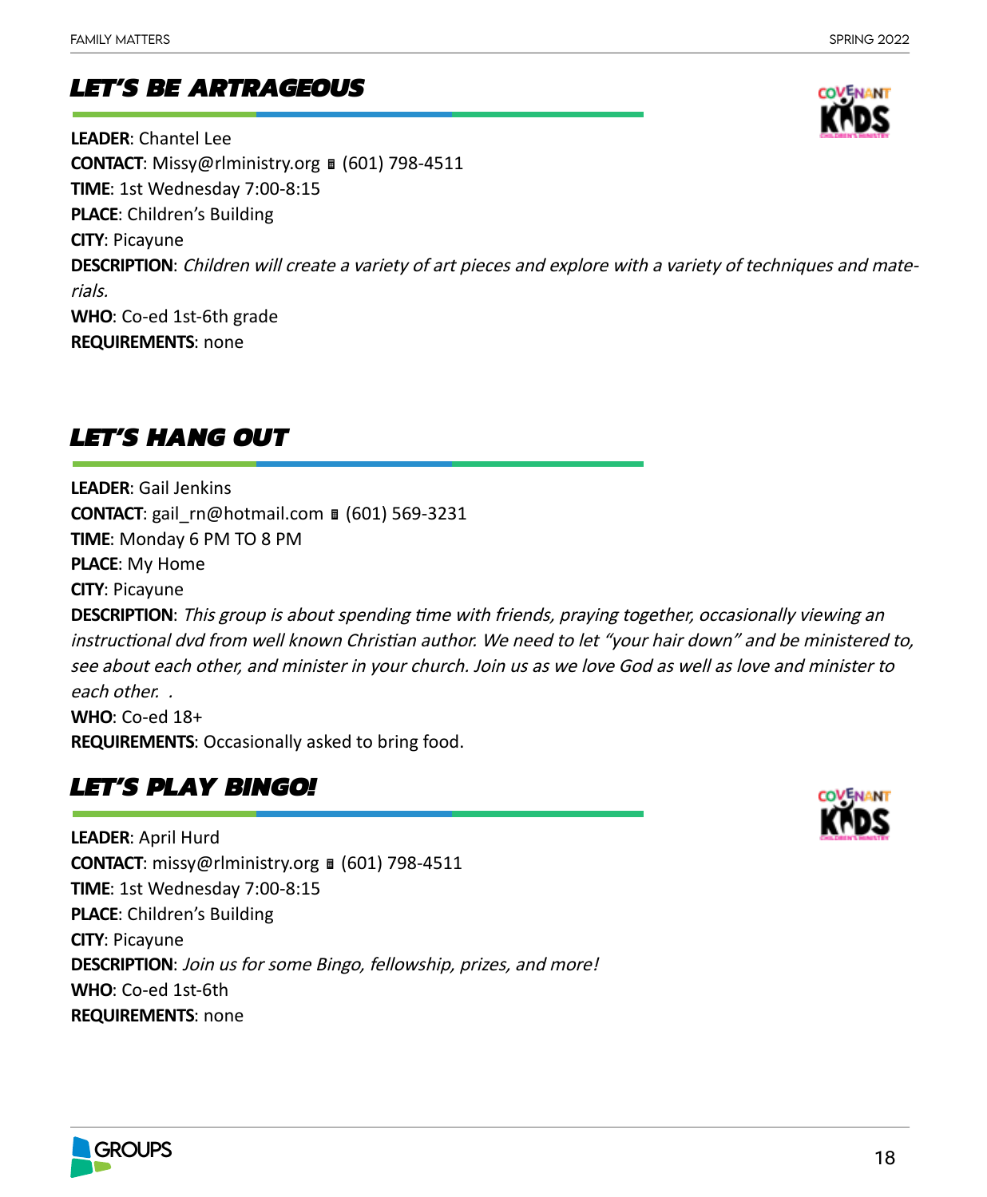## LET'S BE ARTRAGEOUS

**LEADER**: Chantel Lee
**CONTACT**: Missy@rlministry.org ▮ (601) 798-4511
**TIME**: 1st Wednesday 7:00-8:15
**PLACE**: Children's Building
**CITY**: Picayune
**DESCRIPTION**: *Children will create a variety of art pieces and explore with a variety of techniques and materials.*
**WHO**: Co-ed 1st-6th grade
**REQUIREMENTS**: none

## LET'S HANG OUT

**LEADER**: Gail Jenkins
**CONTACT**: gail_rn@hotmail.com ▮ (601) 569-3231
**TIME**: Monday 6 PM TO 8 PM
**PLACE**: My Home
**CITY**: Picayune
**DESCRIPTION**: *This group is about spending time with friends, praying together, occasionally viewing an instructional dvd from well known Christian author. We need to let "your hair down" and be ministered to, see about each other, and minister in your church. Join us as we love God as well as love and minister to each other. .*
**WHO**: Co-ed 18+
**REQUIREMENTS**: Occasionally asked to bring food.

## LET'S PLAY BINGO!

**LEADER**: April Hurd
**CONTACT**: missy@rlministry.org ▮ (601) 798-4511
**TIME**: 1st Wednesday 7:00-8:15
**PLACE**: Children's Building
**CITY**: Picayune
**DESCRIPTION**: *Join us for some Bingo, fellowship, prizes, and more!*
**WHO**: Co-ed 1st-6th
**REQUIREMENTS**: none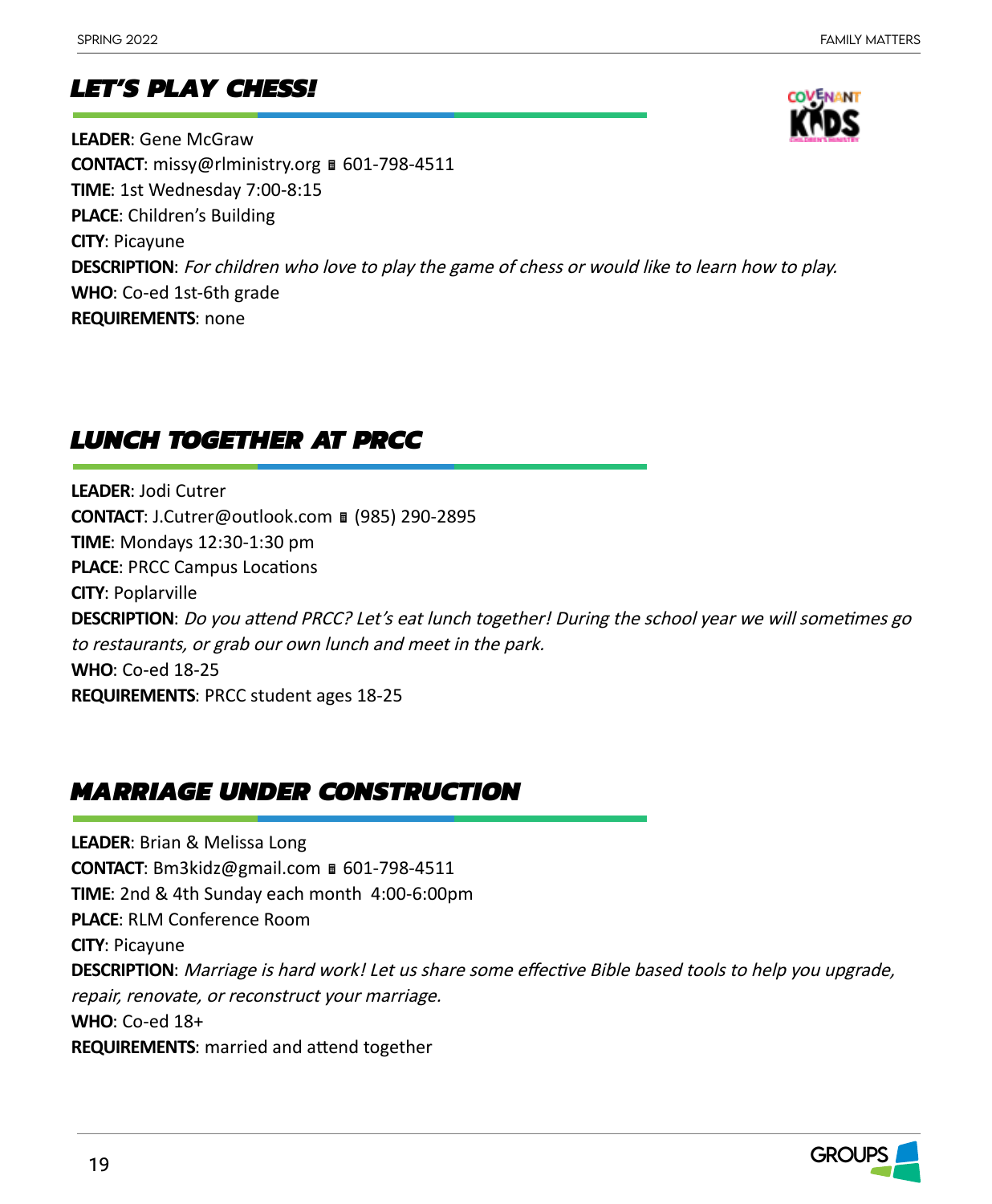## LET'S PLAY CHESS!

**LEADER**: Gene McGraw
**CONTACT**: missy@rlministry.org ▮ 601-798-4511
**TIME**: 1st Wednesday 7:00-8:15
**PLACE**: Children's Building
**CITY**: Picayune
**DESCRIPTION**: *For children who love to play the game of chess or would like to learn how to play.*
**WHO**: Co-ed 1st-6th grade
**REQUIREMENTS**: none

## LUNCH TOGETHER AT PRCC

**LEADER**: Jodi Cutrer
**CONTACT**: J.Cutrer@outlook.com ▮ (985) 290-2895
**TIME**: Mondays 12:30-1:30 pm
**PLACE**: PRCC Campus Locations
**CITY**: Poplarville
**DESCRIPTION**: *Do you attend PRCC? Let's eat lunch together! During the school year we will sometimes go to restaurants, or grab our own lunch and meet in the park.*
**WHO**: Co-ed 18-25
**REQUIREMENTS**: PRCC student ages 18-25

## MARRIAGE UNDER CONSTRUCTION

**LEADER**: Brian & Melissa Long
**CONTACT**: Bm3kidz@gmail.com ▮ 601-798-4511
**TIME**: 2nd & 4th Sunday each month 4:00-6:00pm
**PLACE**: RLM Conference Room
**CITY**: Picayune
**DESCRIPTION**: *Marriage is hard work! Let us share some effective Bible based tools to help you upgrade, repair, renovate, or reconstruct your marriage.*
**WHO**: Co-ed 18+
**REQUIREMENTS**: married and attend together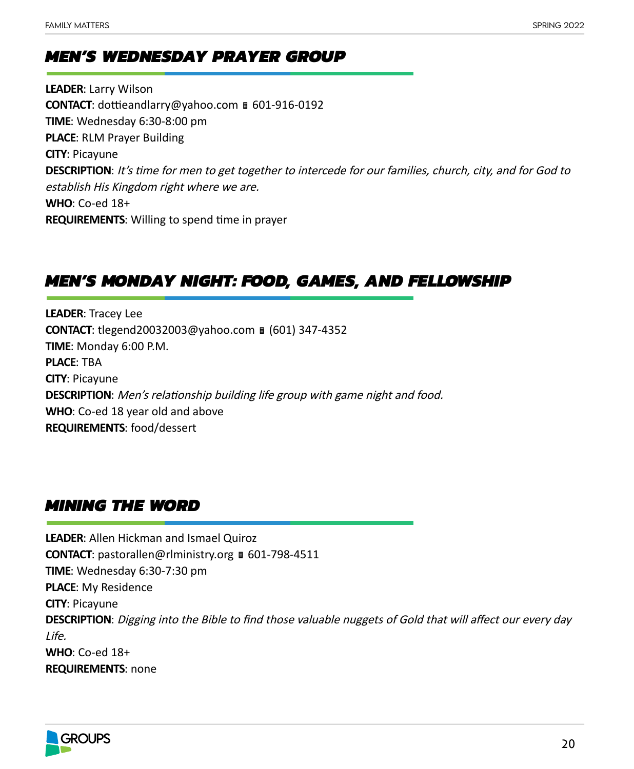## *MEN'S WEDNESDAY PRAYER GROUP*

**LEADER**: Larry Wilson
**CONTACT**: dottieandlarry@yahoo.com ▮ 601-916-0192
**TIME**: Wednesday 6:30-8:00 pm
**PLACE**: RLM Prayer Building
**CITY**: Picayune
**DESCRIPTION**: *It's time for men to get together to intercede for our families, church, city, and for God to establish His Kingdom right where we are.*
**WHO**: Co-ed 18+
**REQUIREMENTS**: Willing to spend time in prayer

## *MEN'S MONDAY NIGHT: FOOD, GAMES, AND FELLOWSHIP*

**LEADER**: Tracey Lee
**CONTACT**: tlegend20032003@yahoo.com ▮ (601) 347-4352
**TIME**: Monday 6:00 P.M.
**PLACE**: TBA
**CITY**: Picayune
**DESCRIPTION**: *Men's relationship building life group with game night and food.*
**WHO**: Co-ed 18 year old and above
**REQUIREMENTS**: food/dessert

## *MINING THE WORD*

**LEADER**: Allen Hickman and Ismael Quiroz
**CONTACT**: pastorallen@rlministry.org ▮ 601-798-4511
**TIME**: Wednesday 6:30-7:30 pm
**PLACE**: My Residence
**CITY**: Picayune
**DESCRIPTION**: *Digging into the Bible to find those valuable nuggets of Gold that will affect our every day Life.*
**WHO**: Co-ed 18+
**REQUIREMENTS**: none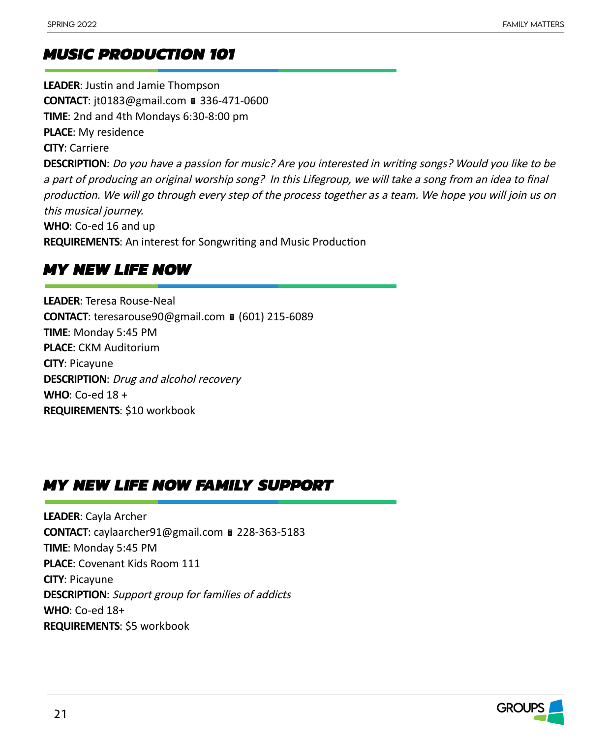## *MUSIC PRODUCTION 101*

**LEADER**: Justin and Jamie Thompson
**CONTACT**: jt0183@gmail.com ▯ 336-471-0600
**TIME**: 2nd and 4th Mondays 6:30-8:00 pm
**PLACE**: My residence
**CITY**: Carriere
**DESCRIPTION**: *Do you have a passion for music? Are you interested in writing songs? Would you like to be a part of producing an original worship song? In this Lifegroup, we will take a song from an idea to final production. We will go through every step of the process together as a team. We hope you will join us on this musical journey.*
**WHO**: Co-ed 16 and up
**REQUIREMENTS**: An interest for Songwriting and Music Production

## *MY NEW LIFE NOW*

**LEADER**: Teresa Rouse-Neal
**CONTACT**: teresarouse90@gmail.com ▯ (601) 215-6089
**TIME**: Monday 5:45 PM
**PLACE**: CKM Auditorium
**CITY**: Picayune
**DESCRIPTION**: *Drug and alcohol recovery*
**WHO**: Co-ed 18 +
**REQUIREMENTS**: $10 workbook

## *MY NEW LIFE NOW FAMILY SUPPORT*

**LEADER**: Cayla Archer
**CONTACT**: caylaarcher91@gmail.com ▯ 228-363-5183
**TIME**: Monday 5:45 PM
**PLACE**: Covenant Kids Room 111
**CITY**: Picayune
**DESCRIPTION**: *Support group for families of addicts*
**WHO**: Co-ed 18+
**REQUIREMENTS**: $5 workbook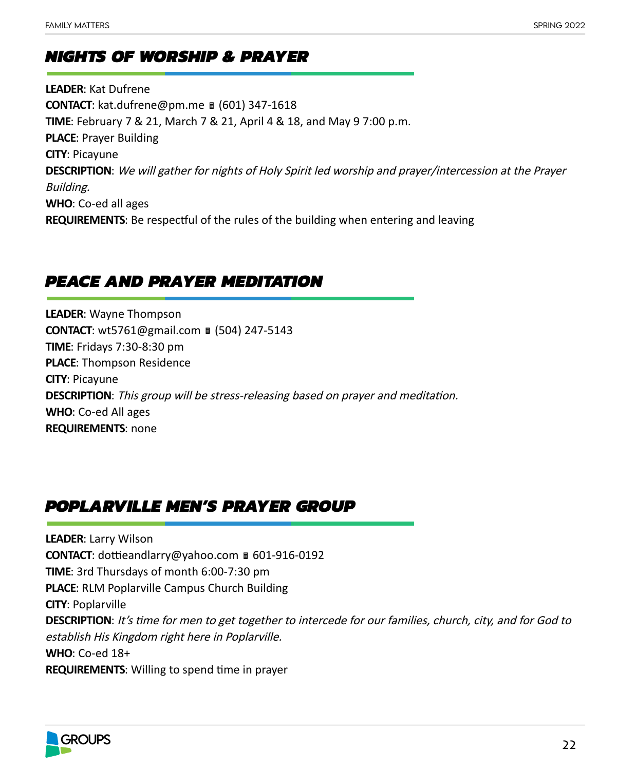## NIGHTS OF WORSHIP & PRAYER

**LEADER**: Kat Dufrene
**CONTACT**: kat.dufrene@pm.me ▪ (601) 347-1618
**TIME**: February 7 & 21, March 7 & 21, April 4 & 18, and May 9 7:00 p.m.
**PLACE**: Prayer Building
**CITY**: Picayune
**DESCRIPTION**: *We will gather for nights of Holy Spirit led worship and prayer/intercession at the Prayer Building.*
**WHO**: Co-ed all ages
**REQUIREMENTS**: Be respectful of the rules of the building when entering and leaving

## PEACE AND PRAYER MEDITATION

**LEADER**: Wayne Thompson
**CONTACT**: wt5761@gmail.com ▪ (504) 247-5143
**TIME**: Fridays 7:30-8:30 pm
**PLACE**: Thompson Residence
**CITY**: Picayune
**DESCRIPTION**: *This group will be stress-releasing based on prayer and meditation.*
**WHO**: Co-ed All ages
**REQUIREMENTS**: none

## POPLARVILLE MEN'S PRAYER GROUP

**LEADER**: Larry Wilson
**CONTACT**: dottieandlarry@yahoo.com ▪ 601-916-0192
**TIME**: 3rd Thursdays of month 6:00-7:30 pm
**PLACE**: RLM Poplarville Campus Church Building
**CITY**: Poplarville
**DESCRIPTION**: *It's time for men to get together to intercede for our families, church, city, and for God to establish His Kingdom right here in Poplarville.*
**WHO**: Co-ed 18+
**REQUIREMENTS**: Willing to spend time in prayer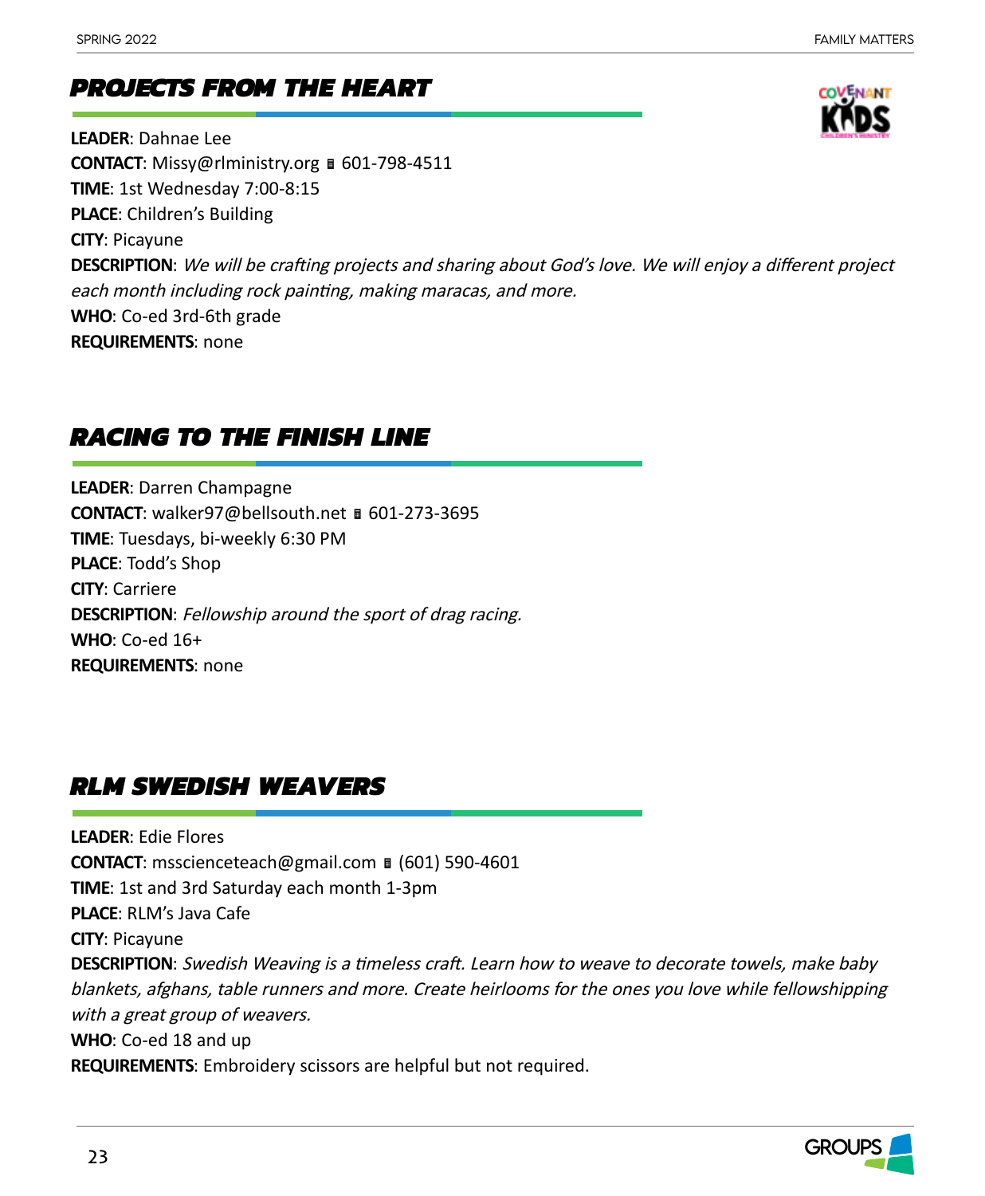## PROJECTS FROM THE HEART

**LEADER**: Dahnae Lee
**CONTACT**: Missy@rlministry.org ▪ 601-798-4511
**TIME**: 1st Wednesday 7:00-8:15
**PLACE**: Children's Building
**CITY**: Picayune
**DESCRIPTION**: *We will be crafting projects and sharing about God's love. We will enjoy a different project each month including rock painting, making maracas, and more.*
**WHO**: Co-ed 3rd-6th grade
**REQUIREMENTS**: none

## RACING TO THE FINISH LINE

**LEADER**: Darren Champagne
**CONTACT**: walker97@bellsouth.net ▪ 601-273-3695
**TIME**: Tuesdays, bi-weekly 6:30 PM
**PLACE**: Todd's Shop
**CITY**: Carriere
**DESCRIPTION**: *Fellowship around the sport of drag racing.*
**WHO**: Co-ed 16+
**REQUIREMENTS**: none

## RLM SWEDISH WEAVERS

**LEADER**: Edie Flores
**CONTACT**: msscienceteach@gmail.com ▪ (601) 590-4601
**TIME**: 1st and 3rd Saturday each month 1-3pm
**PLACE**: RLM's Java Cafe
**CITY**: Picayune
**DESCRIPTION**: *Swedish Weaving is a timeless craft. Learn how to weave to decorate towels, make baby blankets, afghans, table runners and more. Create heirlooms for the ones you love while fellowshipping with a great group of weavers.*
**WHO**: Co-ed 18 and up
**REQUIREMENTS**: Embroidery scissors are helpful but not required.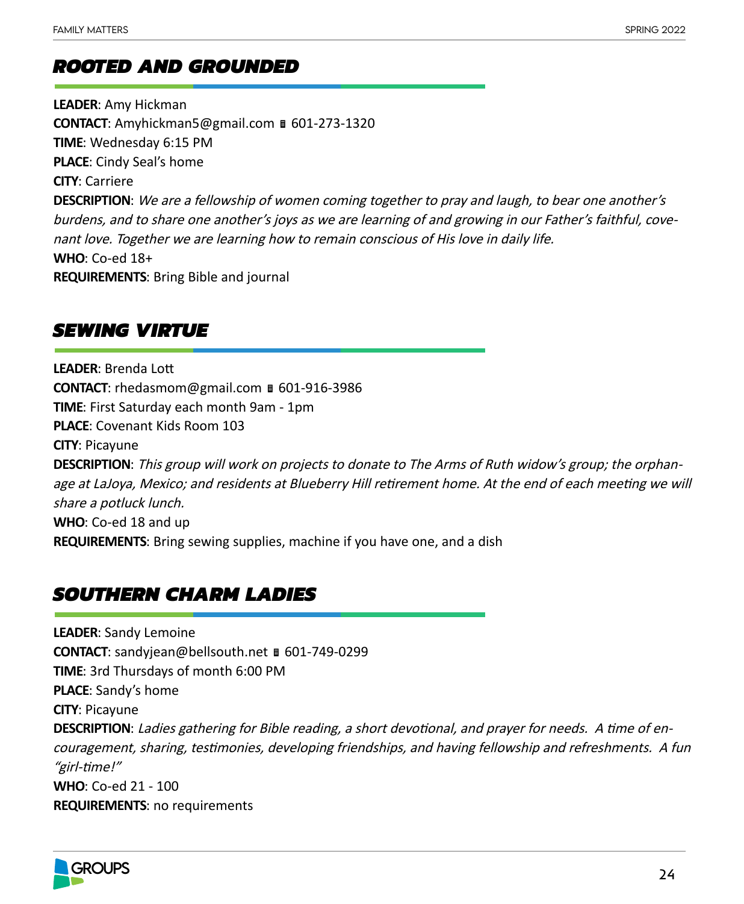## *ROOTED AND GROUNDED*

**LEADER**: Amy Hickman
**CONTACT**: Amyhickman5@gmail.com 601-273-1320
**TIME**: Wednesday 6:15 PM
**PLACE**: Cindy Seal's home
**CITY**: Carriere
**DESCRIPTION**: *We are a fellowship of women coming together to pray and laugh, to bear one another's burdens, and to share one another's joys as we are learning of and growing in our Father's faithful, covenant love. Together we are learning how to remain conscious of His love in daily life.*
**WHO**: Co-ed 18+
**REQUIREMENTS**: Bring Bible and journal

## *SEWING VIRTUE*

**LEADER**: Brenda Lott
**CONTACT**: rhedasmom@gmail.com 601-916-3986
**TIME**: First Saturday each month 9am - 1pm
**PLACE**: Covenant Kids Room 103
**CITY**: Picayune
**DESCRIPTION**: *This group will work on projects to donate to The Arms of Ruth widow's group; the orphanage at LaJoya, Mexico; and residents at Blueberry Hill retirement home. At the end of each meeting we will share a potluck lunch.*
**WHO**: Co-ed 18 and up
**REQUIREMENTS**: Bring sewing supplies, machine if you have one, and a dish

## *SOUTHERN CHARM LADIES*

**LEADER**: Sandy Lemoine
**CONTACT**: sandyjean@bellsouth.net 601-749-0299
**TIME**: 3rd Thursdays of month 6:00 PM
**PLACE**: Sandy's home
**CITY**: Picayune
**DESCRIPTION**: *Ladies gathering for Bible reading, a short devotional, and prayer for needs.  A time of encouragement, sharing, testimonies, developing friendships, and having fellowship and refreshments.  A fun "girl-time!"*
**WHO**: Co-ed 21 - 100
**REQUIREMENTS**: no requirements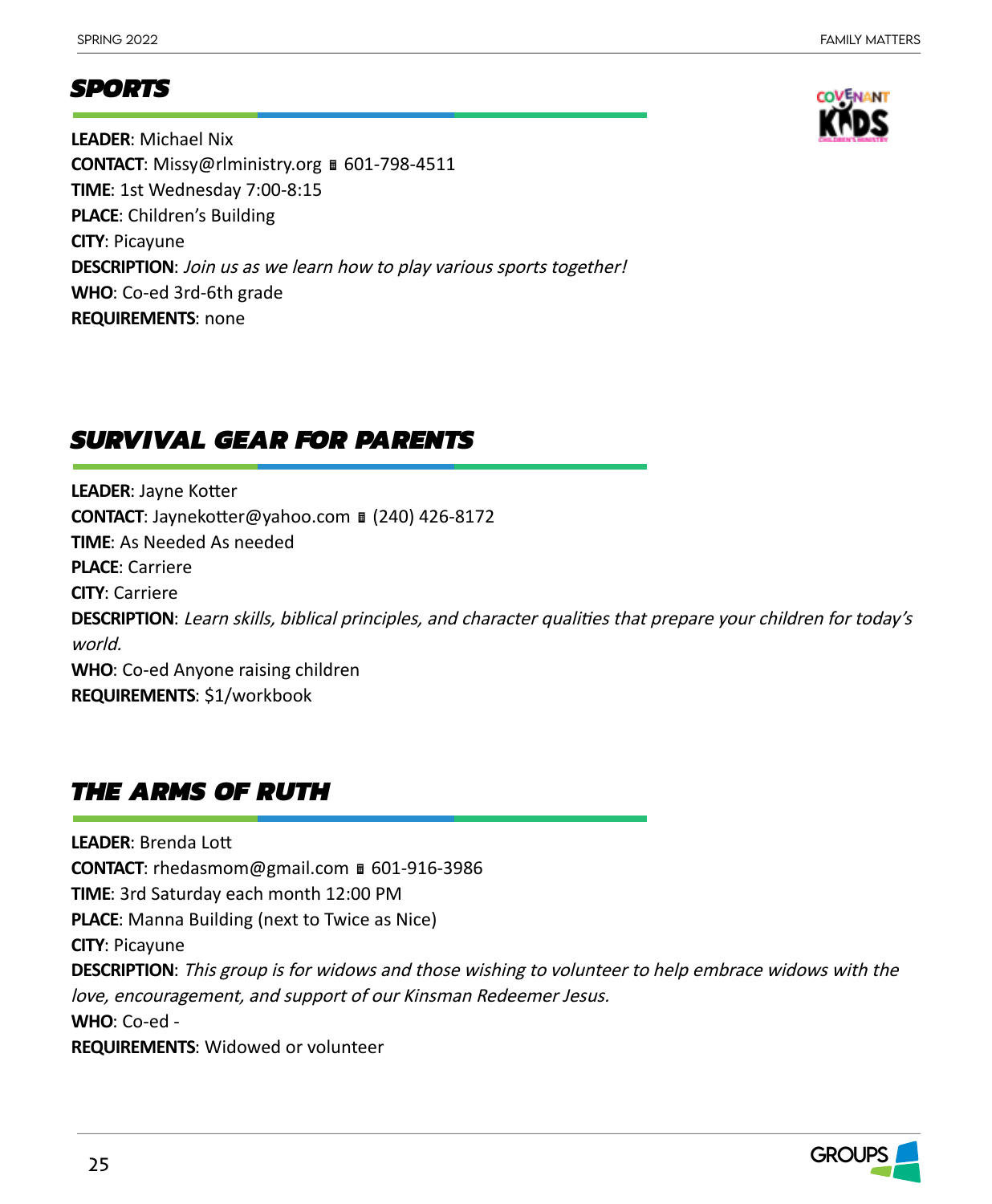## SPORTS

**LEADER**: Michael Nix
**CONTACT**: Missy@rlministry.org ▪ 601-798-4511
**TIME**: 1st Wednesday 7:00-8:15
**PLACE**: Children's Building
**CITY**: Picayune
**DESCRIPTION**: *Join us as we learn how to play various sports together!*
**WHO**: Co-ed 3rd-6th grade
**REQUIREMENTS**: none

## SURVIVAL GEAR FOR PARENTS

**LEADER**: Jayne Kotter
**CONTACT**: Jaynekotter@yahoo.com ▪ (240) 426-8172
**TIME**: As Needed As needed
**PLACE**: Carriere
**CITY**: Carriere
**DESCRIPTION**: *Learn skills, biblical principles, and character qualities that prepare your children for today's world.*
**WHO**: Co-ed Anyone raising children
**REQUIREMENTS**: $1/workbook

## THE ARMS OF RUTH

**LEADER**: Brenda Lott
**CONTACT**: rhedasmom@gmail.com ▪ 601-916-3986
**TIME**: 3rd Saturday each month 12:00 PM
**PLACE**: Manna Building (next to Twice as Nice)
**CITY**: Picayune
**DESCRIPTION**: *This group is for widows and those wishing to volunteer to help embrace widows with the love, encouragement, and support of our Kinsman Redeemer Jesus.*
**WHO**: Co-ed -
**REQUIREMENTS**: Widowed or volunteer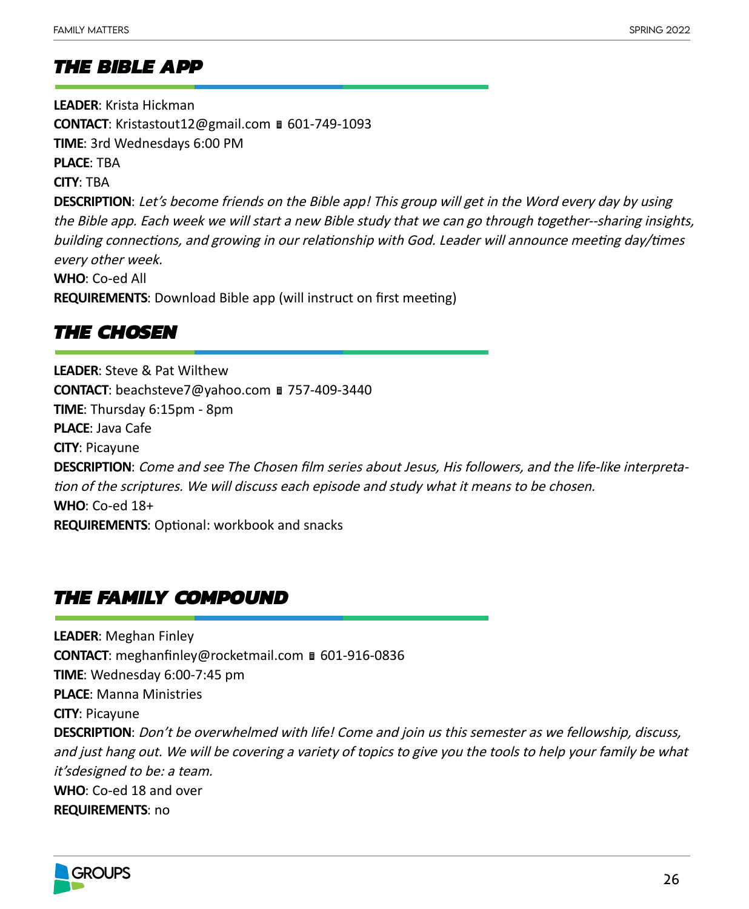## *THE BIBLE APP*

**LEADER**: Krista Hickman
**CONTACT**: Kristastout12@gmail.com ▯ 601-749-1093
**TIME**: 3rd Wednesdays 6:00 PM
**PLACE**: TBA
**CITY**: TBA
**DESCRIPTION**: *Let's become friends on the Bible app! This group will get in the Word every day by using the Bible app. Each week we will start a new Bible study that we can go through together--sharing insights, building connections, and growing in our relationship with God. Leader will announce meeting day/times every other week.*
**WHO**: Co-ed All
**REQUIREMENTS**: Download Bible app (will instruct on first meeting)

## *THE CHOSEN*

**LEADER**: Steve & Pat Wilthew
**CONTACT**: beachsteve7@yahoo.com ▯ 757-409-3440
**TIME**: Thursday 6:15pm - 8pm
**PLACE**: Java Cafe
**CITY**: Picayune
**DESCRIPTION**: *Come and see The Chosen film series about Jesus, His followers, and the life-like interpretation of the scriptures. We will discuss each episode and study what it means to be chosen.*
**WHO**: Co-ed 18+
**REQUIREMENTS**: Optional: workbook and snacks

## *THE FAMILY COMPOUND*

**LEADER**: Meghan Finley
**CONTACT**: meghanfinley@rocketmail.com ▯ 601-916-0836
**TIME**: Wednesday 6:00-7:45 pm
**PLACE**: Manna Ministries
**CITY**: Picayune
**DESCRIPTION**: *Don't be overwhelmed with life! Come and join us this semester as we fellowship, discuss, and just hang out. We will be covering a variety of topics to give you the tools to help your family be what it'sdesigned to be: a team.*
**WHO**: Co-ed 18 and over
**REQUIREMENTS**: no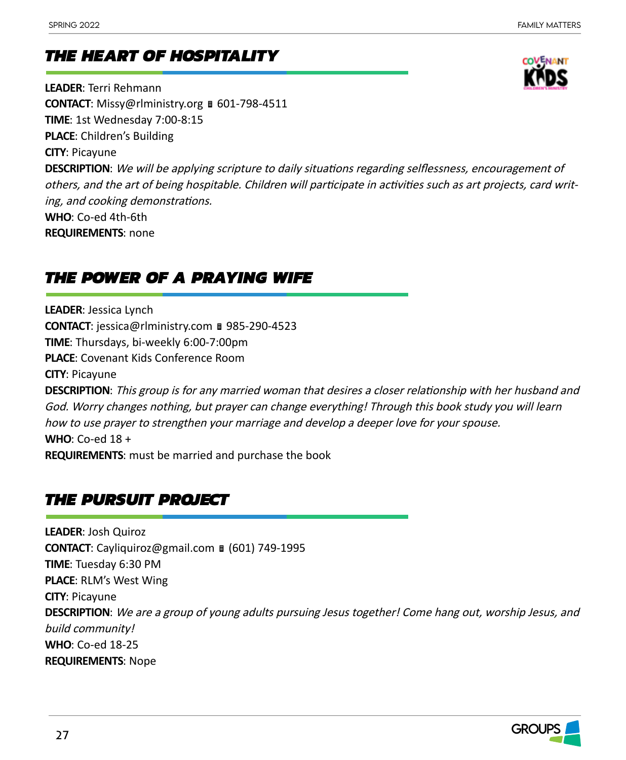## THE HEART OF HOSPITALITY

**LEADER**: Terri Rehmann
**CONTACT**: Missy@rlministry.org ▪ 601-798-4511
**TIME**: 1st Wednesday 7:00-8:15
**PLACE**: Children's Building
**CITY**: Picayune
**DESCRIPTION**: *We will be applying scripture to daily situations regarding selflessness, encouragement of others, and the art of being hospitable. Children will participate in activities such as art projects, card writing, and cooking demonstrations.*
**WHO**: Co-ed 4th-6th
**REQUIREMENTS**: none

## THE POWER OF A PRAYING WIFE

**LEADER**: Jessica Lynch
**CONTACT**: jessica@rlministry.com ▪ 985-290-4523
**TIME**: Thursdays, bi-weekly 6:00-7:00pm
**PLACE**: Covenant Kids Conference Room
**CITY**: Picayune
**DESCRIPTION**: *This group is for any married woman that desires a closer relationship with her husband and God. Worry changes nothing, but prayer can change everything! Through this book study you will learn how to use prayer to strengthen your marriage and develop a deeper love for your spouse.*
**WHO**: Co-ed 18 +
**REQUIREMENTS**: must be married and purchase the book

## THE PURSUIT PROJECT

**LEADER**: Josh Quiroz
**CONTACT**: Cayliquiroz@gmail.com ▪ (601) 749-1995
**TIME**: Tuesday 6:30 PM
**PLACE**: RLM's West Wing
**CITY**: Picayune
**DESCRIPTION**: *We are a group of young adults pursuing Jesus together! Come hang out, worship Jesus, and build community!*
**WHO**: Co-ed 18-25
**REQUIREMENTS**: Nope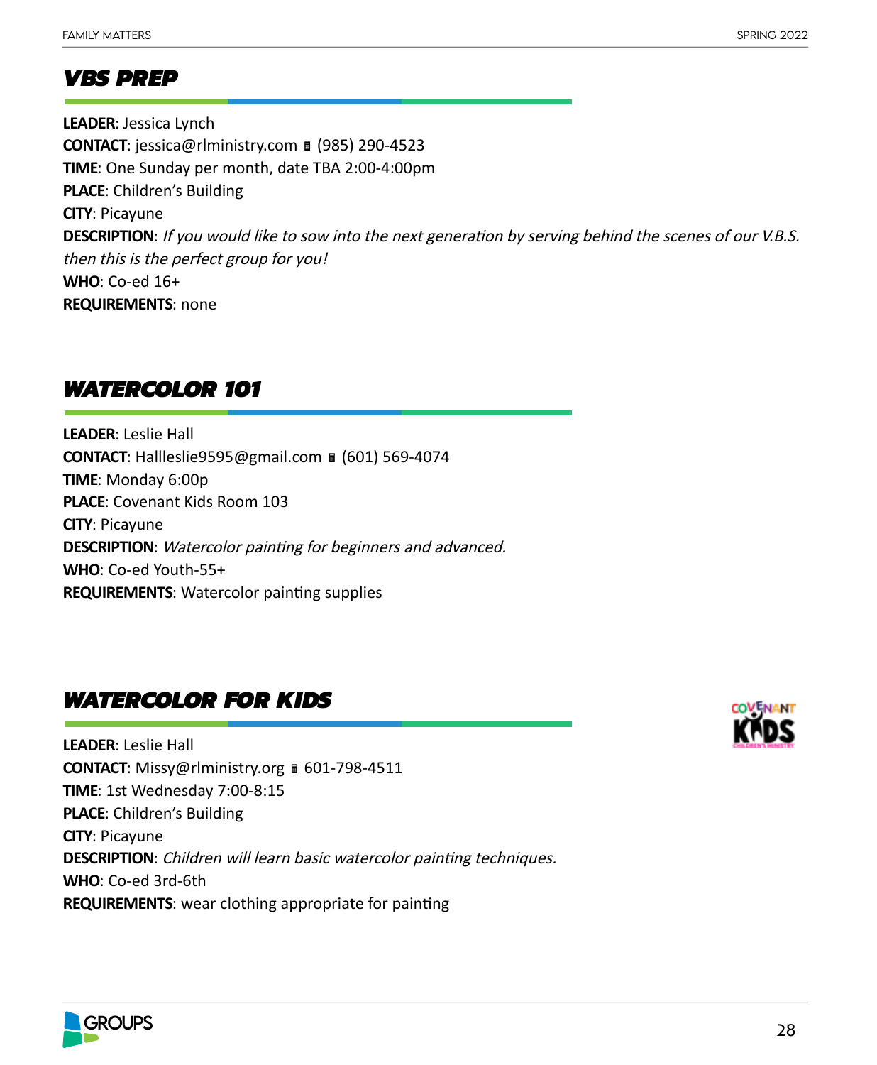## VBS PREP

**LEADER**: Jessica Lynch
**CONTACT**: jessica@rlministry.com ▪ (985) 290-4523
**TIME**: One Sunday per month, date TBA 2:00-4:00pm
**PLACE**: Children's Building
**CITY**: Picayune
**DESCRIPTION**: *If you would like to sow into the next generation by serving behind the scenes of our V.B.S. then this is the perfect group for you!*
**WHO**: Co-ed 16+
**REQUIREMENTS**: none

## WATERCOLOR 101

**LEADER**: Leslie Hall
**CONTACT**: Hallleslie9595@gmail.com ▪ (601) 569-4074
**TIME**: Monday 6:00p
**PLACE**: Covenant Kids Room 103
**CITY**: Picayune
**DESCRIPTION**: *Watercolor painting for beginners and advanced.*
**WHO**: Co-ed Youth-55+
**REQUIREMENTS**: Watercolor painting supplies

## WATERCOLOR FOR KIDS

**LEADER**: Leslie Hall
**CONTACT**: Missy@rlministry.org ▪ 601-798-4511
**TIME**: 1st Wednesday 7:00-8:15
**PLACE**: Children's Building
**CITY**: Picayune
**DESCRIPTION**: *Children will learn basic watercolor painting techniques.*
**WHO**: Co-ed 3rd-6th
**REQUIREMENTS**: wear clothing appropriate for painting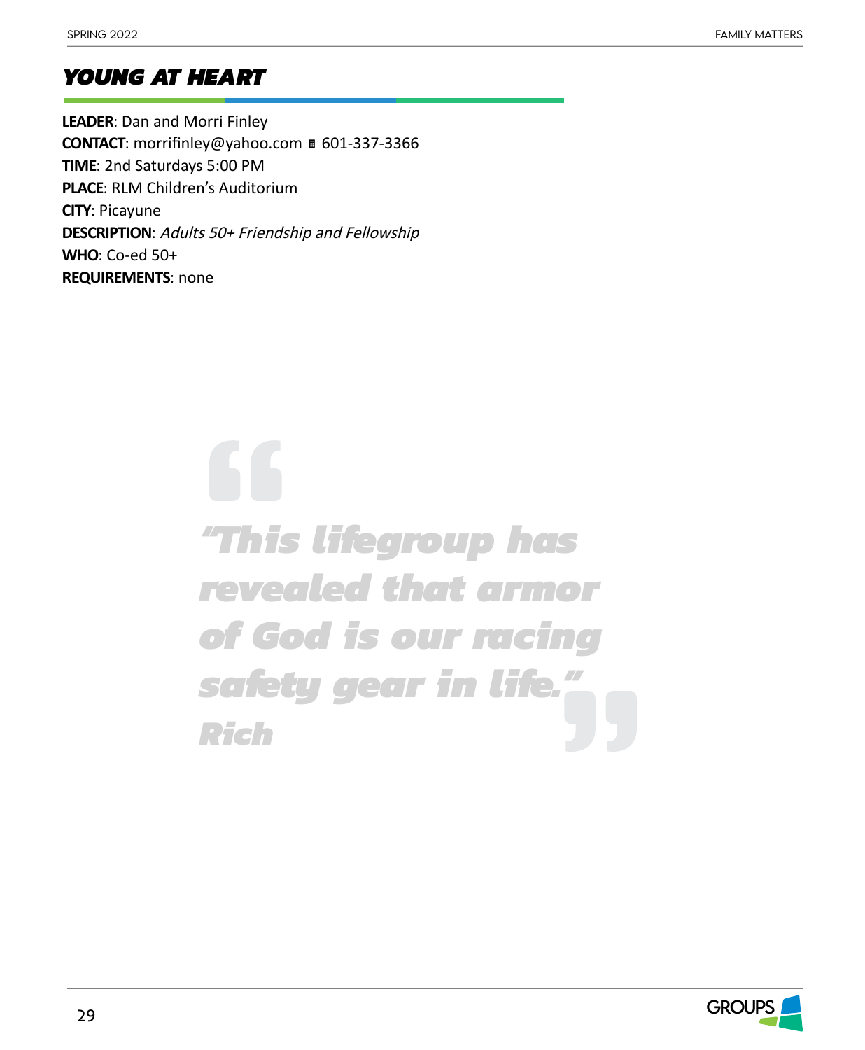## *YOUNG AT HEART*

**LEADER**: Dan and Morri Finley
**CONTACT**: morrifinley@yahoo.com ▯ 601-337-3366
**TIME**: 2nd Saturdays 5:00 PM
**PLACE**: RLM Children's Auditorium
**CITY**: Picayune
**DESCRIPTION**: *Adults 50+ Friendship and Fellowship*
**WHO**: Co-ed 50+
**REQUIREMENTS**: none

> ***"This lifegroup has revealed that armor of God is our racing safety gear in life."***
> ***Rich***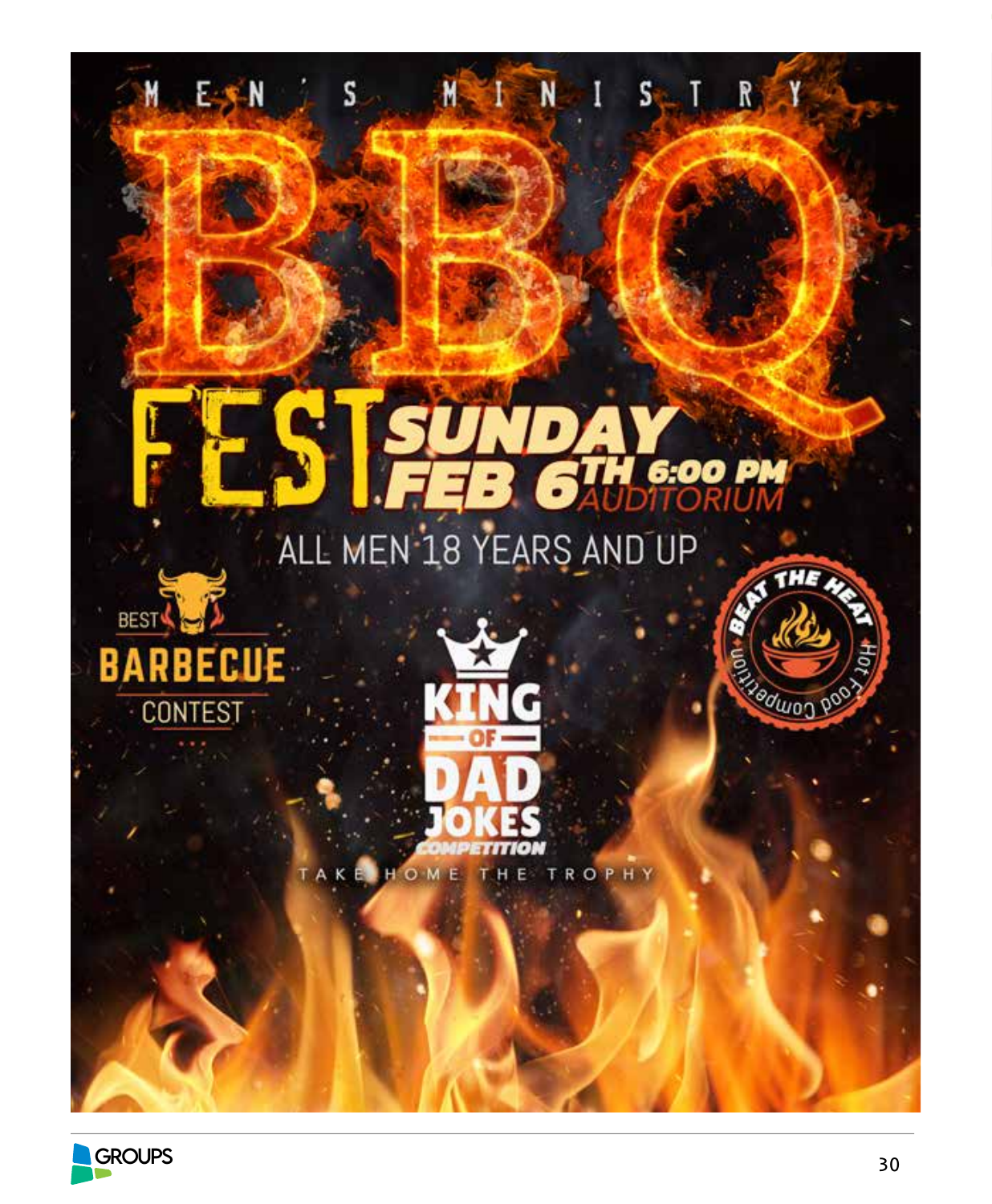MEN'S MINISTRY

# BBQ FEST

**SUNDAY FEB 6TH 6:00 PM**
AUDITORIUM

ALL MEN 18 YEARS AND UP

BEST BARBECUE CONTEST

KING OF DAD JOKES COMPETITION

BEAT THE HEAT Hot Food Competition

TAKE HOME THE TROPHY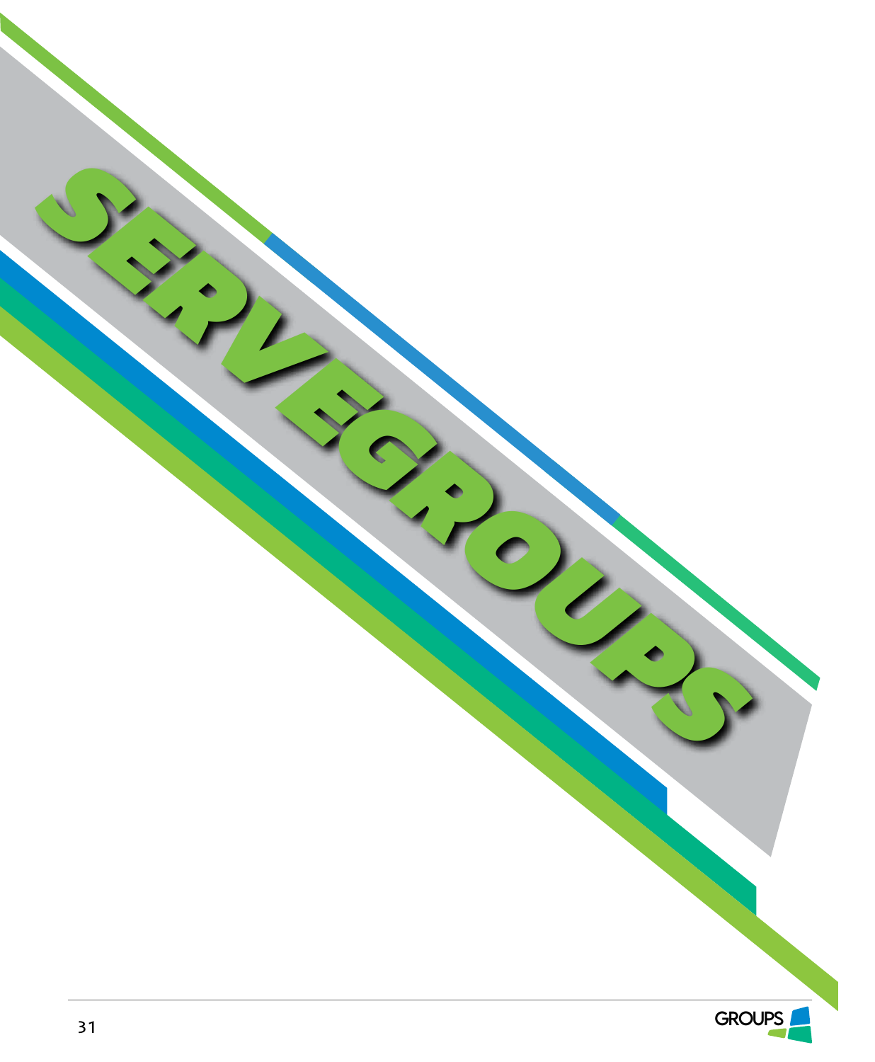# SERVEGROUPS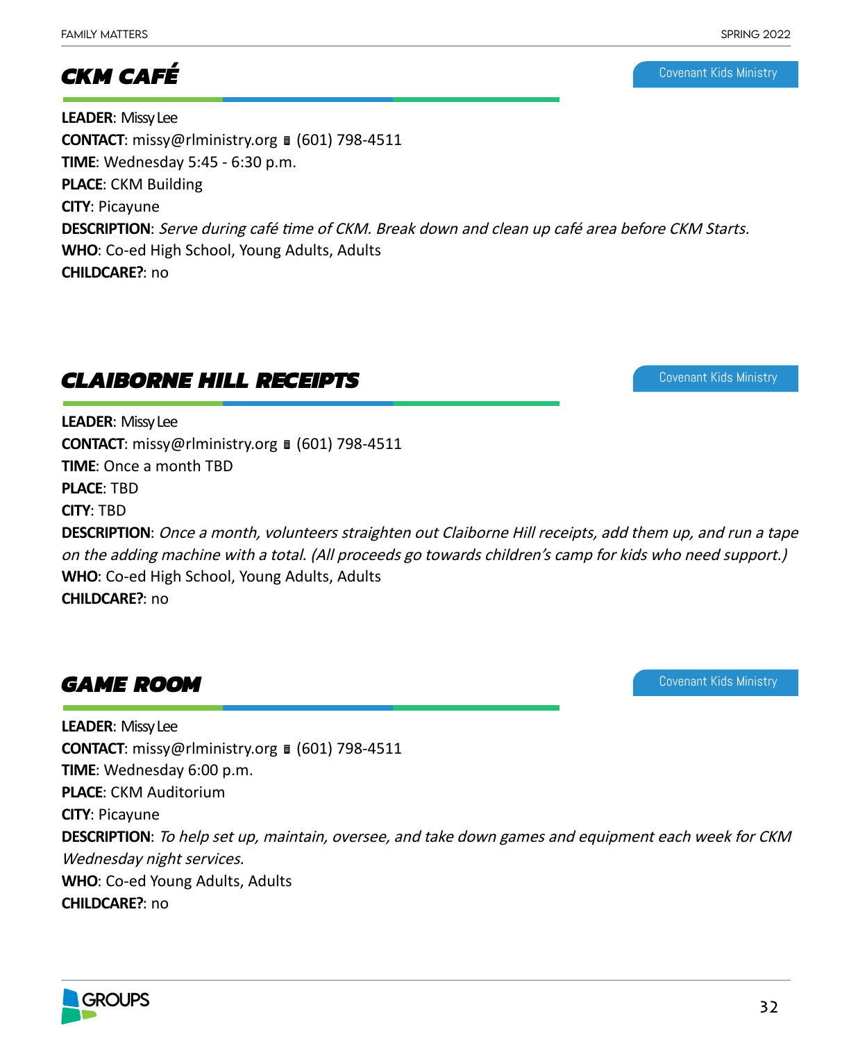## CKM CAFÉ

Covenant Kids Ministry

**LEADER**: Missy Lee
**CONTACT**: missy@rlministry.org ▯ (601) 798-4511
**TIME**: Wednesday 5:45 - 6:30 p.m.
**PLACE**: CKM Building
**CITY**: Picayune
**DESCRIPTION**: *Serve during café time of CKM. Break down and clean up café area before CKM Starts.*
**WHO**: Co-ed High School, Young Adults, Adults
**CHILDCARE?**: no

## CLAIBORNE HILL RECEIPTS

Covenant Kids Ministry

**LEADER**: Missy Lee
**CONTACT**: missy@rlministry.org ▯ (601) 798-4511
**TIME**: Once a month TBD
**PLACE**: TBD
**CITY**: TBD
**DESCRIPTION**: *Once a month, volunteers straighten out Claiborne Hill receipts, add them up, and run a tape on the adding machine with a total. (All proceeds go towards children's camp for kids who need support.)*
**WHO**: Co-ed High School, Young Adults, Adults
**CHILDCARE?**: no

## GAME ROOM

Covenant Kids Ministry

**LEADER**: Missy Lee
**CONTACT**: missy@rlministry.org ▯ (601) 798-4511
**TIME**: Wednesday 6:00 p.m.
**PLACE**: CKM Auditorium
**CITY**: Picayune
**DESCRIPTION**: *To help set up, maintain, oversee, and take down games and equipment each week for CKM Wednesday night services.*
**WHO**: Co-ed Young Adults, Adults
**CHILDCARE?**: no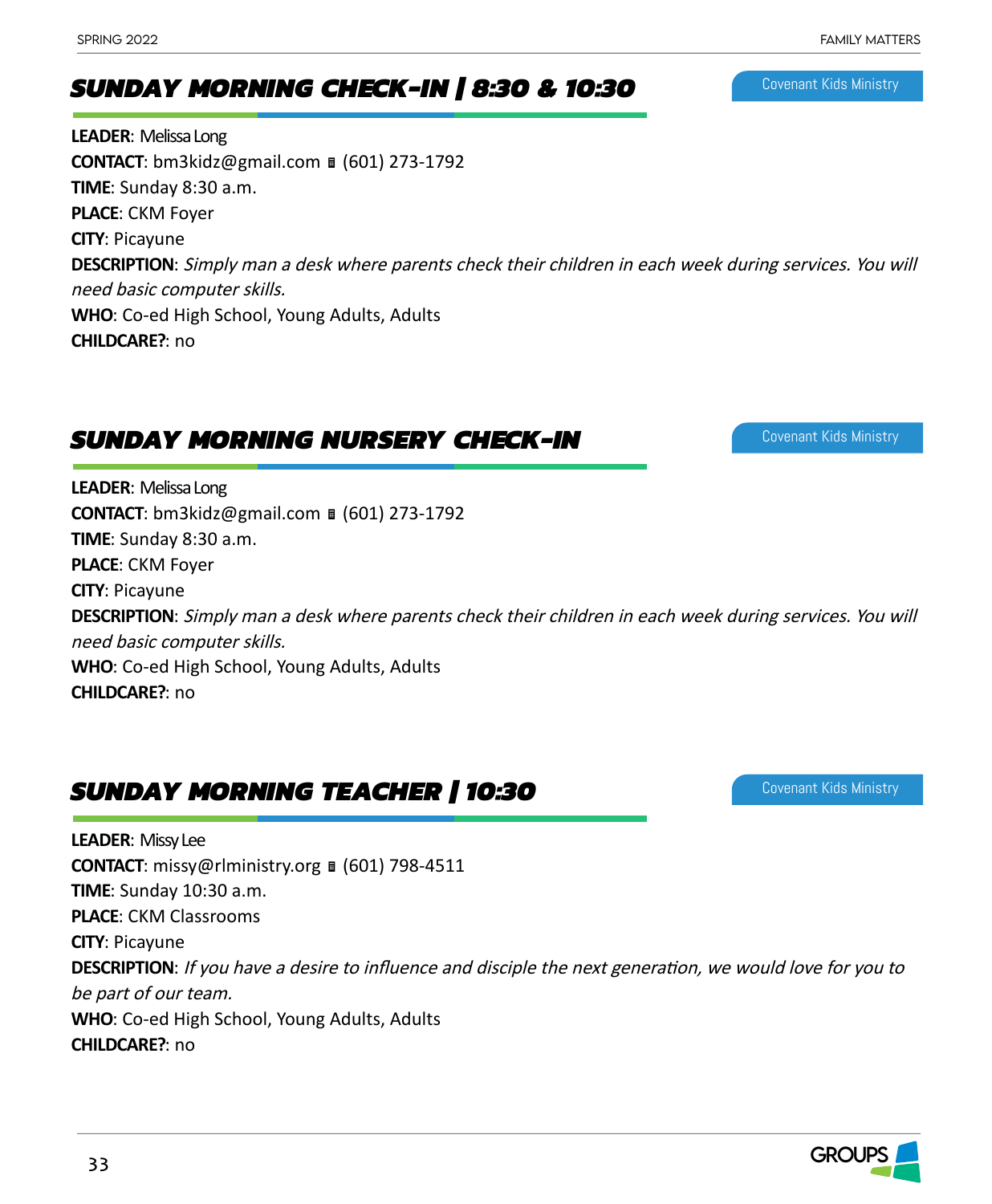## SUNDAY MORNING CHECK-IN | 8:30 & 10:30

Covenant Kids Ministry

**LEADER**: Melissa Long
**CONTACT**: bm3kidz@gmail.com ▮ (601) 273-1792
**TIME**: Sunday 8:30 a.m.
**PLACE**: CKM Foyer
**CITY**: Picayune
**DESCRIPTION**: *Simply man a desk where parents check their children in each week during services. You will need basic computer skills.*
**WHO**: Co-ed High School, Young Adults, Adults
**CHILDCARE?**: no

## SUNDAY MORNING NURSERY CHECK-IN

Covenant Kids Ministry

**LEADER**: Melissa Long
**CONTACT**: bm3kidz@gmail.com ▮ (601) 273-1792
**TIME**: Sunday 8:30 a.m.
**PLACE**: CKM Foyer
**CITY**: Picayune
**DESCRIPTION**: *Simply man a desk where parents check their children in each week during services. You will need basic computer skills.*
**WHO**: Co-ed High School, Young Adults, Adults
**CHILDCARE?**: no

## SUNDAY MORNING TEACHER | 10:30

Covenant Kids Ministry

**LEADER**: Missy Lee
**CONTACT**: missy@rlministry.org ▮ (601) 798-4511
**TIME**: Sunday 10:30 a.m.
**PLACE**: CKM Classrooms
**CITY**: Picayune
**DESCRIPTION**: *If you have a desire to influence and disciple the next generation, we would love for you to be part of our team.*
**WHO**: Co-ed High School, Young Adults, Adults
**CHILDCARE?**: no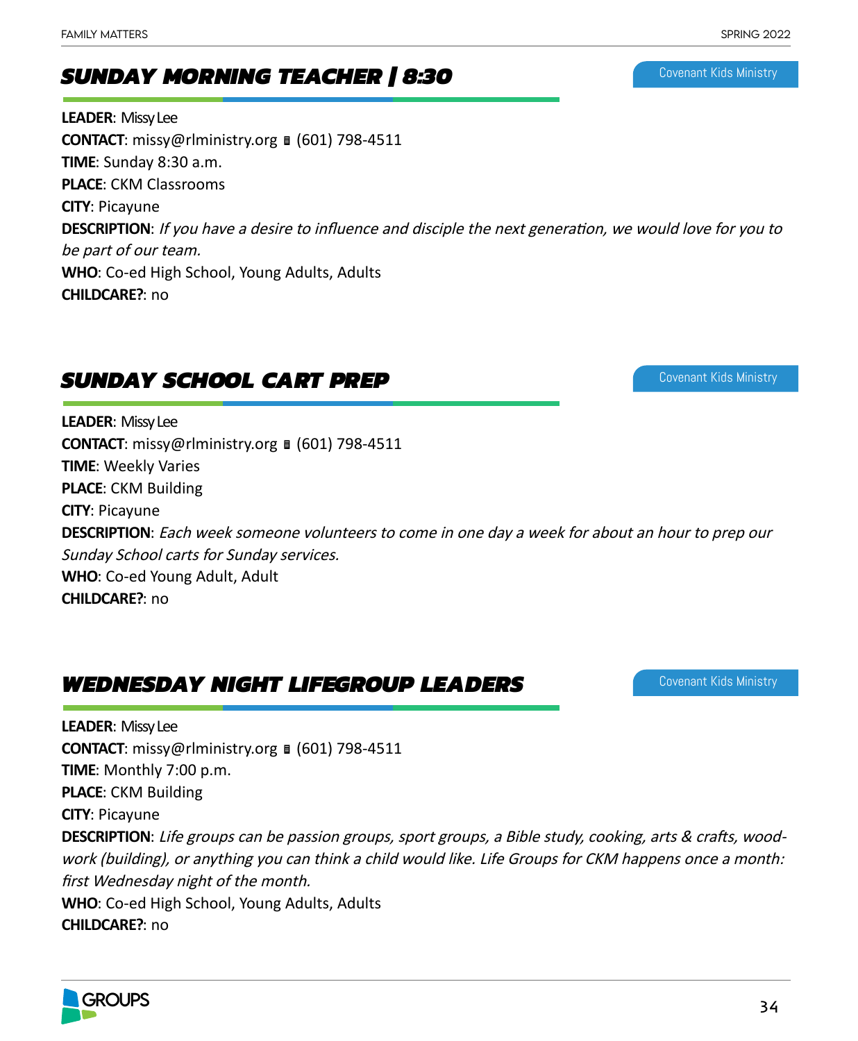## SUNDAY MORNING TEACHER | 8:30

Covenant Kids Ministry

**LEADER**: Missy Lee
**CONTACT**: missy@rlministry.org ∎ (601) 798-4511
**TIME**: Sunday 8:30 a.m.
**PLACE**: CKM Classrooms
**CITY**: Picayune
**DESCRIPTION**: *If you have a desire to influence and disciple the next generation, we would love for you to be part of our team.*
**WHO**: Co-ed High School, Young Adults, Adults
**CHILDCARE?**: no

## SUNDAY SCHOOL CART PREP

Covenant Kids Ministry

**LEADER**: Missy Lee
**CONTACT**: missy@rlministry.org ∎ (601) 798-4511
**TIME**: Weekly Varies
**PLACE**: CKM Building
**CITY**: Picayune
**DESCRIPTION**: *Each week someone volunteers to come in one day a week for about an hour to prep our Sunday School carts for Sunday services.*
**WHO**: Co-ed Young Adult, Adult
**CHILDCARE?**: no

## WEDNESDAY NIGHT LIFEGROUP LEADERS

Covenant Kids Ministry

**LEADER**: Missy Lee
**CONTACT**: missy@rlministry.org ∎ (601) 798-4511
**TIME**: Monthly 7:00 p.m.
**PLACE**: CKM Building
**CITY**: Picayune
**DESCRIPTION**: *Life groups can be passion groups, sport groups, a Bible study, cooking, arts & crafts, wood-work (building), or anything you can think a child would like. Life Groups for CKM happens once a month: first Wednesday night of the month.*
**WHO**: Co-ed High School, Young Adults, Adults
**CHILDCARE?**: no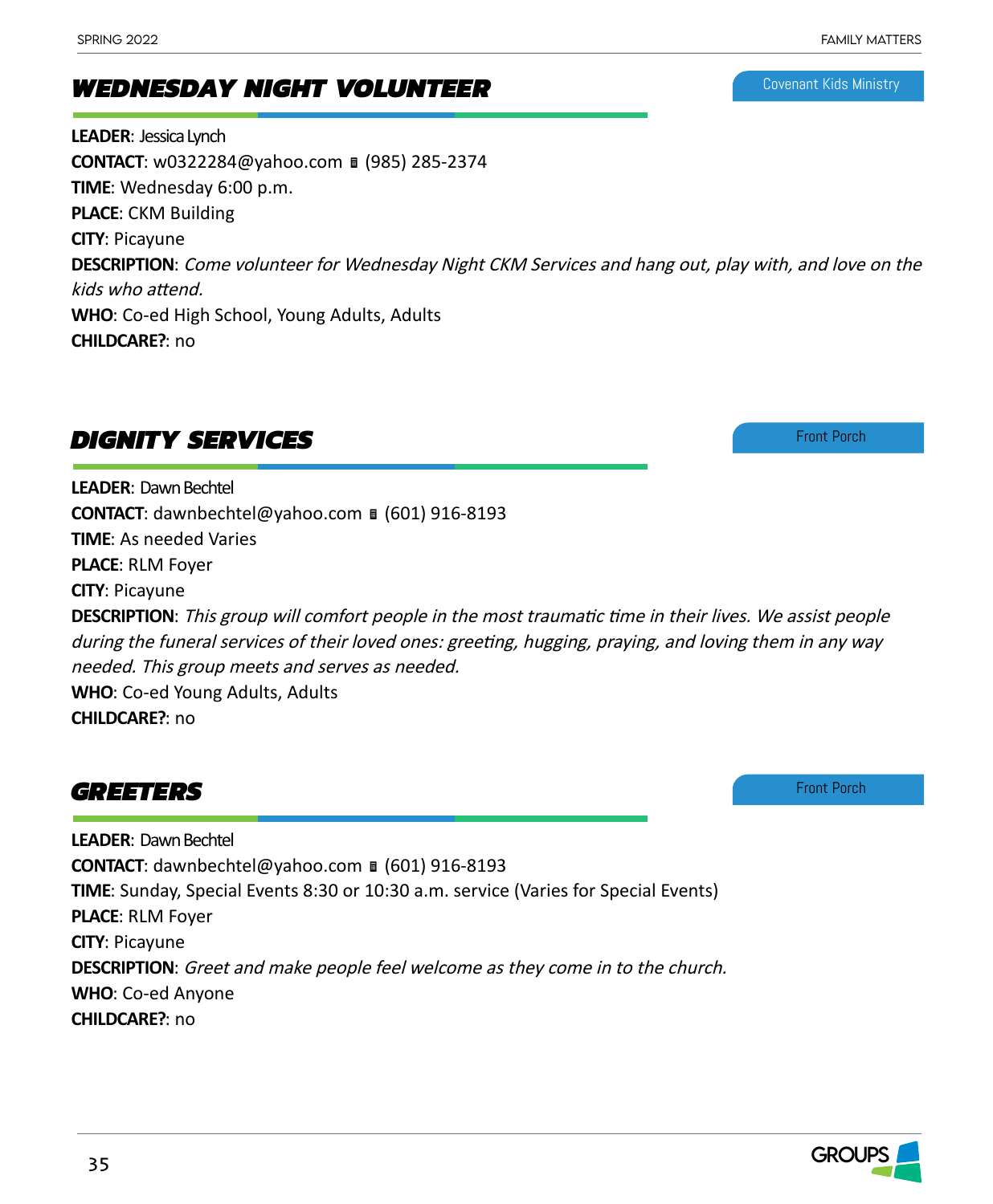## WEDNESDAY NIGHT VOLUNTEER

Covenant Kids Ministry

**LEADER**: Jessica Lynch
**CONTACT**: w0322284@yahoo.com ∎ (985) 285-2374
**TIME**: Wednesday 6:00 p.m.
**PLACE**: CKM Building
**CITY**: Picayune
**DESCRIPTION**: *Come volunteer for Wednesday Night CKM Services and hang out, play with, and love on the kids who attend.*
**WHO**: Co-ed High School, Young Adults, Adults
**CHILDCARE?**: no

## DIGNITY SERVICES

Front Porch

**LEADER**: Dawn Bechtel
**CONTACT**: dawnbechtel@yahoo.com ∎ (601) 916-8193
**TIME**: As needed Varies
**PLACE**: RLM Foyer
**CITY**: Picayune
**DESCRIPTION**: *This group will comfort people in the most traumatic time in their lives. We assist people during the funeral services of their loved ones: greeting, hugging, praying, and loving them in any way needed. This group meets and serves as needed.*
**WHO**: Co-ed Young Adults, Adults
**CHILDCARE?**: no

## GREETERS

Front Porch

**LEADER**: Dawn Bechtel
**CONTACT**: dawnbechtel@yahoo.com ∎ (601) 916-8193
**TIME**: Sunday, Special Events 8:30 or 10:30 a.m. service (Varies for Special Events)
**PLACE**: RLM Foyer
**CITY**: Picayune
**DESCRIPTION**: *Greet and make people feel welcome as they come in to the church.*
**WHO**: Co-ed Anyone
**CHILDCARE?**: no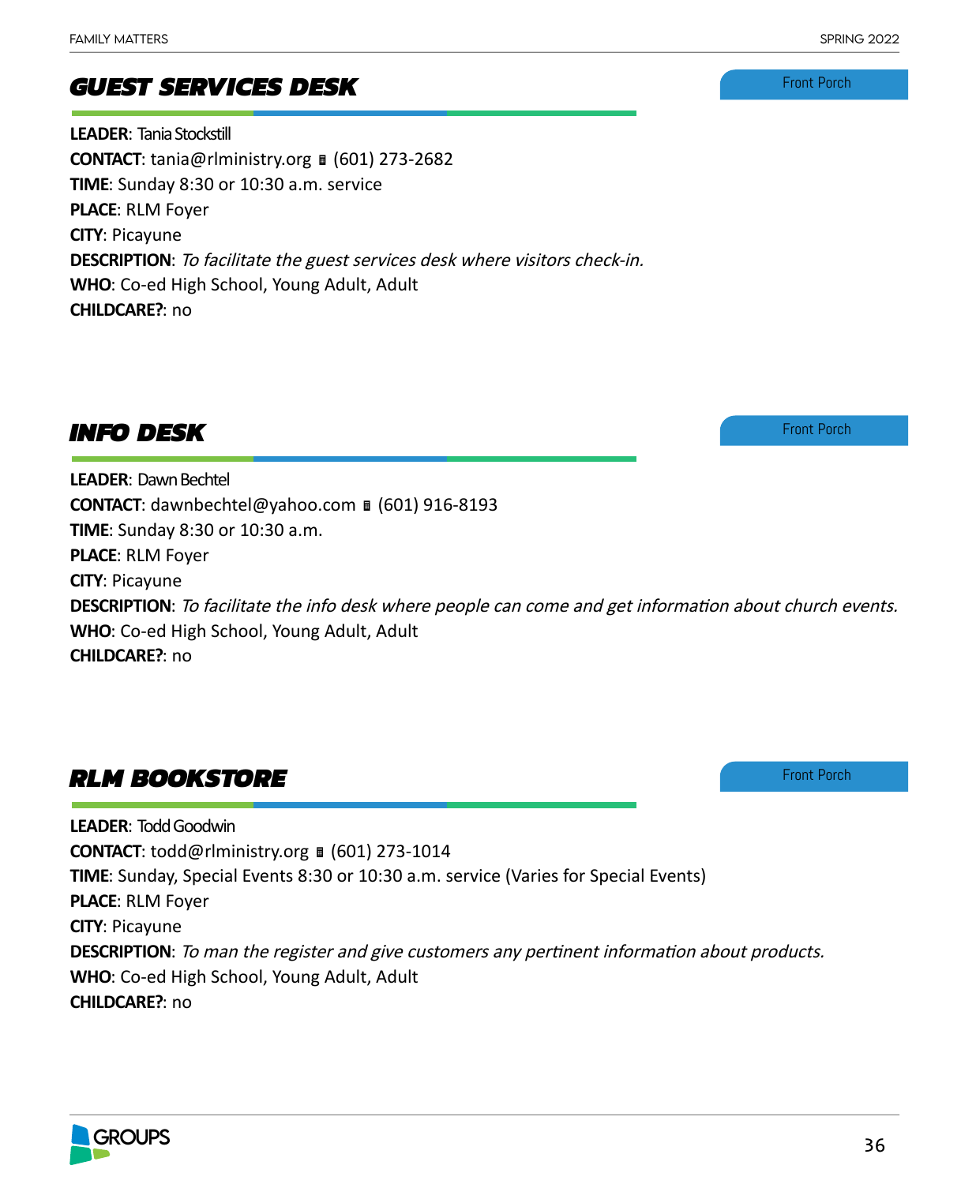## GUEST SERVICES DESK

Front Porch

**LEADER**: Tania Stockstill
**CONTACT**: tania@rlministry.org ▯ (601) 273-2682
**TIME**: Sunday 8:30 or 10:30 a.m. service
**PLACE**: RLM Foyer
**CITY**: Picayune
**DESCRIPTION**: *To facilitate the guest services desk where visitors check-in.*
**WHO**: Co-ed High School, Young Adult, Adult
**CHILDCARE?**: no

## INFO DESK

Front Porch

**LEADER**: Dawn Bechtel
**CONTACT**: dawnbechtel@yahoo.com ▯ (601) 916-8193
**TIME**: Sunday 8:30 or 10:30 a.m.
**PLACE**: RLM Foyer
**CITY**: Picayune
**DESCRIPTION**: *To facilitate the info desk where people can come and get information about church events.*
**WHO**: Co-ed High School, Young Adult, Adult
**CHILDCARE?**: no

## RLM BOOKSTORE

Front Porch

**LEADER**: Todd Goodwin
**CONTACT**: todd@rlministry.org ▯ (601) 273-1014
**TIME**: Sunday, Special Events 8:30 or 10:30 a.m. service (Varies for Special Events)
**PLACE**: RLM Foyer
**CITY**: Picayune
**DESCRIPTION**: *To man the register and give customers any pertinent information about products.*
**WHO**: Co-ed High School, Young Adult, Adult
**CHILDCARE?**: no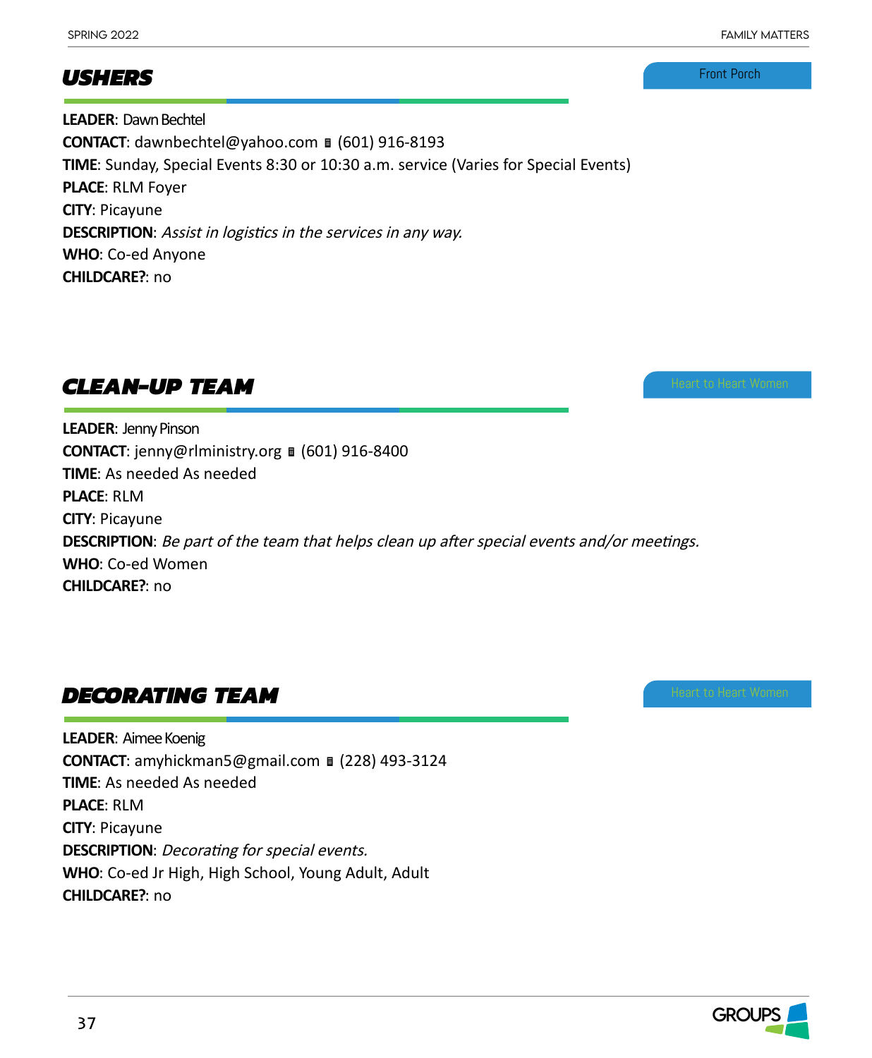## USHERS

Front Porch

**LEADER**: Dawn Bechtel
**CONTACT**: dawnbechtel@yahoo.com ▮ (601) 916-8193
**TIME**: Sunday, Special Events 8:30 or 10:30 a.m. service (Varies for Special Events)
**PLACE**: RLM Foyer
**CITY**: Picayune
**DESCRIPTION**: *Assist in logistics in the services in any way.*
**WHO**: Co-ed Anyone
**CHILDCARE?**: no

## CLEAN-UP TEAM

Heart to Heart Women

**LEADER**: Jenny Pinson
**CONTACT**: jenny@rlministry.org ▮ (601) 916-8400
**TIME**: As needed As needed
**PLACE**: RLM
**CITY**: Picayune
**DESCRIPTION**: *Be part of the team that helps clean up after special events and/or meetings.*
**WHO**: Co-ed Women
**CHILDCARE?**: no

## DECORATING TEAM

Heart to Heart Women

**LEADER**: Aimee Koenig
**CONTACT**: amyhickman5@gmail.com ▮ (228) 493-3124
**TIME**: As needed As needed
**PLACE**: RLM
**CITY**: Picayune
**DESCRIPTION**: *Decorating for special events.*
**WHO**: Co-ed Jr High, High School, Young Adult, Adult
**CHILDCARE?**: no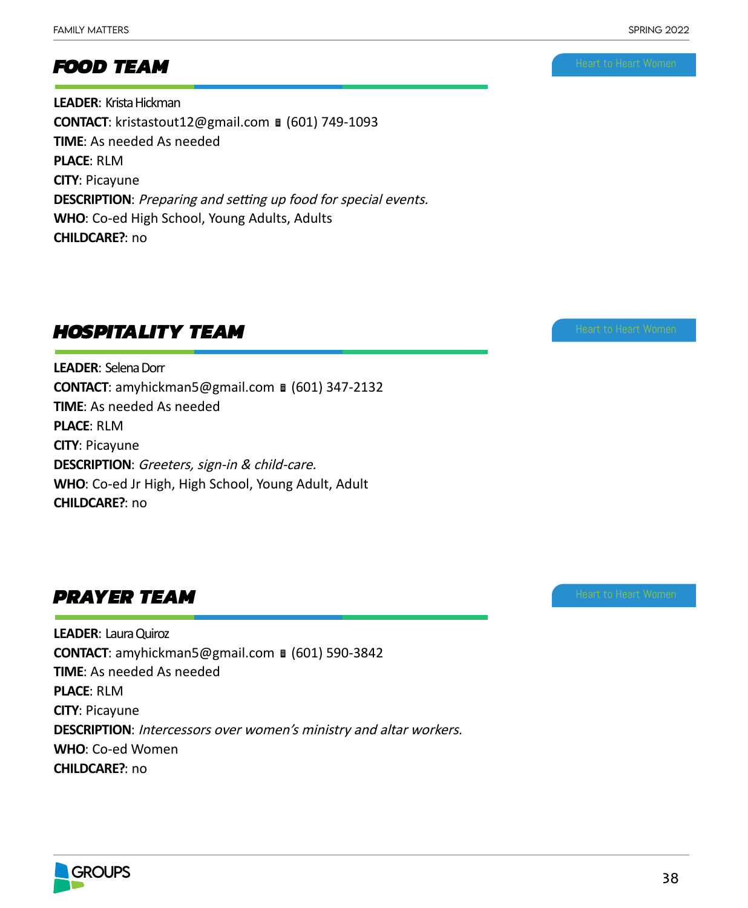## FOOD TEAM

Heart to Heart Women

**LEADER**: Krista Hickman
**CONTACT**: kristastout12@gmail.com ▯ (601) 749-1093
**TIME**: As needed As needed
**PLACE**: RLM
**CITY**: Picayune
**DESCRIPTION**: *Preparing and setting up food for special events.*
**WHO**: Co-ed High School, Young Adults, Adults
**CHILDCARE?**: no

## HOSPITALITY TEAM

Heart to Heart Women

**LEADER**: Selena Dorr
**CONTACT**: amyhickman5@gmail.com ▯ (601) 347-2132
**TIME**: As needed As needed
**PLACE**: RLM
**CITY**: Picayune
**DESCRIPTION**: *Greeters, sign-in & child-care.*
**WHO**: Co-ed Jr High, High School, Young Adult, Adult
**CHILDCARE?**: no

## PRAYER TEAM

Heart to Heart Women

**LEADER**: Laura Quiroz
**CONTACT**: amyhickman5@gmail.com ▯ (601) 590-3842
**TIME**: As needed As needed
**PLACE**: RLM
**CITY**: Picayune
**DESCRIPTION**: *Intercessors over women's ministry and altar workers.*
**WHO**: Co-ed Women
**CHILDCARE?**: no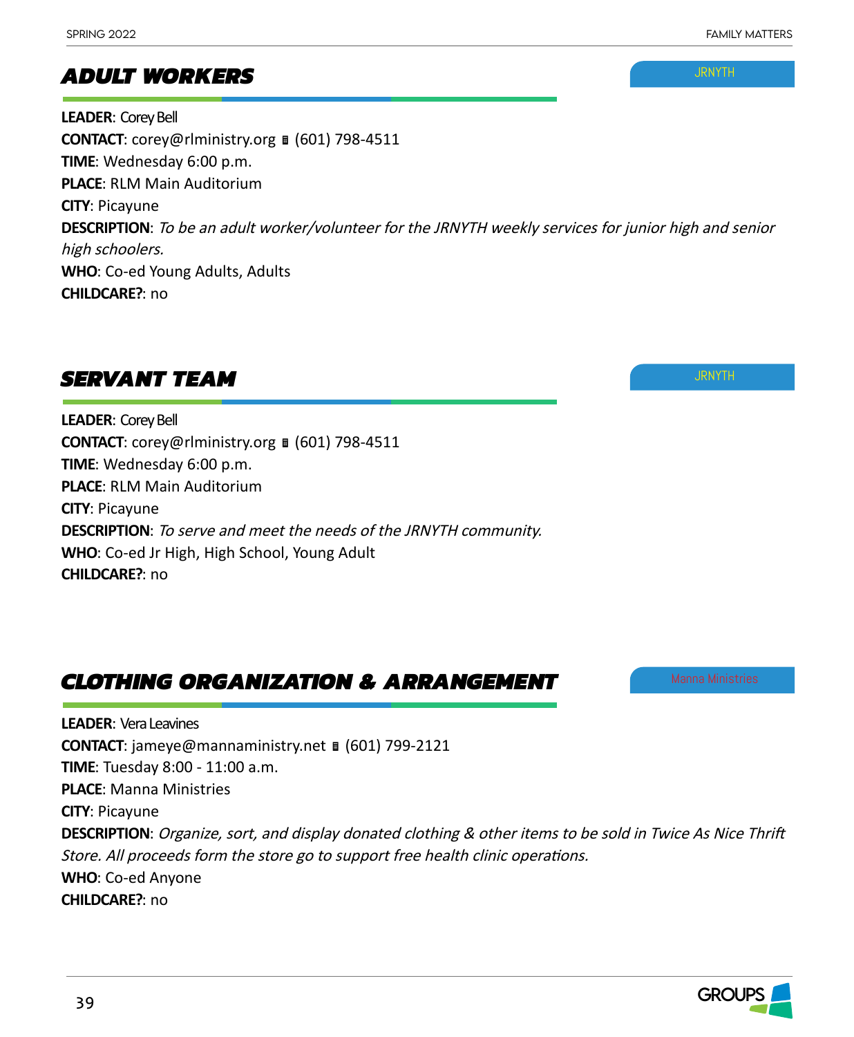## ADULT WORKERS

JRNYTH

**LEADER**: Corey Bell
**CONTACT**: corey@rlministry.org ▪ (601) 798-4511
**TIME**: Wednesday 6:00 p.m.
**PLACE**: RLM Main Auditorium
**CITY**: Picayune
**DESCRIPTION**: *To be an adult worker/volunteer for the JRNYTH weekly services for junior high and senior high schoolers.*
**WHO**: Co-ed Young Adults, Adults
**CHILDCARE?**: no

## SERVANT TEAM

JRNYTH

**LEADER**: Corey Bell
**CONTACT**: corey@rlministry.org ▪ (601) 798-4511
**TIME**: Wednesday 6:00 p.m.
**PLACE**: RLM Main Auditorium
**CITY**: Picayune
**DESCRIPTION**: *To serve and meet the needs of the JRNYTH community.*
**WHO**: Co-ed Jr High, High School, Young Adult
**CHILDCARE?**: no

## CLOTHING ORGANIZATION & ARRANGEMENT

Manna Ministries

**LEADER**: Vera Leavines
**CONTACT**: jameye@mannaministry.net ▪ (601) 799-2121
**TIME**: Tuesday 8:00 - 11:00 a.m.
**PLACE**: Manna Ministries
**CITY**: Picayune
**DESCRIPTION**: *Organize, sort, and display donated clothing & other items to be sold in Twice As Nice Thrift Store. All proceeds form the store go to support free health clinic operations.*
**WHO**: Co-ed Anyone
**CHILDCARE?**: no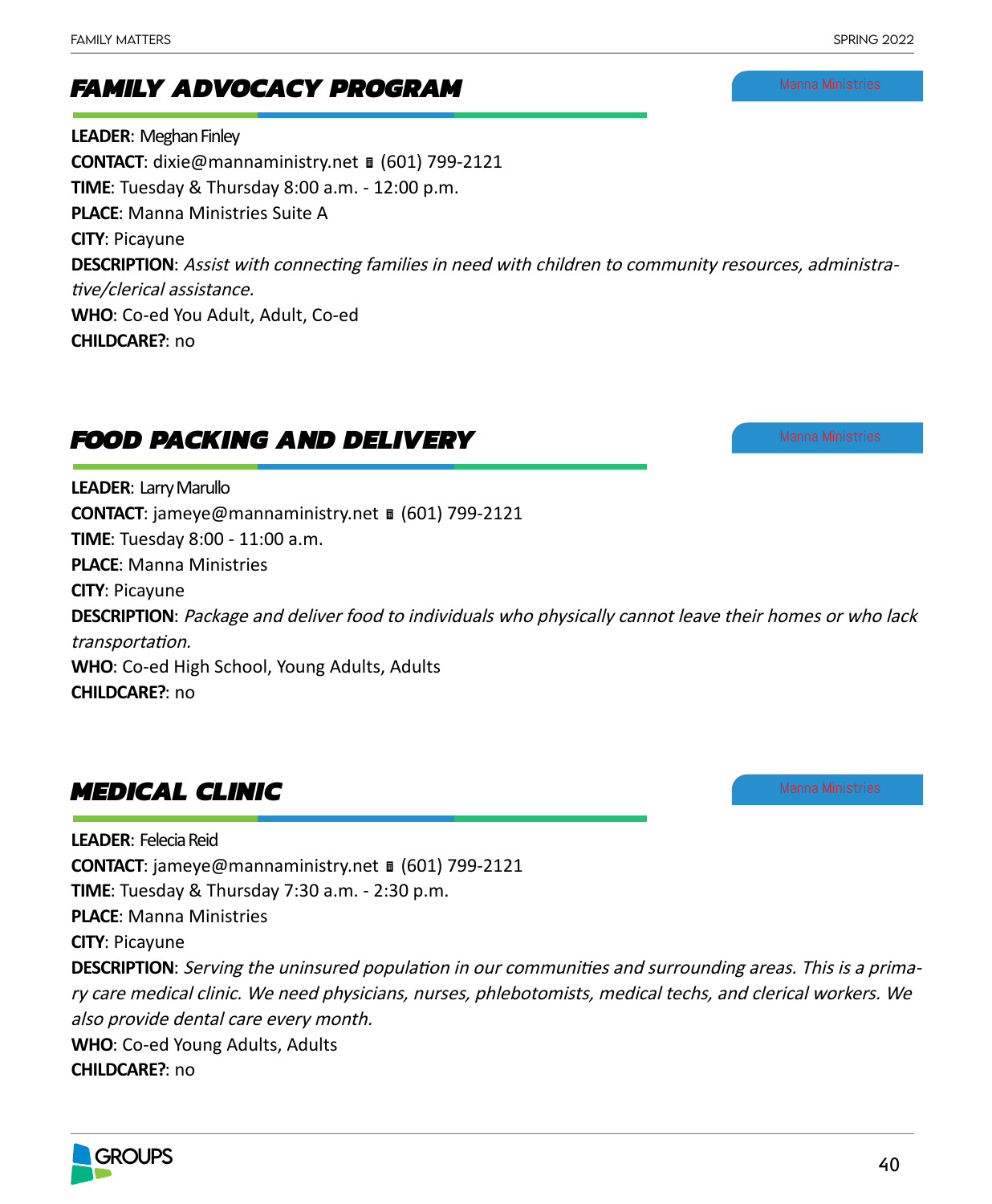## FAMILY ADVOCACY PROGRAM

Manna Ministries

**LEADER**: Meghan Finley
**CONTACT**: dixie@mannaministry.net ▪ (601) 799-2121
**TIME**: Tuesday & Thursday 8:00 a.m. - 12:00 p.m.
**PLACE**: Manna Ministries Suite A
**CITY**: Picayune
**DESCRIPTION**: *Assist with connecting families in need with children to community resources, administrative/clerical assistance.*
**WHO**: Co-ed You Adult, Adult, Co-ed
**CHILDCARE?**: no

## FOOD PACKING AND DELIVERY

Manna Ministries

**LEADER**: Larry Marullo
**CONTACT**: jameye@mannaministry.net ▪ (601) 799-2121
**TIME**: Tuesday 8:00 - 11:00 a.m.
**PLACE**: Manna Ministries
**CITY**: Picayune
**DESCRIPTION**: *Package and deliver food to individuals who physically cannot leave their homes or who lack transportation.*
**WHO**: Co-ed High School, Young Adults, Adults
**CHILDCARE?**: no

## MEDICAL CLINIC

Manna Ministries

**LEADER**: Felecia Reid
**CONTACT**: jameye@mannaministry.net ▪ (601) 799-2121
**TIME**: Tuesday & Thursday 7:30 a.m. - 2:30 p.m.
**PLACE**: Manna Ministries
**CITY**: Picayune
**DESCRIPTION**: *Serving the uninsured population in our communities and surrounding areas. This is a primary care medical clinic. We need physicians, nurses, phlebotomists, medical techs, and clerical workers. We also provide dental care every month.*
**WHO**: Co-ed Young Adults, Adults
**CHILDCARE?**: no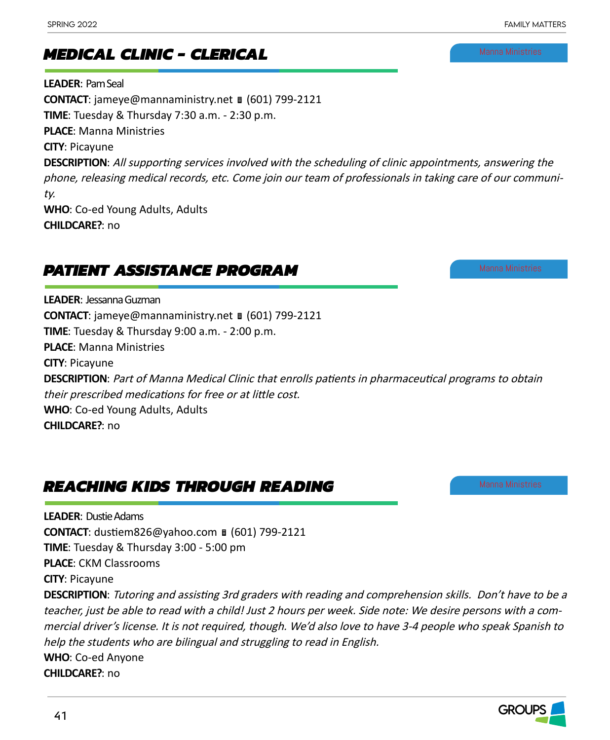## MEDICAL CLINIC - CLERICAL

Manna Ministries

**LEADER**: Pam Seal
**CONTACT**: jameye@mannaministry.net ▯ (601) 799-2121
**TIME**: Tuesday & Thursday 7:30 a.m. - 2:30 p.m.
**PLACE**: Manna Ministries
**CITY**: Picayune
**DESCRIPTION**: *All supporting services involved with the scheduling of clinic appointments, answering the phone, releasing medical records, etc. Come join our team of professionals in taking care of our community.*
**WHO**: Co-ed Young Adults, Adults
**CHILDCARE?**: no

## PATIENT ASSISTANCE PROGRAM

Manna Ministries

**LEADER**: Jessanna Guzman
**CONTACT**: jameye@mannaministry.net ▯ (601) 799-2121
**TIME**: Tuesday & Thursday 9:00 a.m. - 2:00 p.m.
**PLACE**: Manna Ministries
**CITY**: Picayune
**DESCRIPTION**: *Part of Manna Medical Clinic that enrolls patients in pharmaceutical programs to obtain their prescribed medications for free or at little cost.*
**WHO**: Co-ed Young Adults, Adults
**CHILDCARE?**: no

## REACHING KIDS THROUGH READING

Manna Ministries

**LEADER**: Dustie Adams
**CONTACT**: dustiem826@yahoo.com ▯ (601) 799-2121
**TIME**: Tuesday & Thursday 3:00 - 5:00 pm
**PLACE**: CKM Classrooms
**CITY**: Picayune
**DESCRIPTION**: *Tutoring and assisting 3rd graders with reading and comprehension skills. Don't have to be a teacher, just be able to read with a child! Just 2 hours per week. Side note: We desire persons with a commercial driver's license. It is not required, though. We'd also love to have 3-4 people who speak Spanish to help the students who are bilingual and struggling to read in English.*
**WHO**: Co-ed Anyone
**CHILDCARE?**: no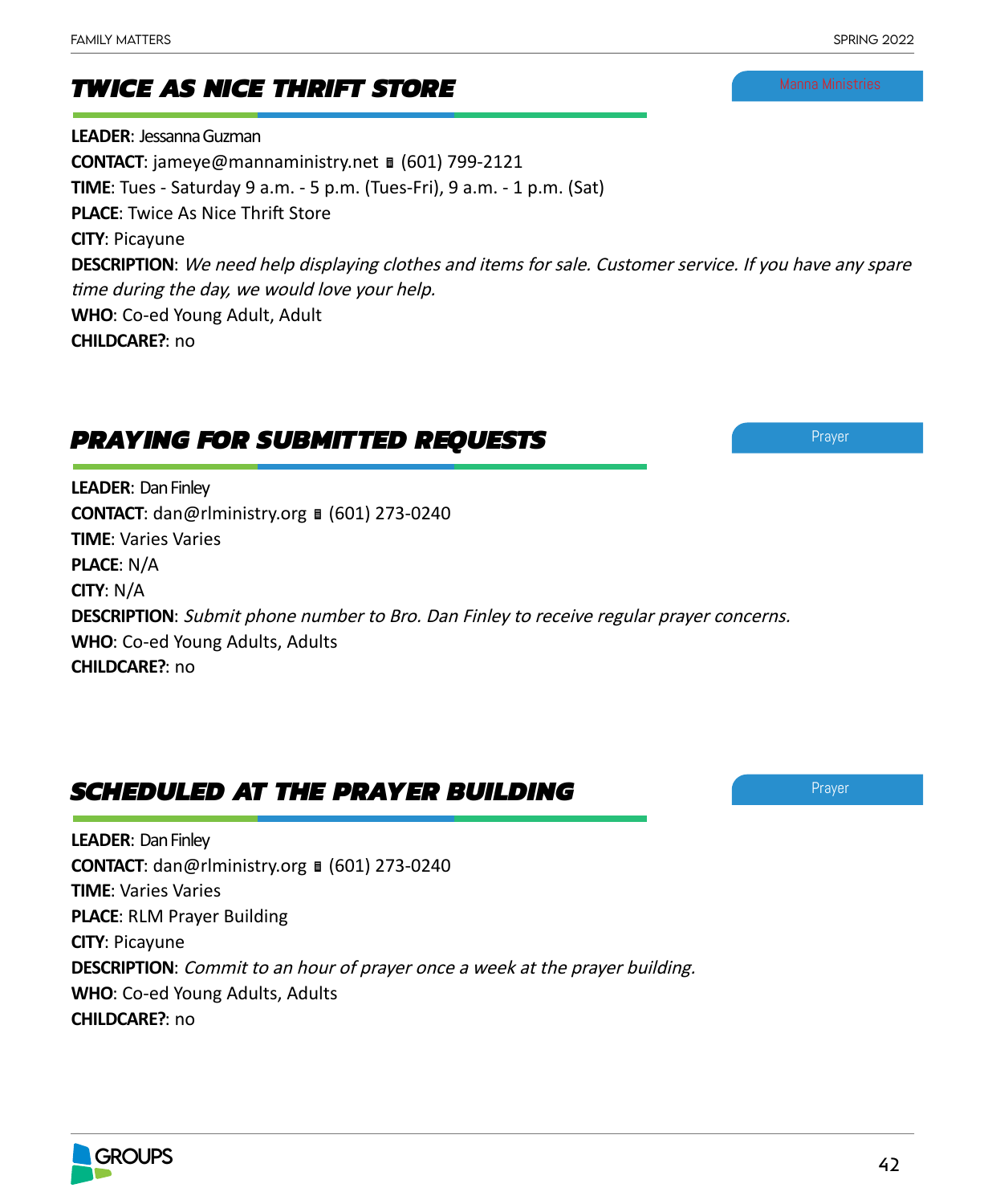## TWICE AS NICE THRIFT STORE

Manna Ministries

**LEADER**: Jessanna Guzman
**CONTACT**: jameye@mannaministry.net ▯ (601) 799-2121
**TIME**: Tues - Saturday 9 a.m. - 5 p.m. (Tues-Fri), 9 a.m. - 1 p.m. (Sat)
**PLACE**: Twice As Nice Thrift Store
**CITY**: Picayune
**DESCRIPTION**: *We need help displaying clothes and items for sale. Customer service. If you have any spare time during the day, we would love your help.*
**WHO**: Co-ed Young Adult, Adult
**CHILDCARE?**: no

## PRAYING FOR SUBMITTED REQUESTS

Prayer

**LEADER**: Dan Finley
**CONTACT**: dan@rlministry.org ▯ (601) 273-0240
**TIME**: Varies Varies
**PLACE**: N/A
**CITY**: N/A
**DESCRIPTION**: *Submit phone number to Bro. Dan Finley to receive regular prayer concerns.*
**WHO**: Co-ed Young Adults, Adults
**CHILDCARE?**: no

## SCHEDULED AT THE PRAYER BUILDING

Prayer

**LEADER**: Dan Finley
**CONTACT**: dan@rlministry.org ▯ (601) 273-0240
**TIME**: Varies Varies
**PLACE**: RLM Prayer Building
**CITY**: Picayune
**DESCRIPTION**: *Commit to an hour of prayer once a week at the prayer building.*
**WHO**: Co-ed Young Adults, Adults
**CHILDCARE?**: no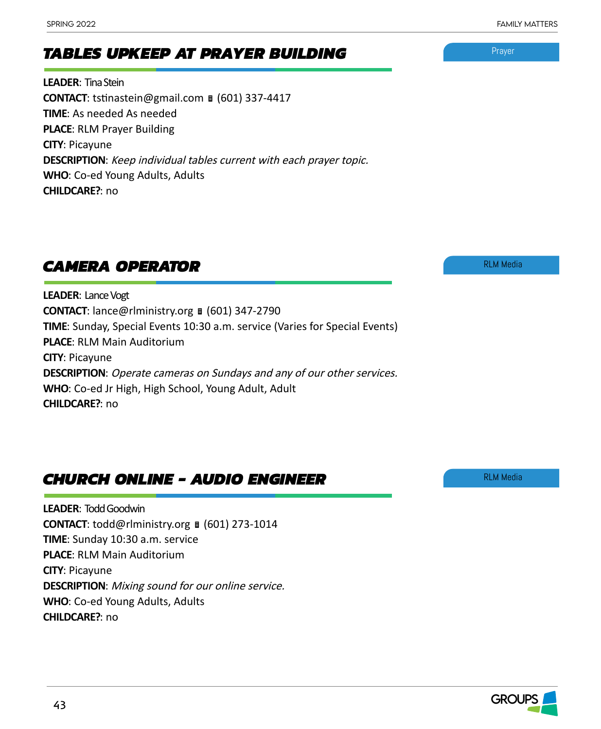## TABLES UPKEEP AT PRAYER BUILDING

Prayer

**LEADER**: Tina Stein
**CONTACT**: tstinastein@gmail.com ▪ (601) 337-4417
**TIME**: As needed As needed
**PLACE**: RLM Prayer Building
**CITY**: Picayune
**DESCRIPTION**: *Keep individual tables current with each prayer topic.*
**WHO**: Co-ed Young Adults, Adults
**CHILDCARE?**: no

## CAMERA OPERATOR

RLM Media

**LEADER**: Lance Vogt
**CONTACT**: lance@rlministry.org ▪ (601) 347-2790
**TIME**: Sunday, Special Events 10:30 a.m. service (Varies for Special Events)
**PLACE**: RLM Main Auditorium
**CITY**: Picayune
**DESCRIPTION**: *Operate cameras on Sundays and any of our other services.*
**WHO**: Co-ed Jr High, High School, Young Adult, Adult
**CHILDCARE?**: no

## CHURCH ONLINE - AUDIO ENGINEER

RLM Media

**LEADER**: Todd Goodwin
**CONTACT**: todd@rlministry.org ▪ (601) 273-1014
**TIME**: Sunday 10:30 a.m. service
**PLACE**: RLM Main Auditorium
**CITY**: Picayune
**DESCRIPTION**: *Mixing sound for our online service.*
**WHO**: Co-ed Young Adults, Adults
**CHILDCARE?**: no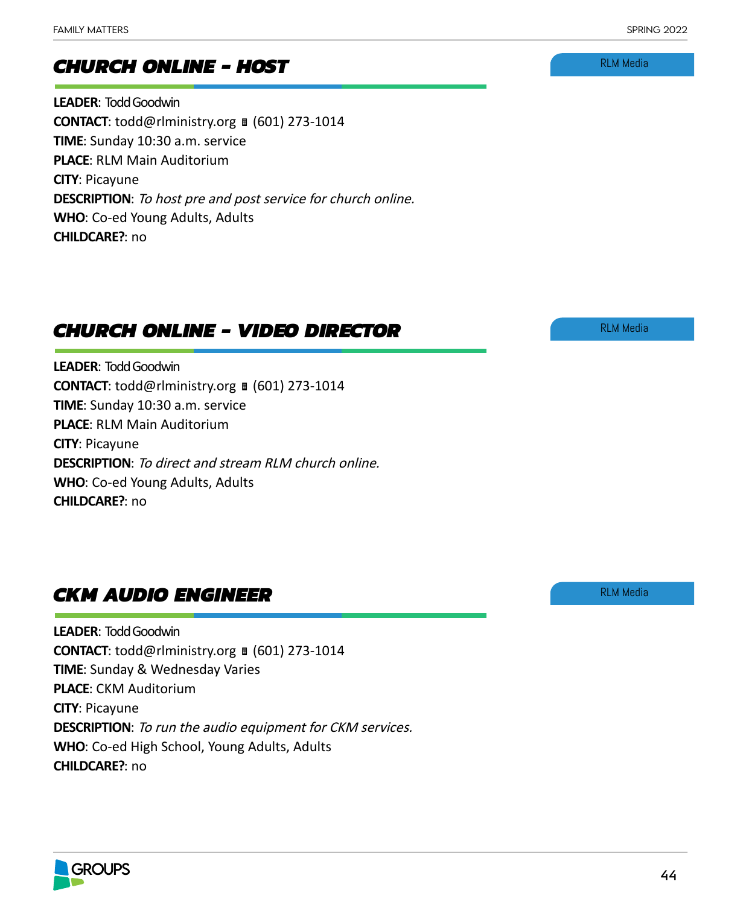## CHURCH ONLINE - HOST

RLM Media

**LEADER**: Todd Goodwin
**CONTACT**: todd@rlministry.org ▮ (601) 273-1014
**TIME**: Sunday 10:30 a.m. service
**PLACE**: RLM Main Auditorium
**CITY**: Picayune
**DESCRIPTION**: *To host pre and post service for church online.*
**WHO**: Co-ed Young Adults, Adults
**CHILDCARE?**: no

## CHURCH ONLINE - VIDEO DIRECTOR

RLM Media

**LEADER**: Todd Goodwin
**CONTACT**: todd@rlministry.org ▮ (601) 273-1014
**TIME**: Sunday 10:30 a.m. service
**PLACE**: RLM Main Auditorium
**CITY**: Picayune
**DESCRIPTION**: *To direct and stream RLM church online.*
**WHO**: Co-ed Young Adults, Adults
**CHILDCARE?**: no

## CKM AUDIO ENGINEER

RLM Media

**LEADER**: Todd Goodwin
**CONTACT**: todd@rlministry.org ▮ (601) 273-1014
**TIME**: Sunday & Wednesday Varies
**PLACE**: CKM Auditorium
**CITY**: Picayune
**DESCRIPTION**: *To run the audio equipment for CKM services.*
**WHO**: Co-ed High School, Young Adults, Adults
**CHILDCARE?**: no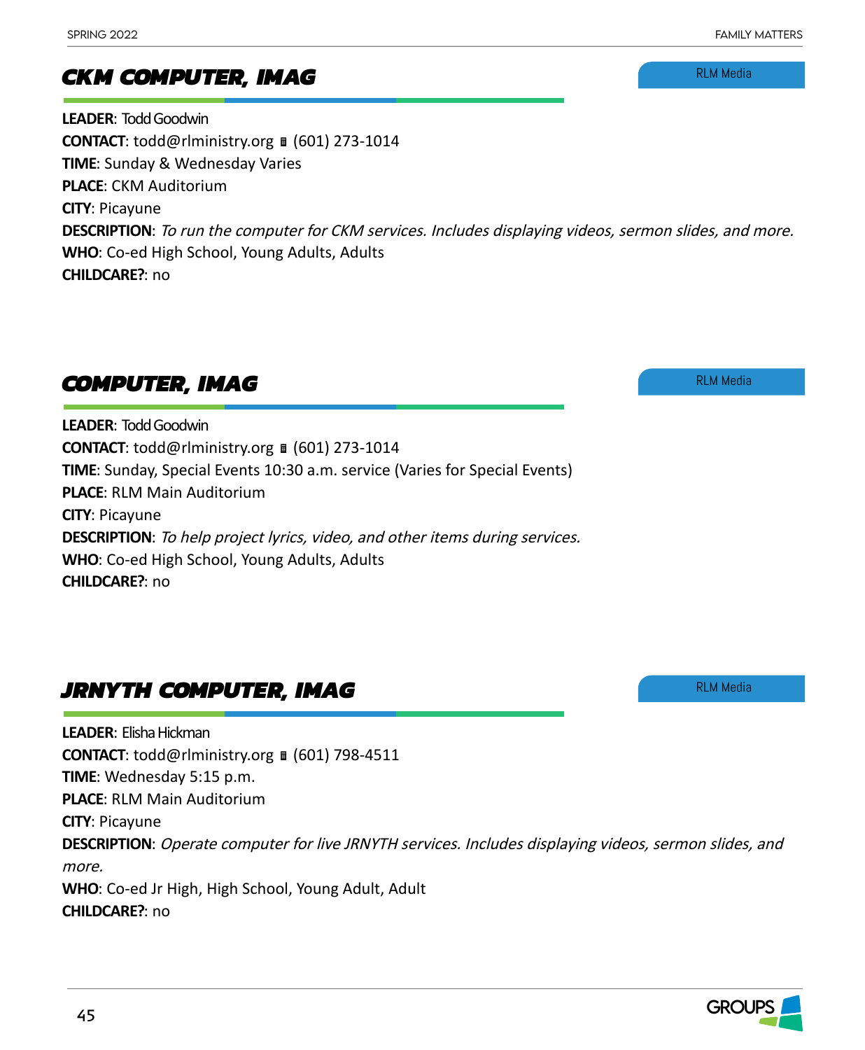## CKM COMPUTER, IMAG

RLM Media

**LEADER**: Todd Goodwin
**CONTACT**: todd@rlministry.org ▮ (601) 273-1014
**TIME**: Sunday & Wednesday Varies
**PLACE**: CKM Auditorium
**CITY**: Picayune
**DESCRIPTION**: *To run the computer for CKM services. Includes displaying videos, sermon slides, and more.*
**WHO**: Co-ed High School, Young Adults, Adults
**CHILDCARE?**: no

## COMPUTER, IMAG

RLM Media

**LEADER**: Todd Goodwin
**CONTACT**: todd@rlministry.org ▮ (601) 273-1014
**TIME**: Sunday, Special Events 10:30 a.m. service (Varies for Special Events)
**PLACE**: RLM Main Auditorium
**CITY**: Picayune
**DESCRIPTION**: *To help project lyrics, video, and other items during services.*
**WHO**: Co-ed High School, Young Adults, Adults
**CHILDCARE?**: no

## JRNYTH COMPUTER, IMAG

RLM Media

**LEADER**: Elisha Hickman
**CONTACT**: todd@rlministry.org ▮ (601) 798-4511
**TIME**: Wednesday 5:15 p.m.
**PLACE**: RLM Main Auditorium
**CITY**: Picayune
**DESCRIPTION**: *Operate computer for live JRNYTH services. Includes displaying videos, sermon slides, and more.*
**WHO**: Co-ed Jr High, High School, Young Adult, Adult
**CHILDCARE?**: no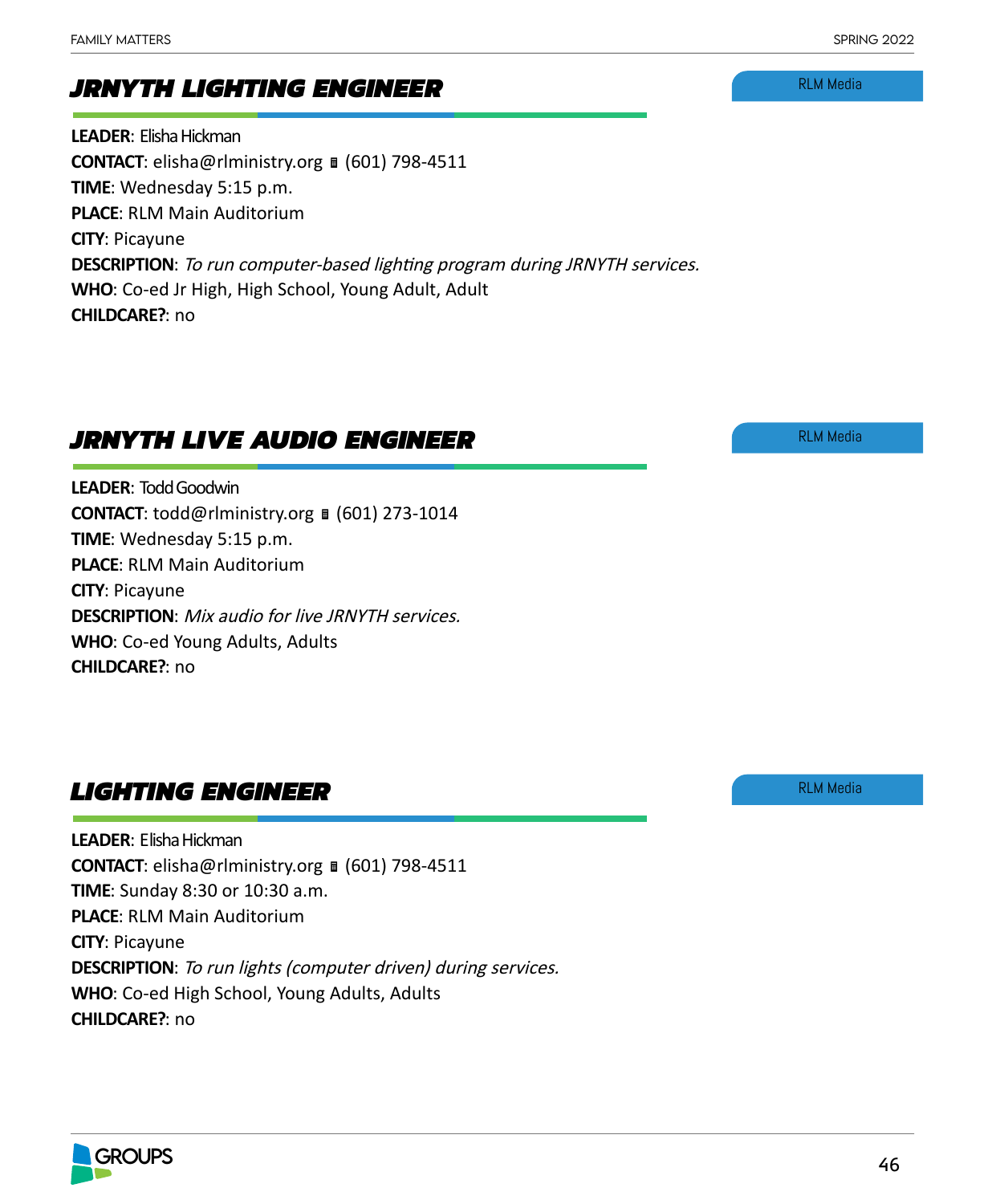## *JRNYTH LIGHTING ENGINEER*

RLM Media

**LEADER**: Elisha Hickman
**CONTACT**: elisha@rlministry.org ▪ (601) 798-4511
**TIME**: Wednesday 5:15 p.m.
**PLACE**: RLM Main Auditorium
**CITY**: Picayune
**DESCRIPTION**: *To run computer-based lighting program during JRNYTH services.*
**WHO**: Co-ed Jr High, High School, Young Adult, Adult
**CHILDCARE?**: no

## *JRNYTH LIVE AUDIO ENGINEER*

RLM Media

**LEADER**: Todd Goodwin
**CONTACT**: todd@rlministry.org ▪ (601) 273-1014
**TIME**: Wednesday 5:15 p.m.
**PLACE**: RLM Main Auditorium
**CITY**: Picayune
**DESCRIPTION**: *Mix audio for live JRNYTH services.*
**WHO**: Co-ed Young Adults, Adults
**CHILDCARE?**: no

## *LIGHTING ENGINEER*

RLM Media

**LEADER**: Elisha Hickman
**CONTACT**: elisha@rlministry.org ▪ (601) 798-4511
**TIME**: Sunday 8:30 or 10:30 a.m.
**PLACE**: RLM Main Auditorium
**CITY**: Picayune
**DESCRIPTION**: *To run lights (computer driven) during services.*
**WHO**: Co-ed High School, Young Adults, Adults
**CHILDCARE?**: no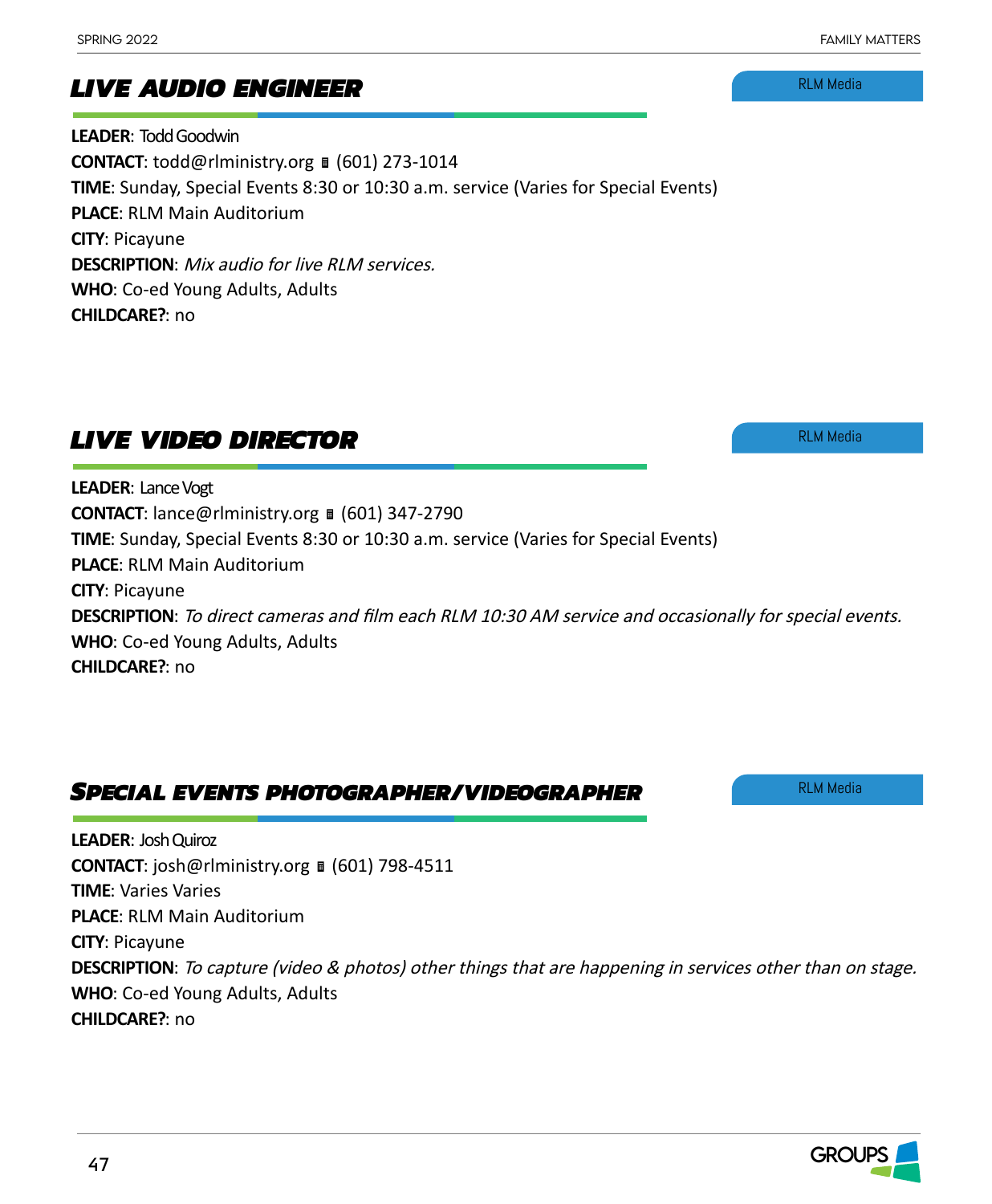## LIVE AUDIO ENGINEER

RLM Media

**LEADER**: Todd Goodwin
**CONTACT**: todd@rlministry.org ▮ (601) 273-1014
**TIME**: Sunday, Special Events 8:30 or 10:30 a.m. service (Varies for Special Events)
**PLACE**: RLM Main Auditorium
**CITY**: Picayune
**DESCRIPTION**: *Mix audio for live RLM services.*
**WHO**: Co-ed Young Adults, Adults
**CHILDCARE?**: no

## LIVE VIDEO DIRECTOR

RLM Media

**LEADER**: Lance Vogt
**CONTACT**: lance@rlministry.org ▮ (601) 347-2790
**TIME**: Sunday, Special Events 8:30 or 10:30 a.m. service (Varies for Special Events)
**PLACE**: RLM Main Auditorium
**CITY**: Picayune
**DESCRIPTION**: *To direct cameras and film each RLM 10:30 AM service and occasionally for special events.*
**WHO**: Co-ed Young Adults, Adults
**CHILDCARE?**: no

## SPECIAL EVENTS PHOTOGRAPHER/VIDEOGRAPHER

RLM Media

**LEADER**: Josh Quiroz
**CONTACT**: josh@rlministry.org ▮ (601) 798-4511
**TIME**: Varies Varies
**PLACE**: RLM Main Auditorium
**CITY**: Picayune
**DESCRIPTION**: *To capture (video & photos) other things that are happening in services other than on stage.*
**WHO**: Co-ed Young Adults, Adults
**CHILDCARE?**: no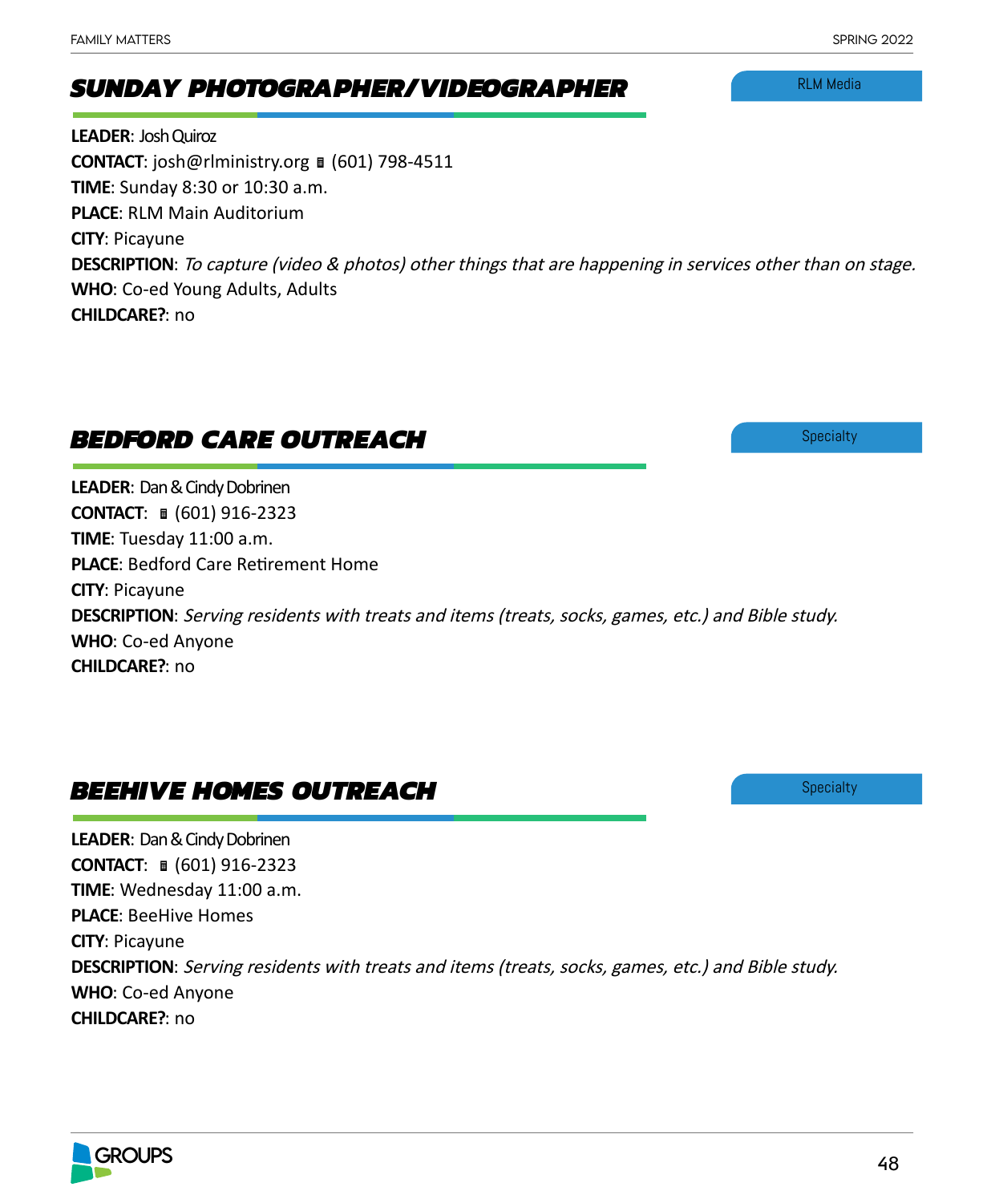## SUNDAY PHOTOGRAPHER/VIDEOGRAPHER

RLM Media

**LEADER**: Josh Quiroz
**CONTACT**: josh@rlministry.org ▮ (601) 798-4511
**TIME**: Sunday 8:30 or 10:30 a.m.
**PLACE**: RLM Main Auditorium
**CITY**: Picayune
**DESCRIPTION**: *To capture (video & photos) other things that are happening in services other than on stage.*
**WHO**: Co-ed Young Adults, Adults
**CHILDCARE?**: no

## BEDFORD CARE OUTREACH

Specialty

**LEADER**: Dan & Cindy Dobrinen
**CONTACT**: ▮ (601) 916-2323
**TIME**: Tuesday 11:00 a.m.
**PLACE**: Bedford Care Retirement Home
**CITY**: Picayune
**DESCRIPTION**: *Serving residents with treats and items (treats, socks, games, etc.) and Bible study.*
**WHO**: Co-ed Anyone
**CHILDCARE?**: no

## BEEHIVE HOMES OUTREACH

Specialty

**LEADER**: Dan & Cindy Dobrinen
**CONTACT**: ▮ (601) 916-2323
**TIME**: Wednesday 11:00 a.m.
**PLACE**: BeeHive Homes
**CITY**: Picayune
**DESCRIPTION**: *Serving residents with treats and items (treats, socks, games, etc.) and Bible study.*
**WHO**: Co-ed Anyone
**CHILDCARE?**: no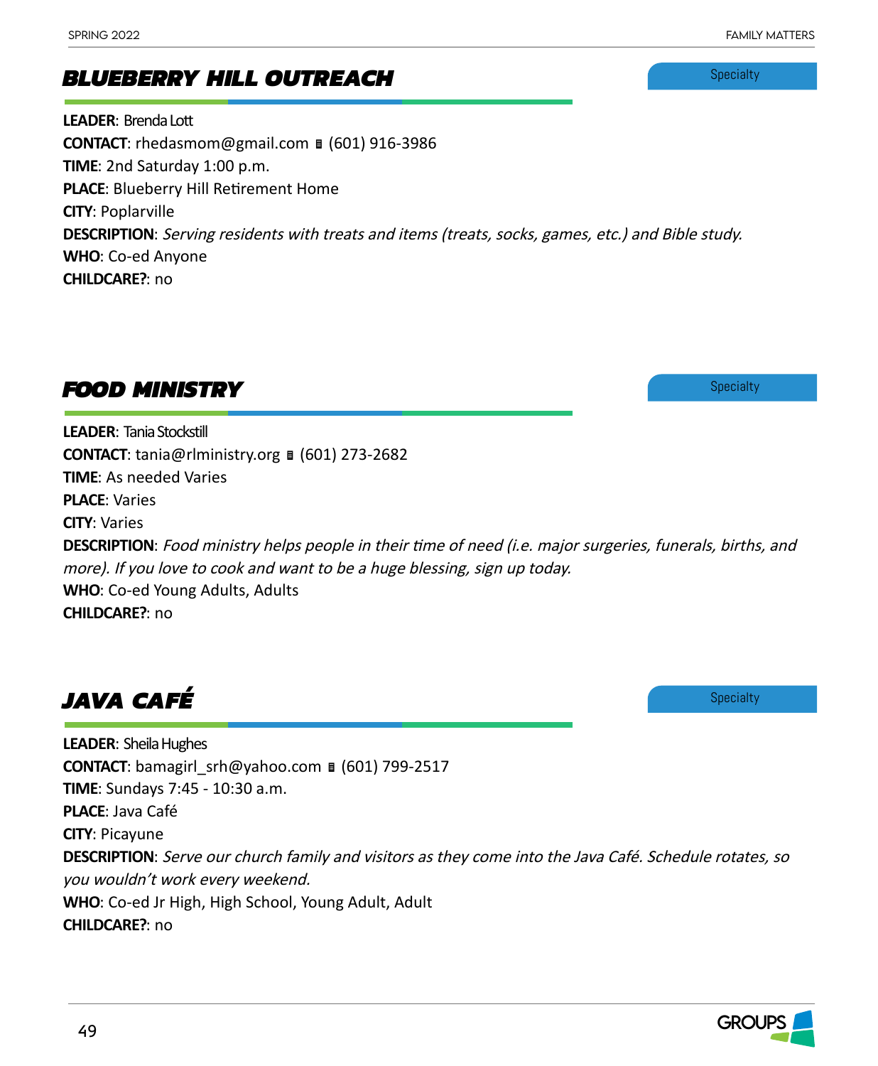## BLUEBERRY HILL OUTREACH

Specialty

**LEADER**: Brenda Lott
**CONTACT**: rhedasmom@gmail.com ∎ (601) 916-3986
**TIME**: 2nd Saturday 1:00 p.m.
**PLACE**: Blueberry Hill Retirement Home
**CITY**: Poplarville
**DESCRIPTION**: *Serving residents with treats and items (treats, socks, games, etc.) and Bible study.*
**WHO**: Co-ed Anyone
**CHILDCARE?**: no

## FOOD MINISTRY

Specialty

**LEADER**: Tania Stockstill
**CONTACT**: tania@rlministry.org ∎ (601) 273-2682
**TIME**: As needed Varies
**PLACE**: Varies
**CITY**: Varies
**DESCRIPTION**: *Food ministry helps people in their time of need (i.e. major surgeries, funerals, births, and more). If you love to cook and want to be a huge blessing, sign up today.*
**WHO**: Co-ed Young Adults, Adults
**CHILDCARE?**: no

## JAVA CAFÉ

Specialty

**LEADER**: Sheila Hughes
**CONTACT**: bamagirl_srh@yahoo.com ∎ (601) 799-2517
**TIME**: Sundays 7:45 - 10:30 a.m.
**PLACE**: Java Café
**CITY**: Picayune
**DESCRIPTION**: *Serve our church family and visitors as they come into the Java Café. Schedule rotates, so you wouldn't work every weekend.*
**WHO**: Co-ed Jr High, High School, Young Adult, Adult
**CHILDCARE?**: no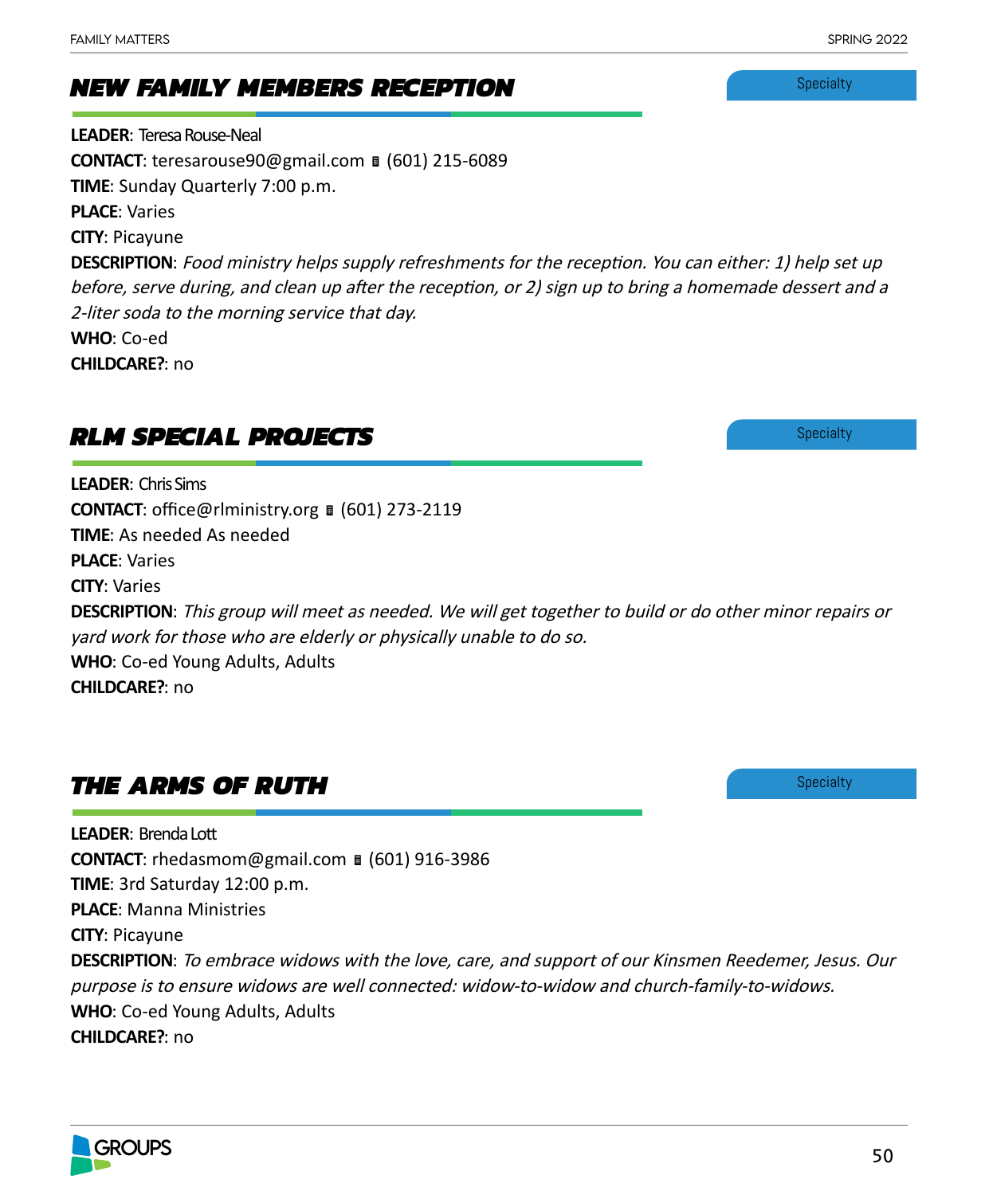## NEW FAMILY MEMBERS RECEPTION

Specialty

**LEADER**: Teresa Rouse-Neal
**CONTACT**: teresarouse90@gmail.com ▮ (601) 215-6089
**TIME**: Sunday Quarterly 7:00 p.m.
**PLACE**: Varies
**CITY**: Picayune
**DESCRIPTION**: *Food ministry helps supply refreshments for the reception. You can either: 1) help set up before, serve during, and clean up after the reception, or 2) sign up to bring a homemade dessert and a 2-liter soda to the morning service that day.*
**WHO**: Co-ed
**CHILDCARE?**: no

## RLM SPECIAL PROJECTS

Specialty

**LEADER**: Chris Sims
**CONTACT**: office@rlministry.org ▮ (601) 273-2119
**TIME**: As needed As needed
**PLACE**: Varies
**CITY**: Varies
**DESCRIPTION**: *This group will meet as needed. We will get together to build or do other minor repairs or yard work for those who are elderly or physically unable to do so.*
**WHO**: Co-ed Young Adults, Adults
**CHILDCARE?**: no

## THE ARMS OF RUTH

Specialty

**LEADER**: Brenda Lott
**CONTACT**: rhedasmom@gmail.com ▮ (601) 916-3986
**TIME**: 3rd Saturday 12:00 p.m.
**PLACE**: Manna Ministries
**CITY**: Picayune
**DESCRIPTION**: *To embrace widows with the love, care, and support of our Kinsmen Reedemer, Jesus. Our purpose is to ensure widows are well connected: widow-to-widow and church-family-to-widows.*
**WHO**: Co-ed Young Adults, Adults
**CHILDCARE?**: no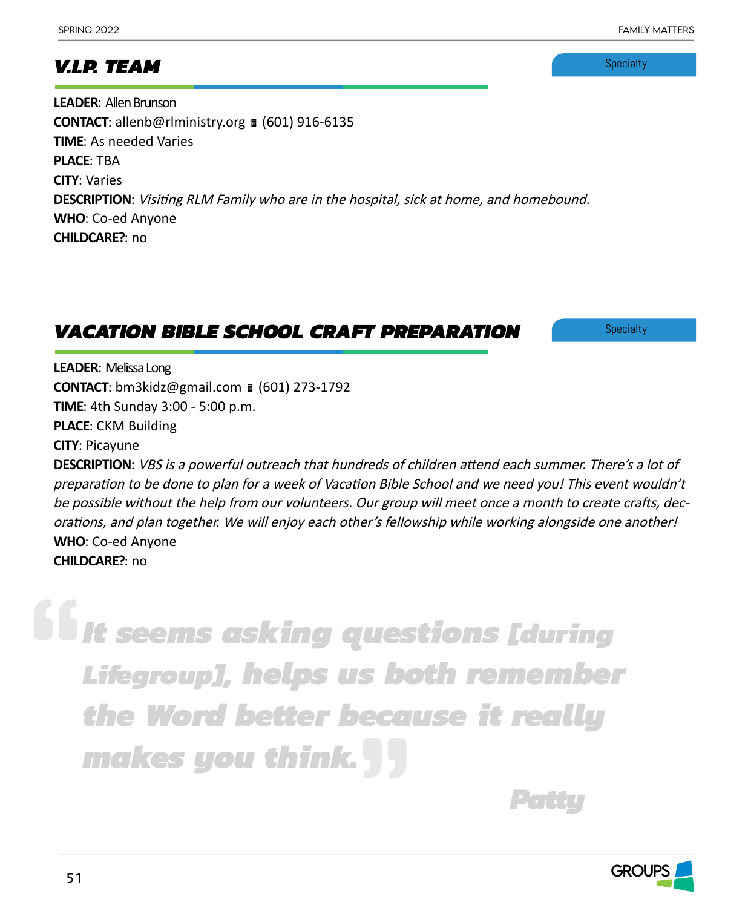## *V.I.P. TEAM*

Specialty

**LEADER**: Allen Brunson
**CONTACT**: allenb@rlministry.org ▪ (601) 916-6135
**TIME**: As needed Varies
**PLACE**: TBA
**CITY**: Varies
**DESCRIPTION**: *Visiting RLM Family who are in the hospital, sick at home, and homebound.*
**WHO**: Co-ed Anyone
**CHILDCARE?**: no

## *VACATION BIBLE SCHOOL CRAFT PREPARATION*

Specialty

**LEADER**: Melissa Long
**CONTACT**: bm3kidz@gmail.com ▪ (601) 273-1792
**TIME**: 4th Sunday 3:00 - 5:00 p.m.
**PLACE**: CKM Building
**CITY**: Picayune
**DESCRIPTION**: *VBS is a powerful outreach that hundreds of children attend each summer. There's a lot of preparation to be done to plan for a week of Vacation Bible School and we need you! This event wouldn't be possible without the help from our volunteers. Our group will meet once a month to create crafts, decorations, and plan together. We will enjoy each other's fellowship while working alongside one another!*
**WHO**: Co-ed Anyone
**CHILDCARE?**: no

> ***"It seems asking questions [during Lifegroup], helps us both remember the Word better because it really makes you think."***
>
> ***Patty***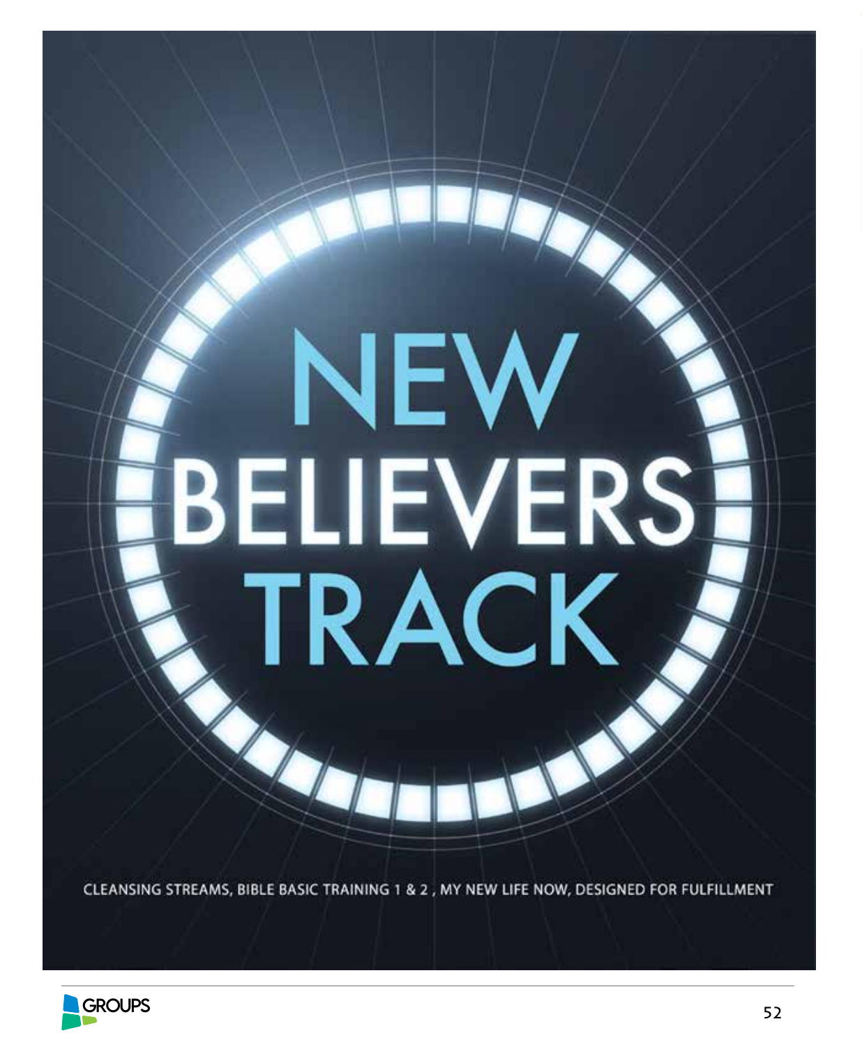# NEW BELIEVERS TRACK

CLEANSING STREAMS, BIBLE BASIC TRAINING 1 & 2 , MY NEW LIFE NOW, DESIGNED FOR FULFILLMENT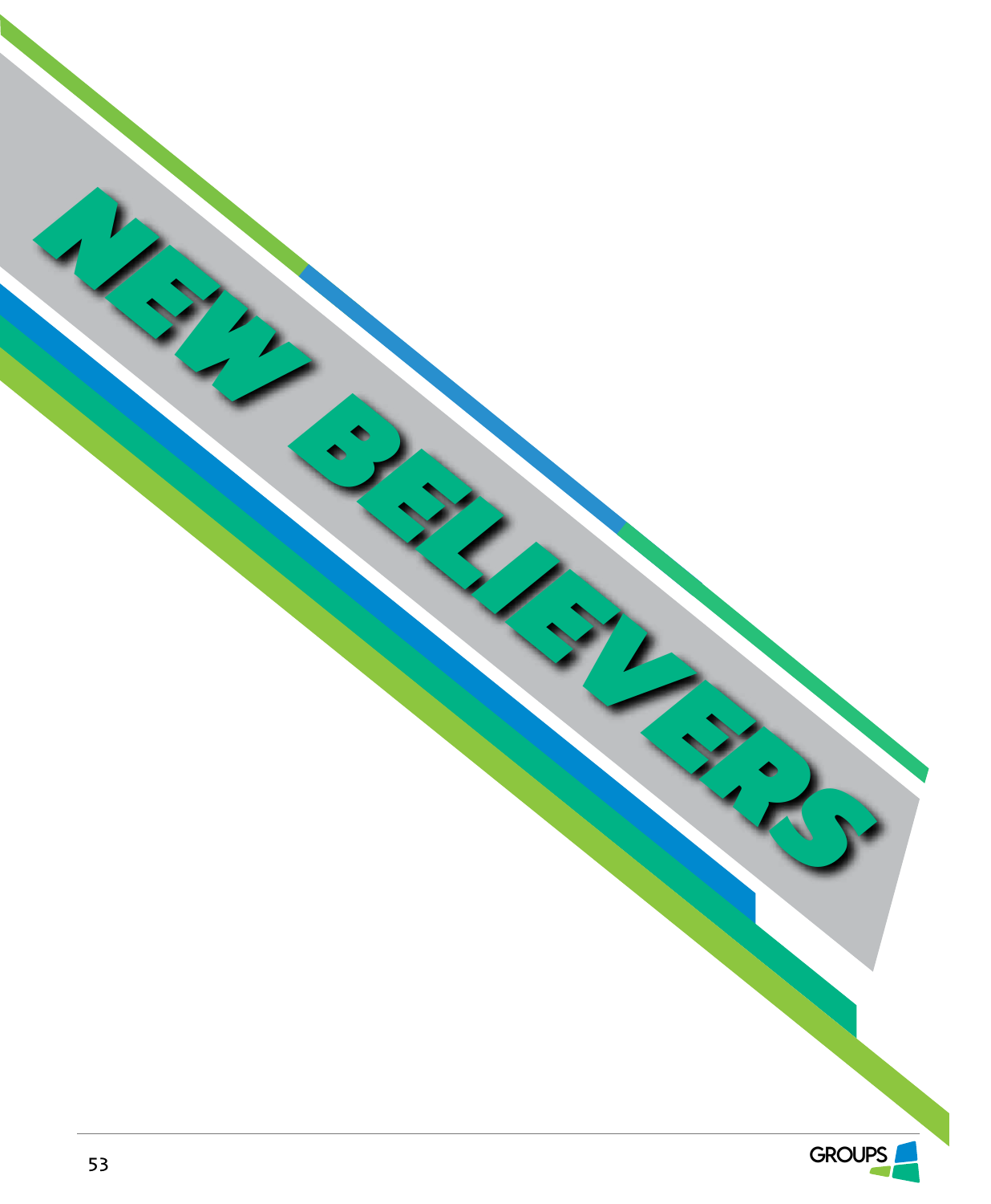# NEW BELIEVERS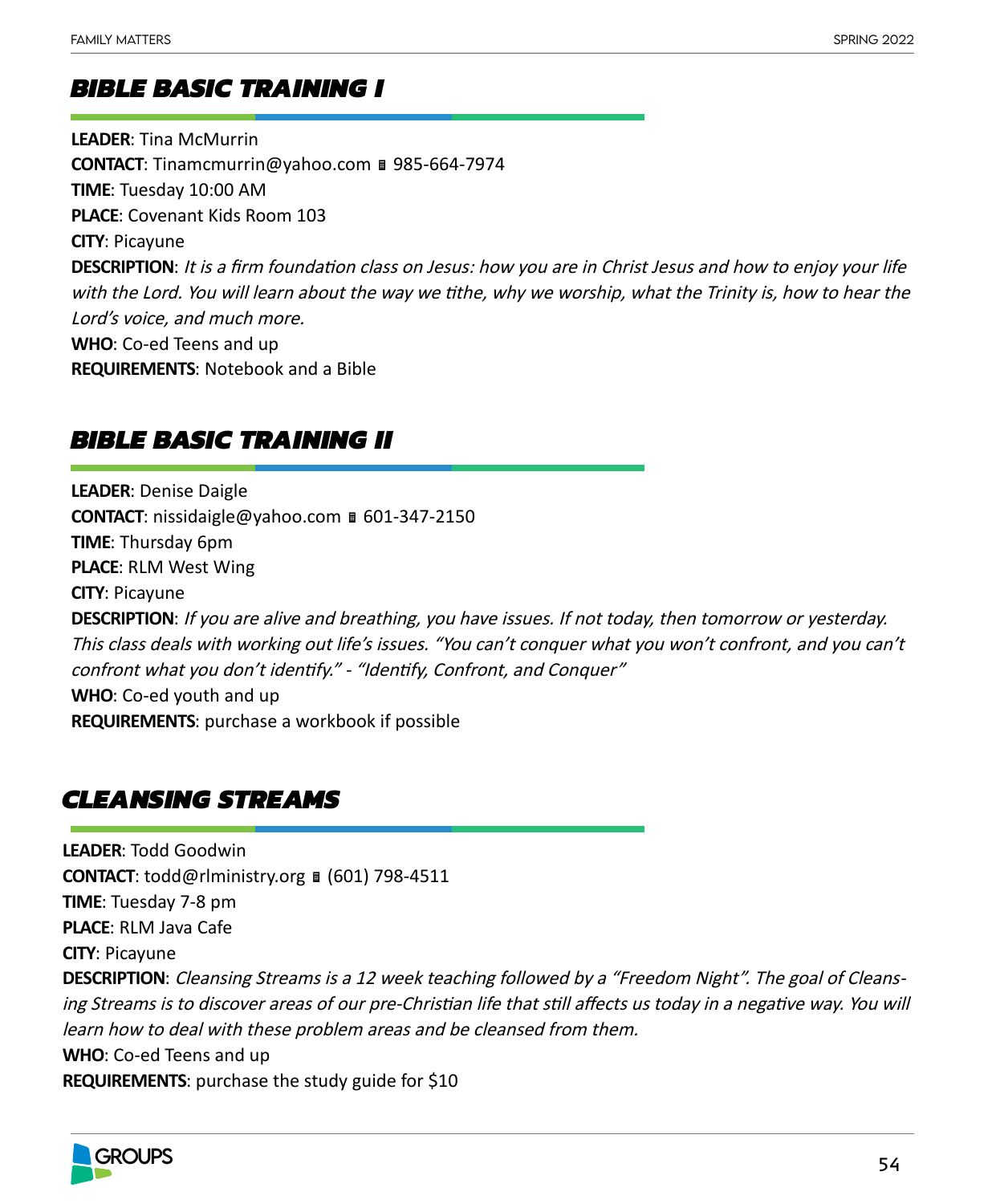## *BIBLE BASIC TRAINING I*

**LEADER**: Tina McMurrin
**CONTACT**: Tinamcmurrin@yahoo.com ▯ 985-664-7974
**TIME**: Tuesday 10:00 AM
**PLACE**: Covenant Kids Room 103
**CITY**: Picayune
**DESCRIPTION**: *It is a firm foundation class on Jesus: how you are in Christ Jesus and how to enjoy your life with the Lord. You will learn about the way we tithe, why we worship, what the Trinity is, how to hear the Lord's voice, and much more.*
**WHO**: Co-ed Teens and up
**REQUIREMENTS**: Notebook and a Bible

## *BIBLE BASIC TRAINING II*

**LEADER**: Denise Daigle
**CONTACT**: nissidaigle@yahoo.com ▯ 601-347-2150
**TIME**: Thursday 6pm
**PLACE**: RLM West Wing
**CITY**: Picayune
**DESCRIPTION**: *If you are alive and breathing, you have issues. If not today, then tomorrow or yesterday. This class deals with working out life's issues. "You can't conquer what you won't confront, and you can't confront what you don't identify." - "Identify, Confront, and Conquer"*
**WHO**: Co-ed youth and up
**REQUIREMENTS**: purchase a workbook if possible

## *CLEANSING STREAMS*

**LEADER**: Todd Goodwin
**CONTACT**: todd@rlministry.org ▯ (601) 798-4511
**TIME**: Tuesday 7-8 pm
**PLACE**: RLM Java Cafe
**CITY**: Picayune
**DESCRIPTION**: *Cleansing Streams is a 12 week teaching followed by a "Freedom Night". The goal of Cleansing Streams is to discover areas of our pre-Christian life that still affects us today in a negative way. You will learn how to deal with these problem areas and be cleansed from them.*
**WHO**: Co-ed Teens and up
**REQUIREMENTS**: purchase the study guide for $10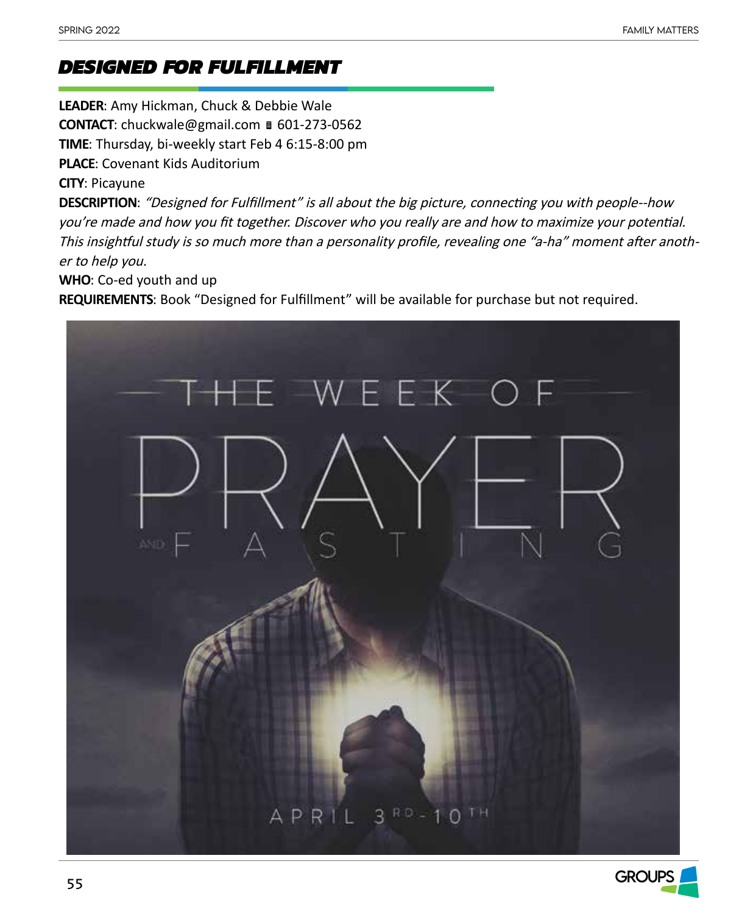## DESIGNED FOR FULFILLMENT

**LEADER**: Amy Hickman, Chuck & Debbie Wale
**CONTACT**: chuckwale@gmail.com ▪ 601-273-0562
**TIME**: Thursday, bi-weekly start Feb 4 6:15-8:00 pm
**PLACE**: Covenant Kids Auditorium
**CITY**: Picayune
**DESCRIPTION**: *"Designed for Fulfillment" is all about the big picture, connecting you with people--how you're made and how you fit together. Discover who you really are and how to maximize your potential. This insightful study is so much more than a personality profile, revealing one "a-ha" moment after another to help you.*
**WHO**: Co-ed youth and up
**REQUIREMENTS**: Book "Designed for Fulfillment" will be available for purchase but not required.

THE WEEK OF PRAYER AND FASTING

APRIL 3RD - 10TH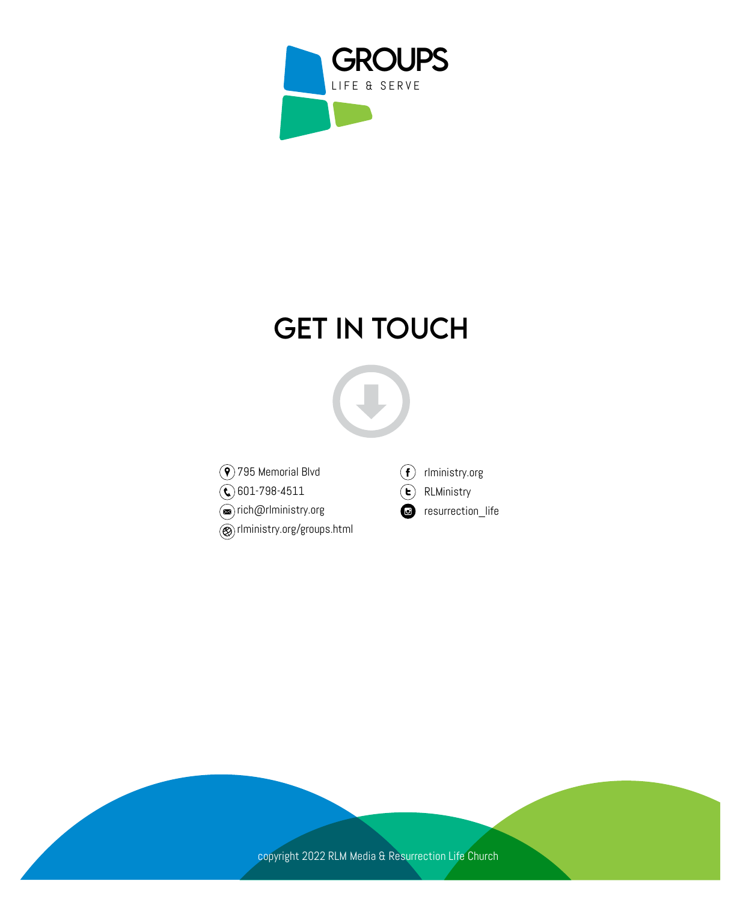GROUPS

LIFE & SERVE

# GET IN TOUCH

795 Memorial Blvd

601-798-4511

rich@rlministry.org

rlministry.org/groups.html

rlministry.org

RLMinistry

resurrection_life

copyright 2022 RLM Media & Resurrection Life Church